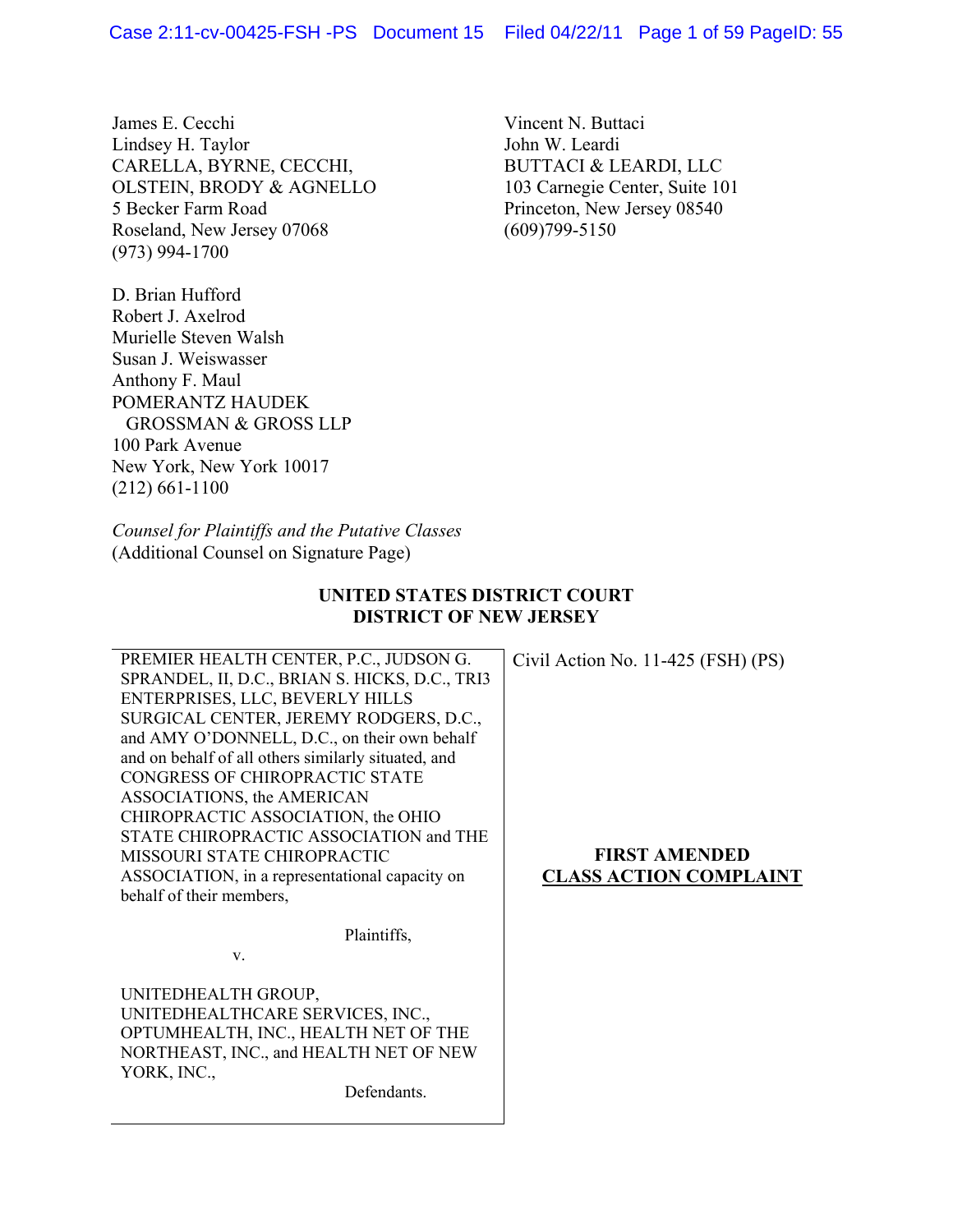James E. Cecchi
Lindsey H. Taylor
CARELLA, BYRNE, CECCHI,
OLSTEIN, BRODY & AGNELLO
5 Becker Farm Road
Roseland, New Jersey 07068
(973) 994-1700

Vincent N. Buttaci
John W. Leardi
BUTTACI & LEARDI, LLC
103 Carnegie Center, Suite 101
Princeton, New Jersey 08540
(609)799-5150

D. Brian Hufford
Robert J. Axelrod
Murielle Steven Walsh
Susan J. Weiswasser
Anthony F. Maul
POMERANTZ HAUDEK
GROSSMAN & GROSS LLP
100 Park Avenue
New York, New York 10017
(212) 661-1100

*Counsel for Plaintiffs and the Putative Classes*
(Additional Counsel on Signature Page)

**UNITED STATES DISTRICT COURT**
**DISTRICT OF NEW JERSEY**

PREMIER HEALTH CENTER, P.C., JUDSON G. SPRANDEL, II, D.C., BRIAN S. HICKS, D.C., TRI3 ENTERPRISES, LLC, BEVERLY HILLS SURGICAL CENTER, JEREMY RODGERS, D.C., and AMY O'DONNELL, D.C., on their own behalf and on behalf of all others similarly situated, and CONGRESS OF CHIROPRACTIC STATE ASSOCIATIONS, the AMERICAN CHIROPRACTIC ASSOCIATION, the OHIO STATE CHIROPRACTIC ASSOCIATION and THE MISSOURI STATE CHIROPRACTIC ASSOCIATION, in a representational capacity on behalf of their members,

Plaintiffs,

v.

UNITEDHEALTH GROUP, UNITEDHEALTHCARE SERVICES, INC., OPTUMHEALTH, INC., HEALTH NET OF THE NORTHEAST, INC., and HEALTH NET OF NEW YORK, INC.,

Defendants.

Civil Action No. 11-425 (FSH) (PS)

**FIRST AMENDED**
**CLASS ACTION COMPLAINT**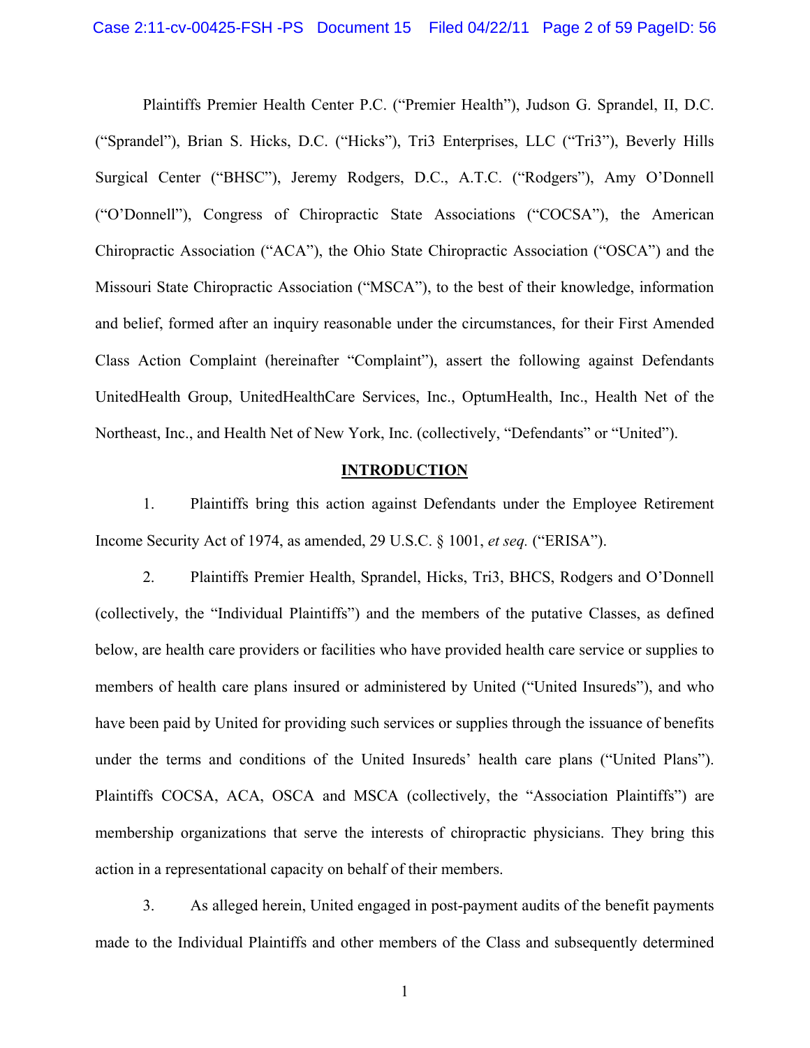Plaintiffs Premier Health Center P.C. ("Premier Health"), Judson G. Sprandel, II, D.C. ("Sprandel"), Brian S. Hicks, D.C. ("Hicks"), Tri3 Enterprises, LLC ("Tri3"), Beverly Hills Surgical Center ("BHSC"), Jeremy Rodgers, D.C., A.T.C. ("Rodgers"), Amy O'Donnell ("O'Donnell"), Congress of Chiropractic State Associations ("COCSA"), the American Chiropractic Association ("ACA"), the Ohio State Chiropractic Association ("OSCA") and the Missouri State Chiropractic Association ("MSCA"), to the best of their knowledge, information and belief, formed after an inquiry reasonable under the circumstances, for their First Amended Class Action Complaint (hereinafter "Complaint"), assert the following against Defendants UnitedHealth Group, UnitedHealthCare Services, Inc., OptumHealth, Inc., Health Net of the Northeast, Inc., and Health Net of New York, Inc. (collectively, "Defendants" or "United").

## INTRODUCTION

1. Plaintiffs bring this action against Defendants under the Employee Retirement Income Security Act of 1974, as amended, 29 U.S.C. § 1001, *et seq.* ("ERISA").

2. Plaintiffs Premier Health, Sprandel, Hicks, Tri3, BHCS, Rodgers and O'Donnell (collectively, the "Individual Plaintiffs") and the members of the putative Classes, as defined below, are health care providers or facilities who have provided health care service or supplies to members of health care plans insured or administered by United ("United Insureds"), and who have been paid by United for providing such services or supplies through the issuance of benefits under the terms and conditions of the United Insureds' health care plans ("United Plans"). Plaintiffs COCSA, ACA, OSCA and MSCA (collectively, the "Association Plaintiffs") are membership organizations that serve the interests of chiropractic physicians. They bring this action in a representational capacity on behalf of their members.

3. As alleged herein, United engaged in post-payment audits of the benefit payments made to the Individual Plaintiffs and other members of the Class and subsequently determined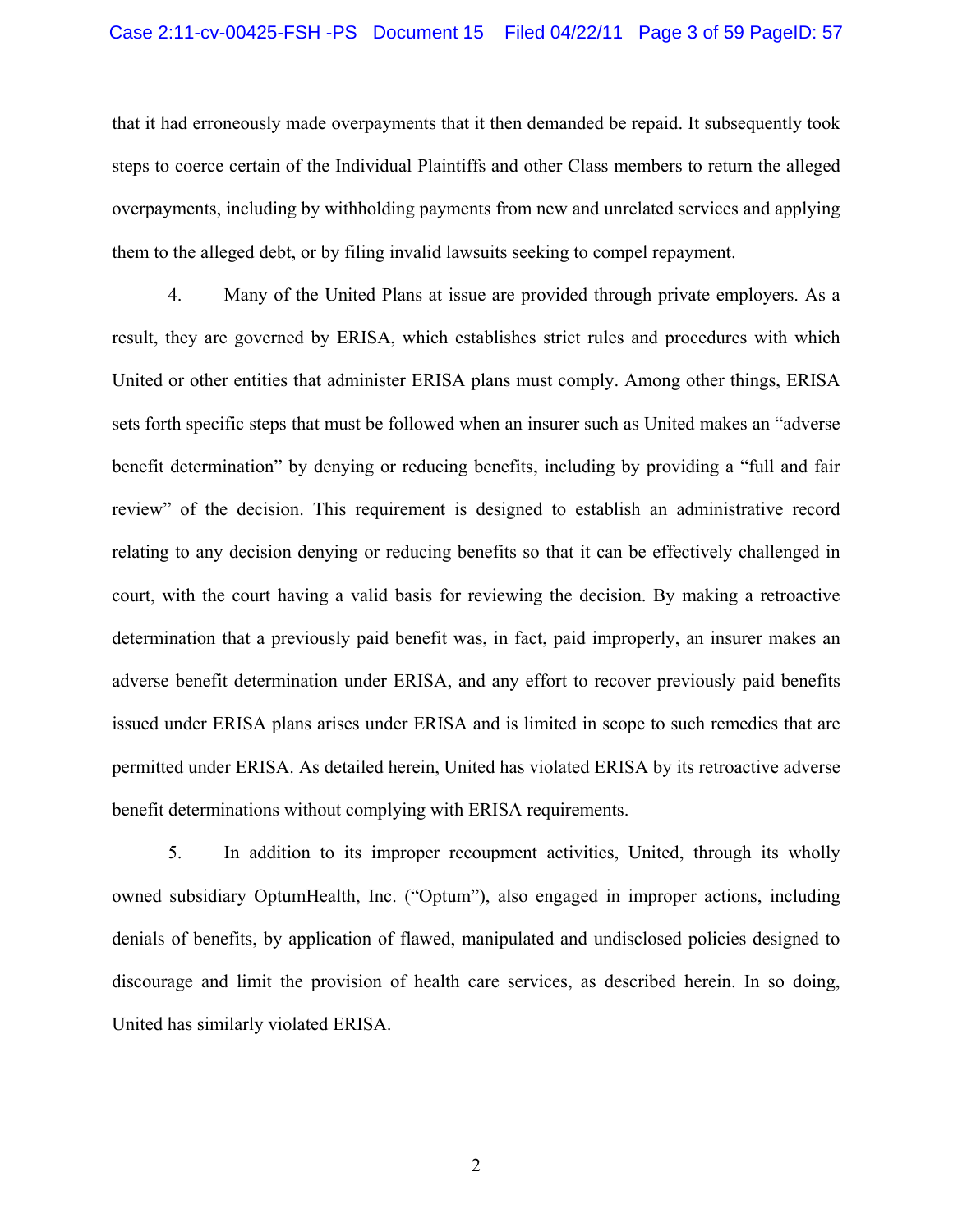that it had erroneously made overpayments that it then demanded be repaid. It subsequently took steps to coerce certain of the Individual Plaintiffs and other Class members to return the alleged overpayments, including by withholding payments from new and unrelated services and applying them to the alleged debt, or by filing invalid lawsuits seeking to compel repayment.

4. Many of the United Plans at issue are provided through private employers. As a result, they are governed by ERISA, which establishes strict rules and procedures with which United or other entities that administer ERISA plans must comply. Among other things, ERISA sets forth specific steps that must be followed when an insurer such as United makes an "adverse benefit determination" by denying or reducing benefits, including by providing a "full and fair review" of the decision. This requirement is designed to establish an administrative record relating to any decision denying or reducing benefits so that it can be effectively challenged in court, with the court having a valid basis for reviewing the decision. By making a retroactive determination that a previously paid benefit was, in fact, paid improperly, an insurer makes an adverse benefit determination under ERISA, and any effort to recover previously paid benefits issued under ERISA plans arises under ERISA and is limited in scope to such remedies that are permitted under ERISA. As detailed herein, United has violated ERISA by its retroactive adverse benefit determinations without complying with ERISA requirements.

5. In addition to its improper recoupment activities, United, through its wholly owned subsidiary OptumHealth, Inc. ("Optum"), also engaged in improper actions, including denials of benefits, by application of flawed, manipulated and undisclosed policies designed to discourage and limit the provision of health care services, as described herein. In so doing, United has similarly violated ERISA.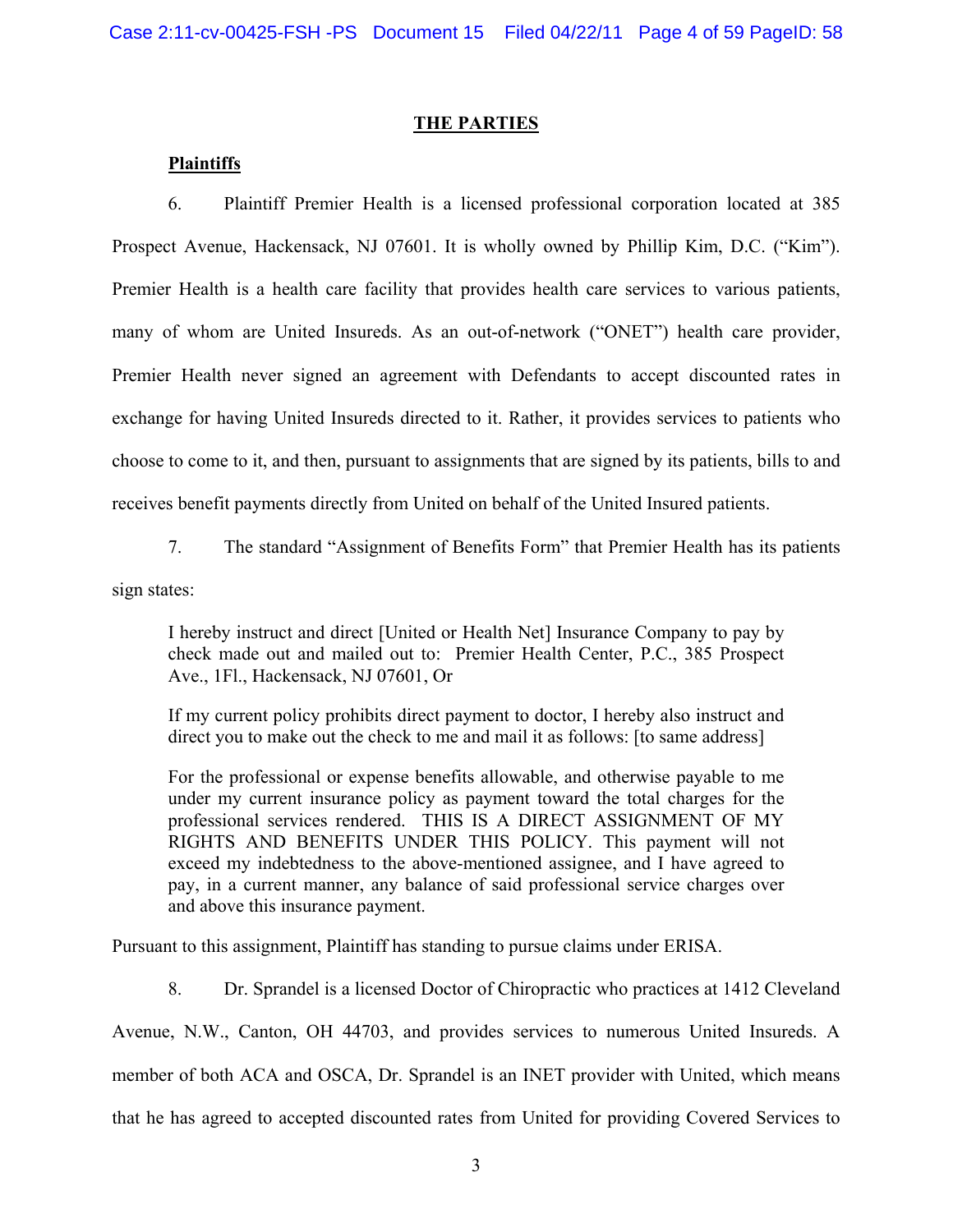## THE PARTIES

### Plaintiffs

6. Plaintiff Premier Health is a licensed professional corporation located at 385 Prospect Avenue, Hackensack, NJ 07601. It is wholly owned by Phillip Kim, D.C. ("Kim"). Premier Health is a health care facility that provides health care services to various patients, many of whom are United Insureds. As an out-of-network ("ONET") health care provider, Premier Health never signed an agreement with Defendants to accept discounted rates in exchange for having United Insureds directed to it. Rather, it provides services to patients who choose to come to it, and then, pursuant to assignments that are signed by its patients, bills to and receives benefit payments directly from United on behalf of the United Insured patients.

7. The standard "Assignment of Benefits Form" that Premier Health has its patients sign states:

> I hereby instruct and direct [United or Health Net] Insurance Company to pay by check made out and mailed out to: Premier Health Center, P.C., 385 Prospect Ave., 1Fl., Hackensack, NJ 07601, Or
>
> If my current policy prohibits direct payment to doctor, I hereby also instruct and direct you to make out the check to me and mail it as follows: [to same address]
>
> For the professional or expense benefits allowable, and otherwise payable to me under my current insurance policy as payment toward the total charges for the professional services rendered. THIS IS A DIRECT ASSIGNMENT OF MY RIGHTS AND BENEFITS UNDER THIS POLICY. This payment will not exceed my indebtedness to the above-mentioned assignee, and I have agreed to pay, in a current manner, any balance of said professional service charges over and above this insurance payment.

Pursuant to this assignment, Plaintiff has standing to pursue claims under ERISA.

8. Dr. Sprandel is a licensed Doctor of Chiropractic who practices at 1412 Cleveland Avenue, N.W., Canton, OH 44703, and provides services to numerous United Insureds. A member of both ACA and OSCA, Dr. Sprandel is an INET provider with United, which means that he has agreed to accepted discounted rates from United for providing Covered Services to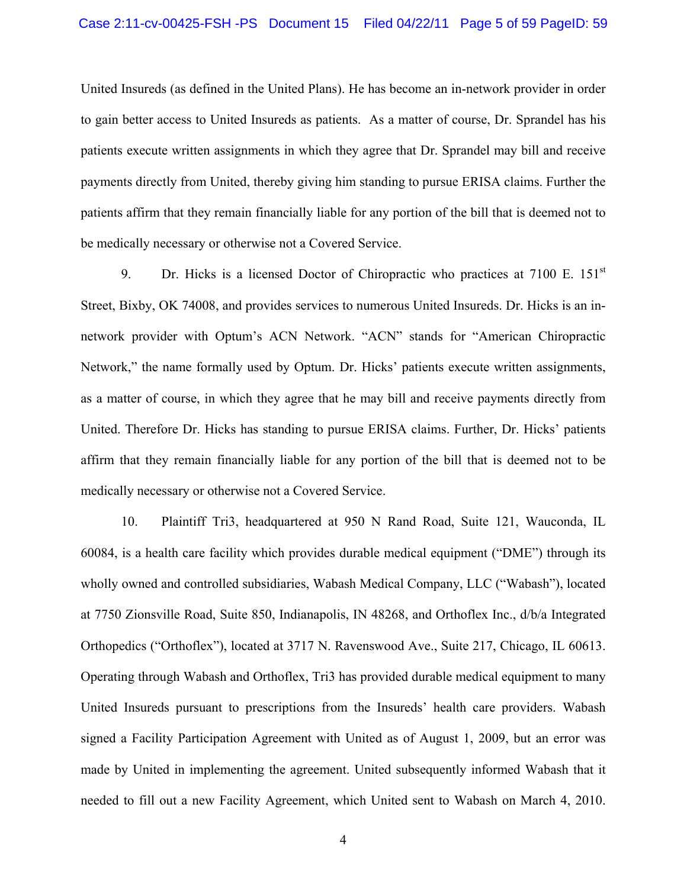United Insureds (as defined in the United Plans). He has become an in-network provider in order to gain better access to United Insureds as patients. As a matter of course, Dr. Sprandel has his patients execute written assignments in which they agree that Dr. Sprandel may bill and receive payments directly from United, thereby giving him standing to pursue ERISA claims. Further the patients affirm that they remain financially liable for any portion of the bill that is deemed not to be medically necessary or otherwise not a Covered Service.

9. Dr. Hicks is a licensed Doctor of Chiropractic who practices at 7100 E. 151st Street, Bixby, OK 74008, and provides services to numerous United Insureds. Dr. Hicks is an in-network provider with Optum's ACN Network. "ACN" stands for "American Chiropractic Network," the name formally used by Optum. Dr. Hicks' patients execute written assignments, as a matter of course, in which they agree that he may bill and receive payments directly from United. Therefore Dr. Hicks has standing to pursue ERISA claims. Further, Dr. Hicks' patients affirm that they remain financially liable for any portion of the bill that is deemed not to be medically necessary or otherwise not a Covered Service.

10. Plaintiff Tri3, headquartered at 950 N Rand Road, Suite 121, Wauconda, IL 60084, is a health care facility which provides durable medical equipment ("DME") through its wholly owned and controlled subsidiaries, Wabash Medical Company, LLC ("Wabash"), located at 7750 Zionsville Road, Suite 850, Indianapolis, IN 48268, and Orthoflex Inc., d/b/a Integrated Orthopedics ("Orthoflex"), located at 3717 N. Ravenswood Ave., Suite 217, Chicago, IL 60613. Operating through Wabash and Orthoflex, Tri3 has provided durable medical equipment to many United Insureds pursuant to prescriptions from the Insureds' health care providers. Wabash signed a Facility Participation Agreement with United as of August 1, 2009, but an error was made by United in implementing the agreement. United subsequently informed Wabash that it needed to fill out a new Facility Agreement, which United sent to Wabash on March 4, 2010.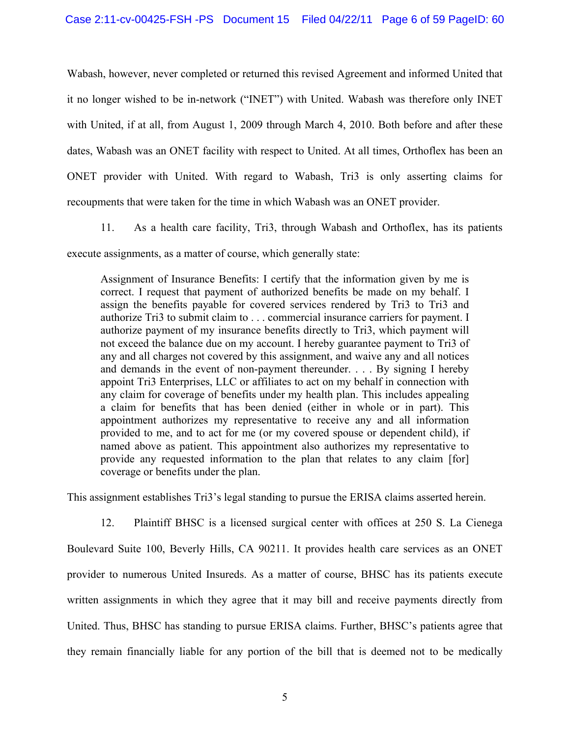Wabash, however, never completed or returned this revised Agreement and informed United that it no longer wished to be in-network ("INET") with United. Wabash was therefore only INET with United, if at all, from August 1, 2009 through March 4, 2010. Both before and after these dates, Wabash was an ONET facility with respect to United. At all times, Orthoflex has been an ONET provider with United. With regard to Wabash, Tri3 is only asserting claims for recoupments that were taken for the time in which Wabash was an ONET provider.

11. As a health care facility, Tri3, through Wabash and Orthoflex, has its patients execute assignments, as a matter of course, which generally state:

> Assignment of Insurance Benefits: I certify that the information given by me is correct. I request that payment of authorized benefits be made on my behalf. I assign the benefits payable for covered services rendered by Tri3 to Tri3 and authorize Tri3 to submit claim to . . . commercial insurance carriers for payment. I authorize payment of my insurance benefits directly to Tri3, which payment will not exceed the balance due on my account. I hereby guarantee payment to Tri3 of any and all charges not covered by this assignment, and waive any and all notices and demands in the event of non-payment thereunder. . . . By signing I hereby appoint Tri3 Enterprises, LLC or affiliates to act on my behalf in connection with any claim for coverage of benefits under my health plan. This includes appealing a claim for benefits that has been denied (either in whole or in part). This appointment authorizes my representative to receive any and all information provided to me, and to act for me (or my covered spouse or dependent child), if named above as patient. This appointment also authorizes my representative to provide any requested information to the plan that relates to any claim [for] coverage or benefits under the plan.

This assignment establishes Tri3's legal standing to pursue the ERISA claims asserted herein.

12. Plaintiff BHSC is a licensed surgical center with offices at 250 S. La Cienega Boulevard Suite 100, Beverly Hills, CA 90211. It provides health care services as an ONET provider to numerous United Insureds. As a matter of course, BHSC has its patients execute written assignments in which they agree that it may bill and receive payments directly from United. Thus, BHSC has standing to pursue ERISA claims. Further, BHSC's patients agree that they remain financially liable for any portion of the bill that is deemed not to be medically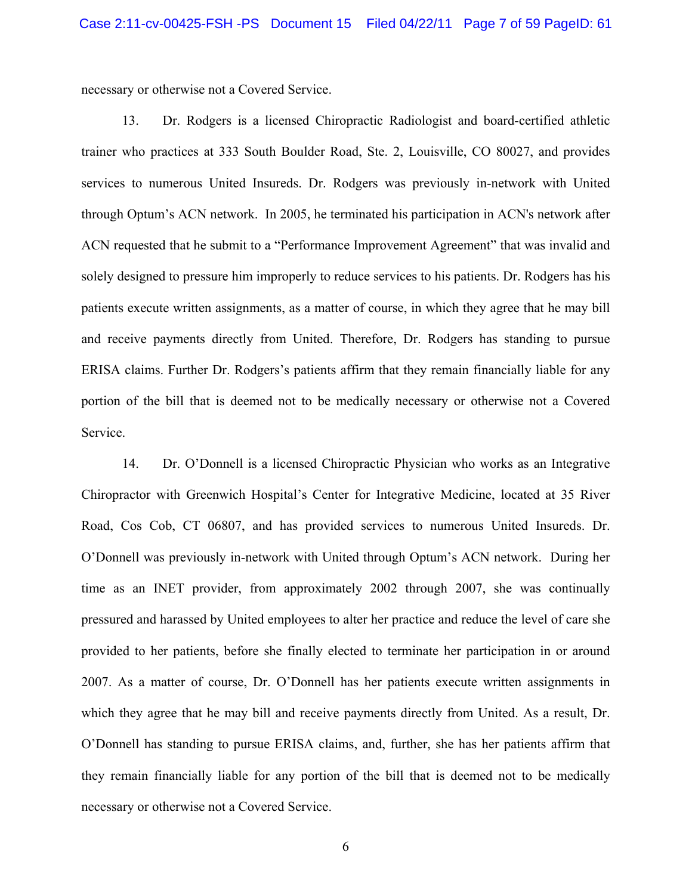necessary or otherwise not a Covered Service.

13. Dr. Rodgers is a licensed Chiropractic Radiologist and board-certified athletic trainer who practices at 333 South Boulder Road, Ste. 2, Louisville, CO 80027, and provides services to numerous United Insureds. Dr. Rodgers was previously in-network with United through Optum's ACN network. In 2005, he terminated his participation in ACN's network after ACN requested that he submit to a "Performance Improvement Agreement" that was invalid and solely designed to pressure him improperly to reduce services to his patients. Dr. Rodgers has his patients execute written assignments, as a matter of course, in which they agree that he may bill and receive payments directly from United. Therefore, Dr. Rodgers has standing to pursue ERISA claims. Further Dr. Rodgers's patients affirm that they remain financially liable for any portion of the bill that is deemed not to be medically necessary or otherwise not a Covered Service.

14. Dr. O'Donnell is a licensed Chiropractic Physician who works as an Integrative Chiropractor with Greenwich Hospital's Center for Integrative Medicine, located at 35 River Road, Cos Cob, CT 06807, and has provided services to numerous United Insureds. Dr. O'Donnell was previously in-network with United through Optum's ACN network. During her time as an INET provider, from approximately 2002 through 2007, she was continually pressured and harassed by United employees to alter her practice and reduce the level of care she provided to her patients, before she finally elected to terminate her participation in or around 2007. As a matter of course, Dr. O'Donnell has her patients execute written assignments in which they agree that he may bill and receive payments directly from United. As a result, Dr. O'Donnell has standing to pursue ERISA claims, and, further, she has her patients affirm that they remain financially liable for any portion of the bill that is deemed not to be medically necessary or otherwise not a Covered Service.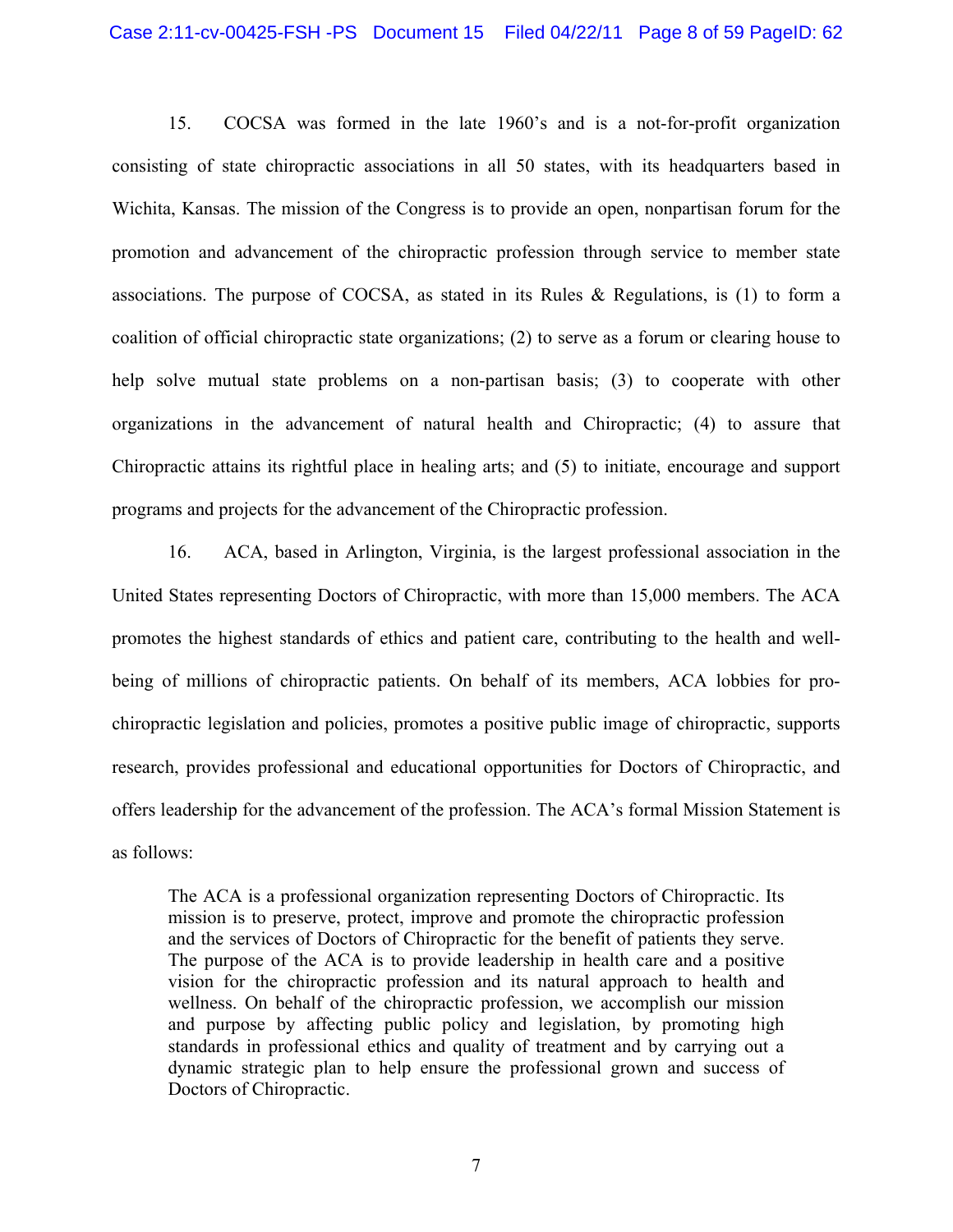15. COCSA was formed in the late 1960's and is a not-for-profit organization consisting of state chiropractic associations in all 50 states, with its headquarters based in Wichita, Kansas. The mission of the Congress is to provide an open, nonpartisan forum for the promotion and advancement of the chiropractic profession through service to member state associations. The purpose of COCSA, as stated in its Rules & Regulations, is (1) to form a coalition of official chiropractic state organizations; (2) to serve as a forum or clearing house to help solve mutual state problems on a non-partisan basis; (3) to cooperate with other organizations in the advancement of natural health and Chiropractic; (4) to assure that Chiropractic attains its rightful place in healing arts; and (5) to initiate, encourage and support programs and projects for the advancement of the Chiropractic profession.

16. ACA, based in Arlington, Virginia, is the largest professional association in the United States representing Doctors of Chiropractic, with more than 15,000 members. The ACA promotes the highest standards of ethics and patient care, contributing to the health and well-being of millions of chiropractic patients. On behalf of its members, ACA lobbies for pro-chiropractic legislation and policies, promotes a positive public image of chiropractic, supports research, provides professional and educational opportunities for Doctors of Chiropractic, and offers leadership for the advancement of the profession. The ACA's formal Mission Statement is as follows:

> The ACA is a professional organization representing Doctors of Chiropractic. Its mission is to preserve, protect, improve and promote the chiropractic profession and the services of Doctors of Chiropractic for the benefit of patients they serve. The purpose of the ACA is to provide leadership in health care and a positive vision for the chiropractic profession and its natural approach to health and wellness. On behalf of the chiropractic profession, we accomplish our mission and purpose by affecting public policy and legislation, by promoting high standards in professional ethics and quality of treatment and by carrying out a dynamic strategic plan to help ensure the professional grown and success of Doctors of Chiropractic.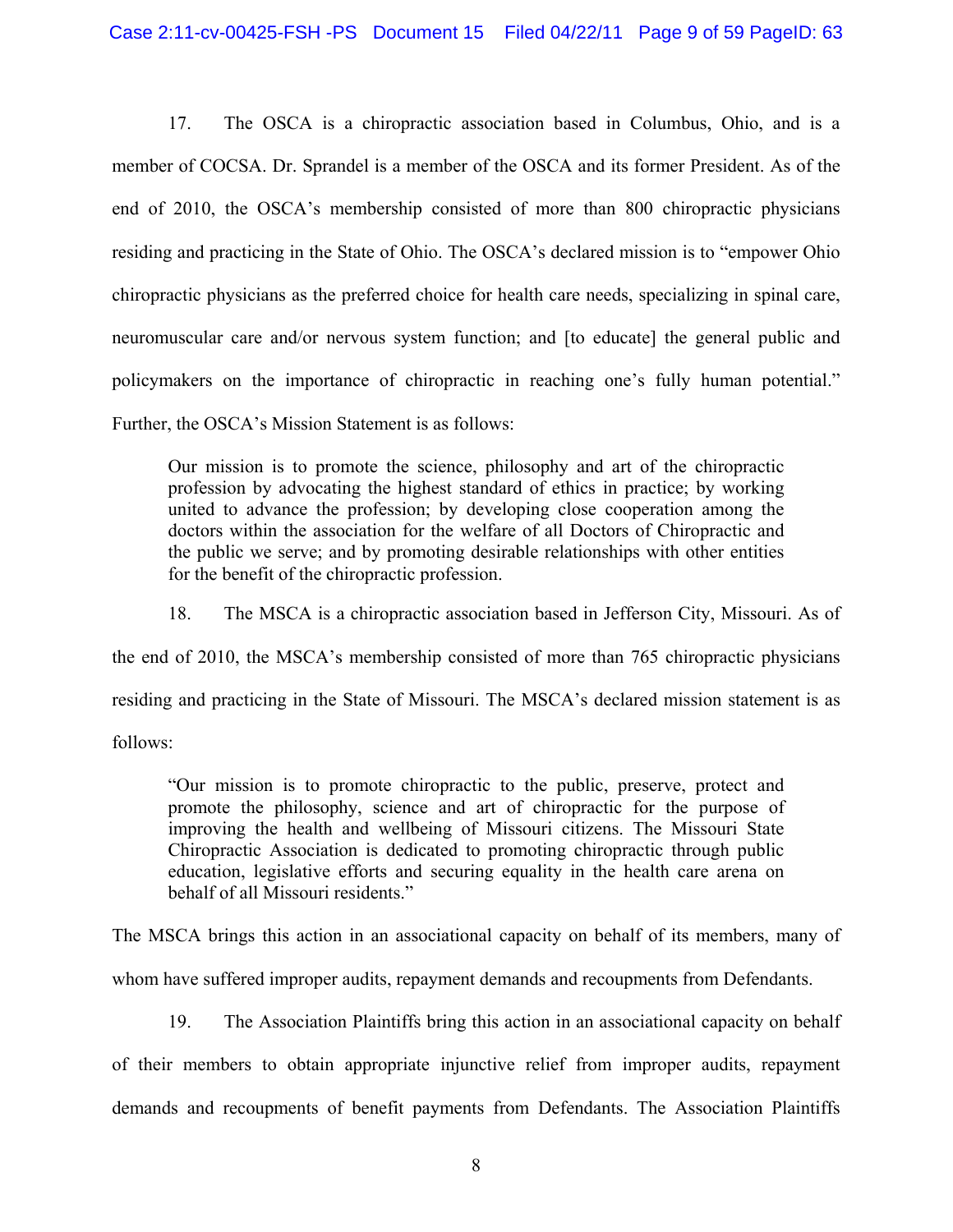17. The OSCA is a chiropractic association based in Columbus, Ohio, and is a member of COCSA. Dr. Sprandel is a member of the OSCA and its former President. As of the end of 2010, the OSCA's membership consisted of more than 800 chiropractic physicians residing and practicing in the State of Ohio. The OSCA's declared mission is to "empower Ohio chiropractic physicians as the preferred choice for health care needs, specializing in spinal care, neuromuscular care and/or nervous system function; and [to educate] the general public and policymakers on the importance of chiropractic in reaching one's fully human potential." Further, the OSCA's Mission Statement is as follows:

> Our mission is to promote the science, philosophy and art of the chiropractic profession by advocating the highest standard of ethics in practice; by working united to advance the profession; by developing close cooperation among the doctors within the association for the welfare of all Doctors of Chiropractic and the public we serve; and by promoting desirable relationships with other entities for the benefit of the chiropractic profession.

18. The MSCA is a chiropractic association based in Jefferson City, Missouri. As of the end of 2010, the MSCA's membership consisted of more than 765 chiropractic physicians residing and practicing in the State of Missouri. The MSCA's declared mission statement is as follows:

> "Our mission is to promote chiropractic to the public, preserve, protect and promote the philosophy, science and art of chiropractic for the purpose of improving the health and wellbeing of Missouri citizens. The Missouri State Chiropractic Association is dedicated to promoting chiropractic through public education, legislative efforts and securing equality in the health care arena on behalf of all Missouri residents."

The MSCA brings this action in an associational capacity on behalf of its members, many of whom have suffered improper audits, repayment demands and recoupments from Defendants.

19. The Association Plaintiffs bring this action in an associational capacity on behalf of their members to obtain appropriate injunctive relief from improper audits, repayment demands and recoupments of benefit payments from Defendants. The Association Plaintiffs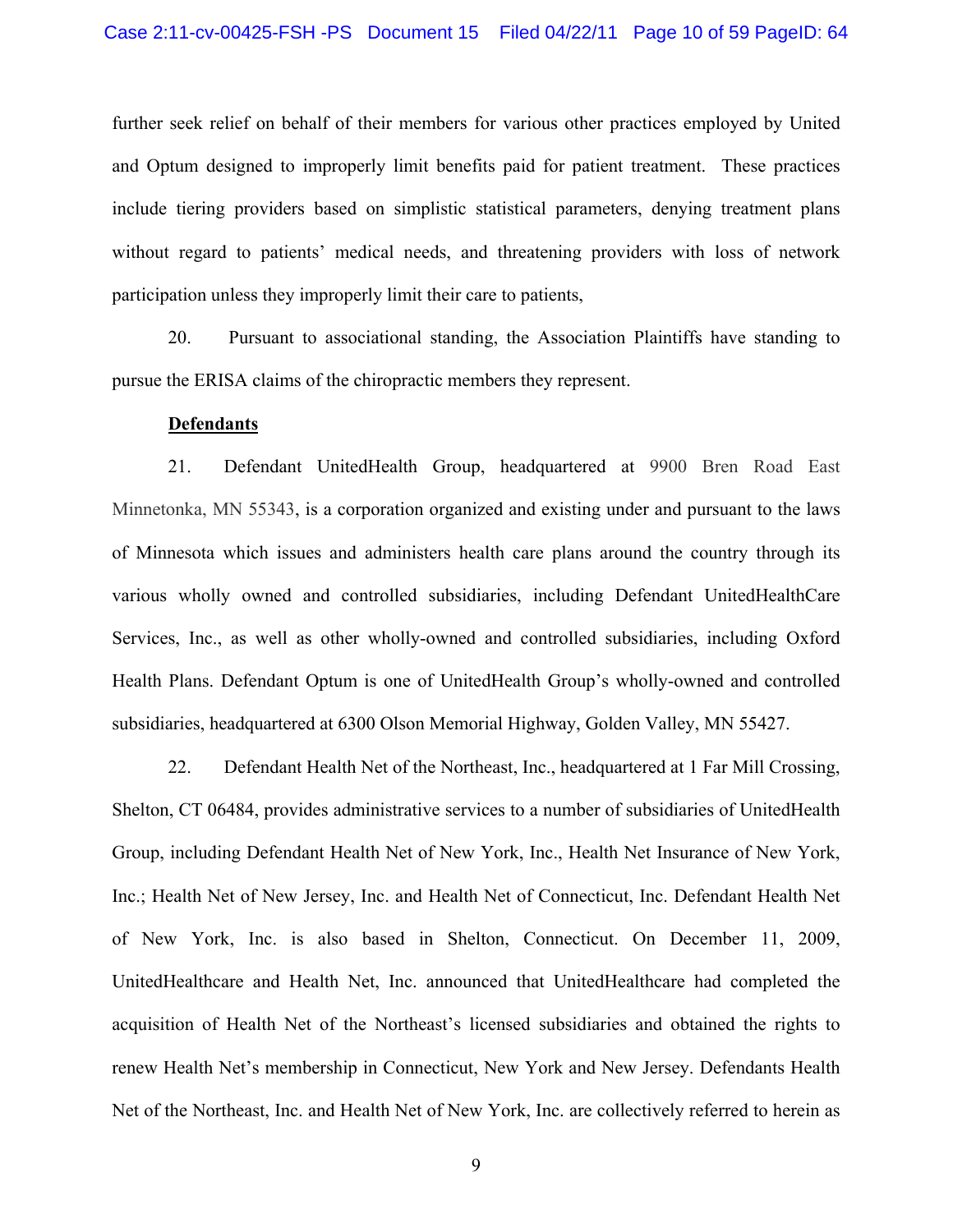further seek relief on behalf of their members for various other practices employed by United and Optum designed to improperly limit benefits paid for patient treatment. These practices include tiering providers based on simplistic statistical parameters, denying treatment plans without regard to patients' medical needs, and threatening providers with loss of network participation unless they improperly limit their care to patients,

20. Pursuant to associational standing, the Association Plaintiffs have standing to pursue the ERISA claims of the chiropractic members they represent.

**Defendants**

21. Defendant UnitedHealth Group, headquartered at 9900 Bren Road East Minnetonka, MN 55343, is a corporation organized and existing under and pursuant to the laws of Minnesota which issues and administers health care plans around the country through its various wholly owned and controlled subsidiaries, including Defendant UnitedHealthCare Services, Inc., as well as other wholly-owned and controlled subsidiaries, including Oxford Health Plans. Defendant Optum is one of UnitedHealth Group's wholly-owned and controlled subsidiaries, headquartered at 6300 Olson Memorial Highway, Golden Valley, MN 55427.

22. Defendant Health Net of the Northeast, Inc., headquartered at 1 Far Mill Crossing, Shelton, CT 06484, provides administrative services to a number of subsidiaries of UnitedHealth Group, including Defendant Health Net of New York, Inc., Health Net Insurance of New York, Inc.; Health Net of New Jersey, Inc. and Health Net of Connecticut, Inc. Defendant Health Net of New York, Inc. is also based in Shelton, Connecticut. On December 11, 2009, UnitedHealthcare and Health Net, Inc. announced that UnitedHealthcare had completed the acquisition of Health Net of the Northeast's licensed subsidiaries and obtained the rights to renew Health Net's membership in Connecticut, New York and New Jersey. Defendants Health Net of the Northeast, Inc. and Health Net of New York, Inc. are collectively referred to herein as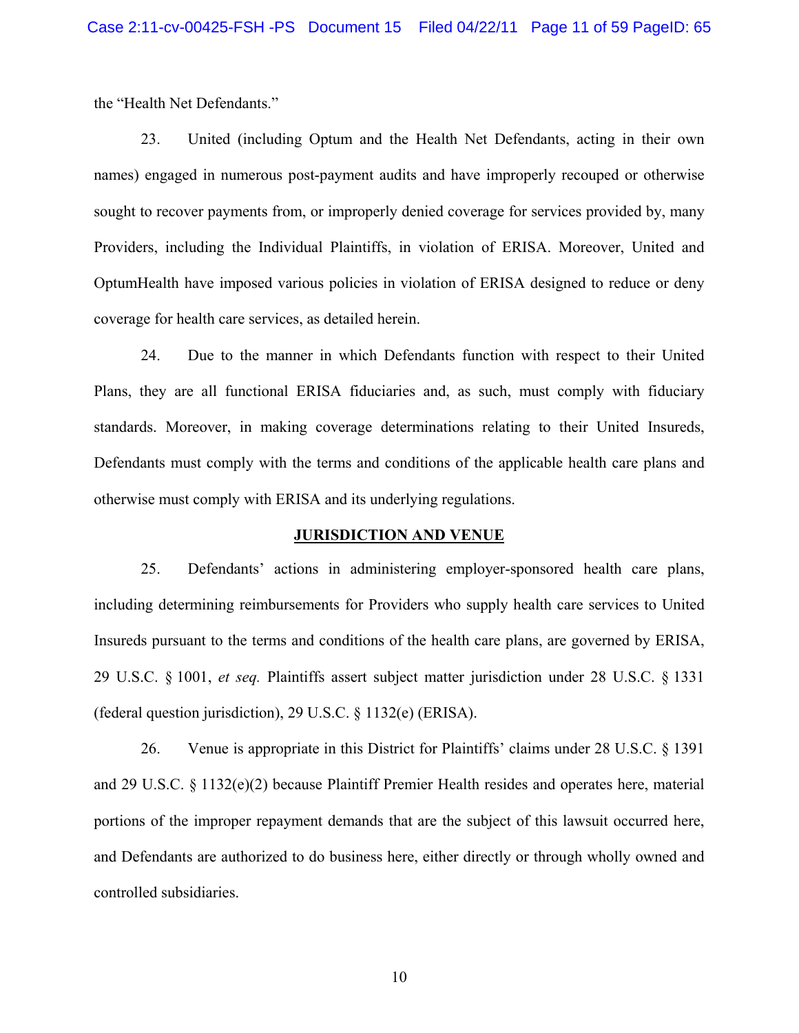the "Health Net Defendants."

23. United (including Optum and the Health Net Defendants, acting in their own names) engaged in numerous post-payment audits and have improperly recouped or otherwise sought to recover payments from, or improperly denied coverage for services provided by, many Providers, including the Individual Plaintiffs, in violation of ERISA. Moreover, United and OptumHealth have imposed various policies in violation of ERISA designed to reduce or deny coverage for health care services, as detailed herein.

24. Due to the manner in which Defendants function with respect to their United Plans, they are all functional ERISA fiduciaries and, as such, must comply with fiduciary standards. Moreover, in making coverage determinations relating to their United Insureds, Defendants must comply with the terms and conditions of the applicable health care plans and otherwise must comply with ERISA and its underlying regulations.

## JURISDICTION AND VENUE

25. Defendants' actions in administering employer-sponsored health care plans, including determining reimbursements for Providers who supply health care services to United Insureds pursuant to the terms and conditions of the health care plans, are governed by ERISA, 29 U.S.C. § 1001, *et seq.* Plaintiffs assert subject matter jurisdiction under 28 U.S.C. § 1331 (federal question jurisdiction), 29 U.S.C. § 1132(e) (ERISA).

26. Venue is appropriate in this District for Plaintiffs' claims under 28 U.S.C. § 1391 and 29 U.S.C. § 1132(e)(2) because Plaintiff Premier Health resides and operates here, material portions of the improper repayment demands that are the subject of this lawsuit occurred here, and Defendants are authorized to do business here, either directly or through wholly owned and controlled subsidiaries.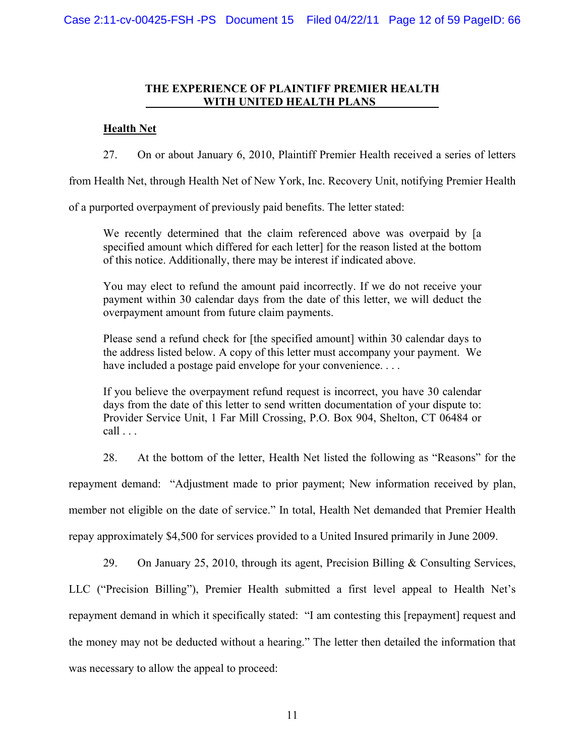## THE EXPERIENCE OF PLAINTIFF PREMIER HEALTH WITH UNITED HEALTH PLANS

**Health Net**

27. On or about January 6, 2010, Plaintiff Premier Health received a series of letters from Health Net, through Health Net of New York, Inc. Recovery Unit, notifying Premier Health of a purported overpayment of previously paid benefits. The letter stated:

> We recently determined that the claim referenced above was overpaid by [a specified amount which differed for each letter] for the reason listed at the bottom of this notice. Additionally, there may be interest if indicated above.
>
> You may elect to refund the amount paid incorrectly. If we do not receive your payment within 30 calendar days from the date of this letter, we will deduct the overpayment amount from future claim payments.
>
> Please send a refund check for [the specified amount] within 30 calendar days to the address listed below. A copy of this letter must accompany your payment. We have included a postage paid envelope for your convenience. . . .
>
> If you believe the overpayment refund request is incorrect, you have 30 calendar days from the date of this letter to send written documentation of your dispute to: Provider Service Unit, 1 Far Mill Crossing, P.O. Box 904, Shelton, CT 06484 or call . . .

28. At the bottom of the letter, Health Net listed the following as "Reasons" for the repayment demand: "Adjustment made to prior payment; New information received by plan, member not eligible on the date of service." In total, Health Net demanded that Premier Health repay approximately $4,500 for services provided to a United Insured primarily in June 2009.

29. On January 25, 2010, through its agent, Precision Billing & Consulting Services, LLC ("Precision Billing"), Premier Health submitted a first level appeal to Health Net's repayment demand in which it specifically stated: "I am contesting this [repayment] request and the money may not be deducted without a hearing." The letter then detailed the information that was necessary to allow the appeal to proceed: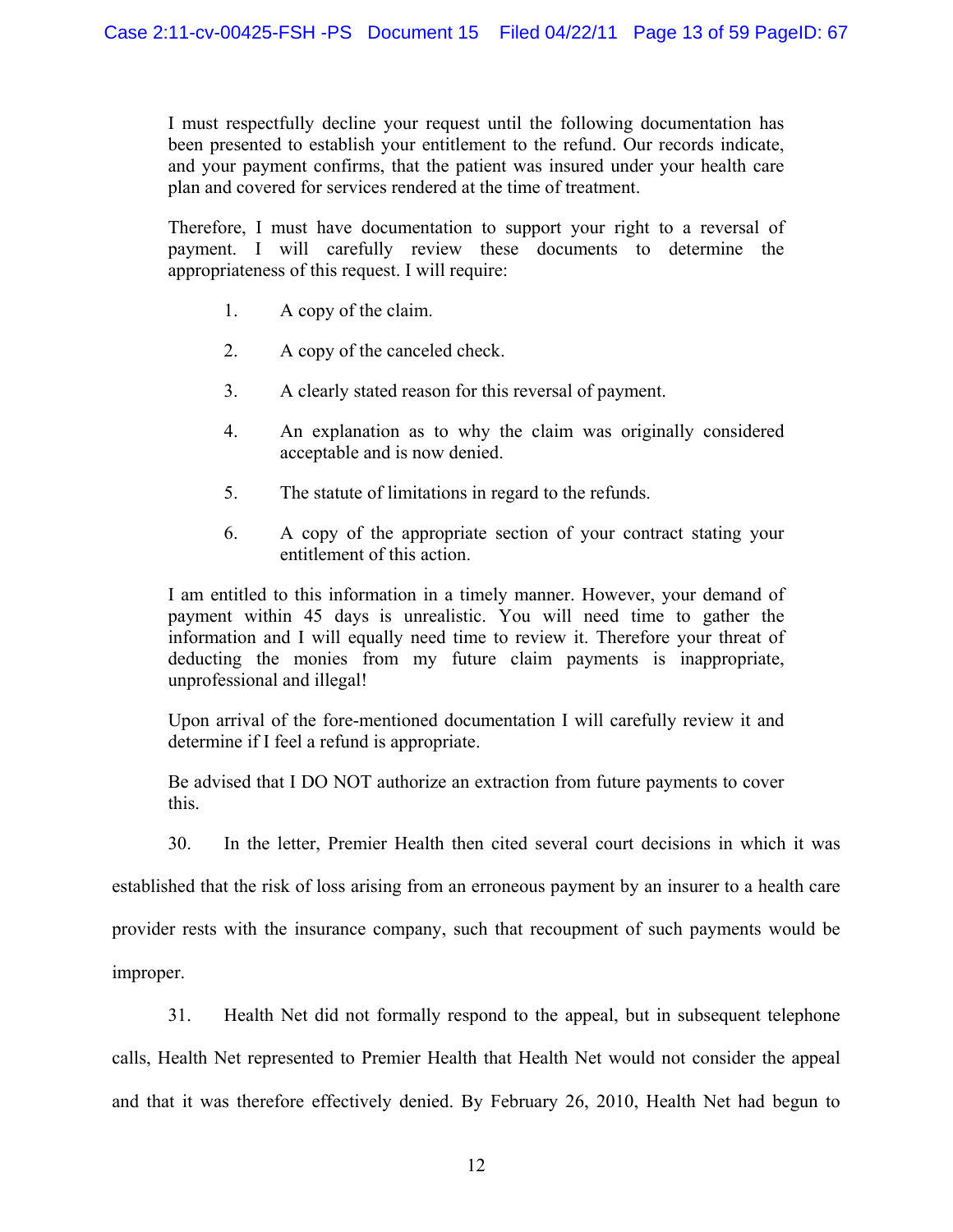> I must respectfully decline your request until the following documentation has been presented to establish your entitlement to the refund. Our records indicate, and your payment confirms, that the patient was insured under your health care plan and covered for services rendered at the time of treatment.
>
> Therefore, I must have documentation to support your right to a reversal of payment. I will carefully review these documents to determine the appropriateness of this request. I will require:
>
> 1. A copy of the claim.
>
> 2. A copy of the canceled check.
>
> 3. A clearly stated reason for this reversal of payment.
>
> 4. An explanation as to why the claim was originally considered acceptable and is now denied.
>
> 5. The statute of limitations in regard to the refunds.
>
> 6. A copy of the appropriate section of your contract stating your entitlement of this action.
>
> I am entitled to this information in a timely manner. However, your demand of payment within 45 days is unrealistic. You will need time to gather the information and I will equally need time to review it. Therefore your threat of deducting the monies from my future claim payments is inappropriate, unprofessional and illegal!
>
> Upon arrival of the fore-mentioned documentation I will carefully review it and determine if I feel a refund is appropriate.
>
> Be advised that I DO NOT authorize an extraction from future payments to cover this.

30. In the letter, Premier Health then cited several court decisions in which it was established that the risk of loss arising from an erroneous payment by an insurer to a health care provider rests with the insurance company, such that recoupment of such payments would be improper.

31. Health Net did not formally respond to the appeal, but in subsequent telephone calls, Health Net represented to Premier Health that Health Net would not consider the appeal and that it was therefore effectively denied. By February 26, 2010, Health Net had begun to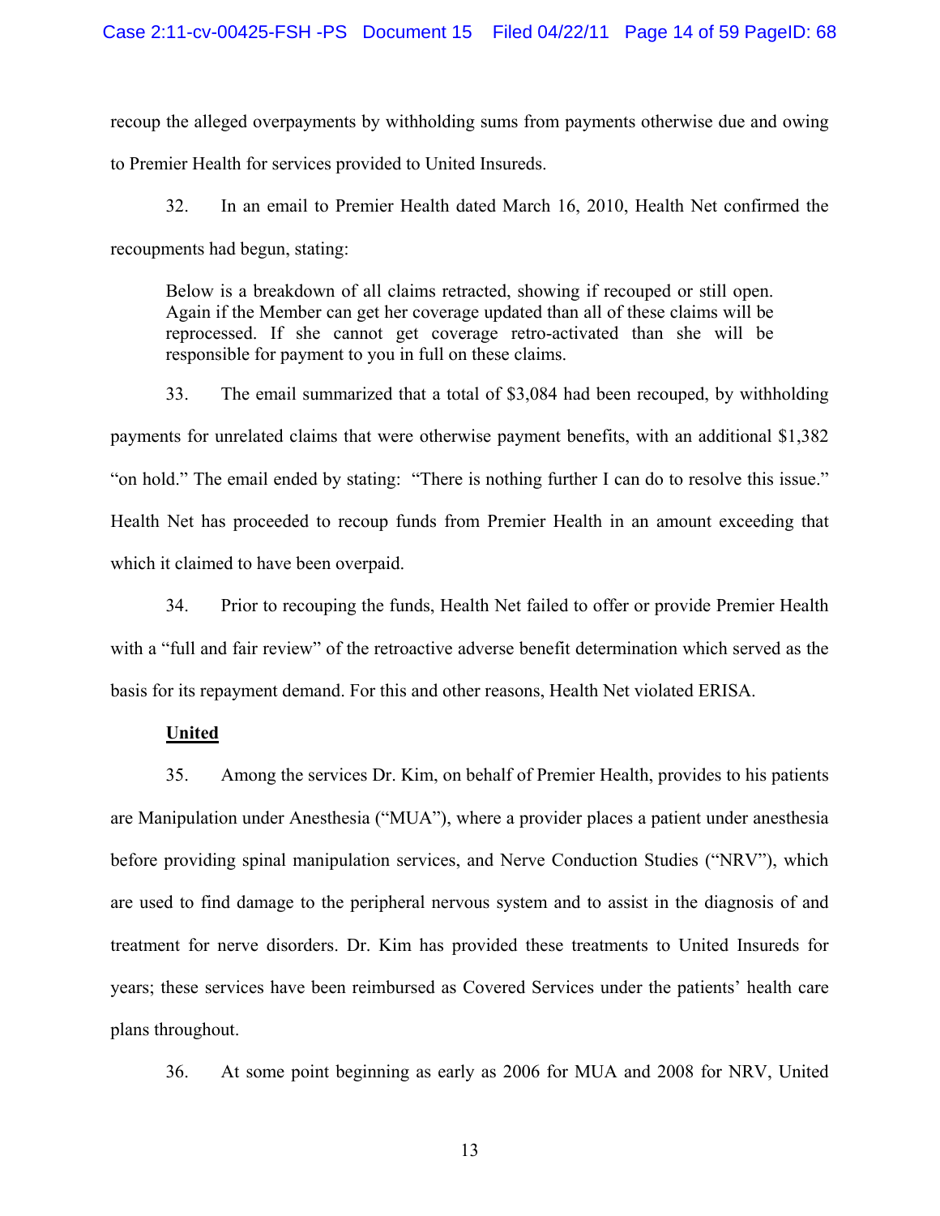recoup the alleged overpayments by withholding sums from payments otherwise due and owing to Premier Health for services provided to United Insureds.

32. In an email to Premier Health dated March 16, 2010, Health Net confirmed the recoupments had begun, stating:

> Below is a breakdown of all claims retracted, showing if recouped or still open. Again if the Member can get her coverage updated than all of these claims will be reprocessed. If she cannot get coverage retro-activated than she will be responsible for payment to you in full on these claims.

33. The email summarized that a total of $3,084 had been recouped, by withholding payments for unrelated claims that were otherwise payment benefits, with an additional $1,382 "on hold." The email ended by stating: "There is nothing further I can do to resolve this issue." Health Net has proceeded to recoup funds from Premier Health in an amount exceeding that which it claimed to have been overpaid.

34. Prior to recouping the funds, Health Net failed to offer or provide Premier Health with a "full and fair review" of the retroactive adverse benefit determination which served as the basis for its repayment demand. For this and other reasons, Health Net violated ERISA.

**United**

35. Among the services Dr. Kim, on behalf of Premier Health, provides to his patients are Manipulation under Anesthesia ("MUA"), where a provider places a patient under anesthesia before providing spinal manipulation services, and Nerve Conduction Studies ("NRV"), which are used to find damage to the peripheral nervous system and to assist in the diagnosis of and treatment for nerve disorders. Dr. Kim has provided these treatments to United Insureds for years; these services have been reimbursed as Covered Services under the patients' health care plans throughout.

36. At some point beginning as early as 2006 for MUA and 2008 for NRV, United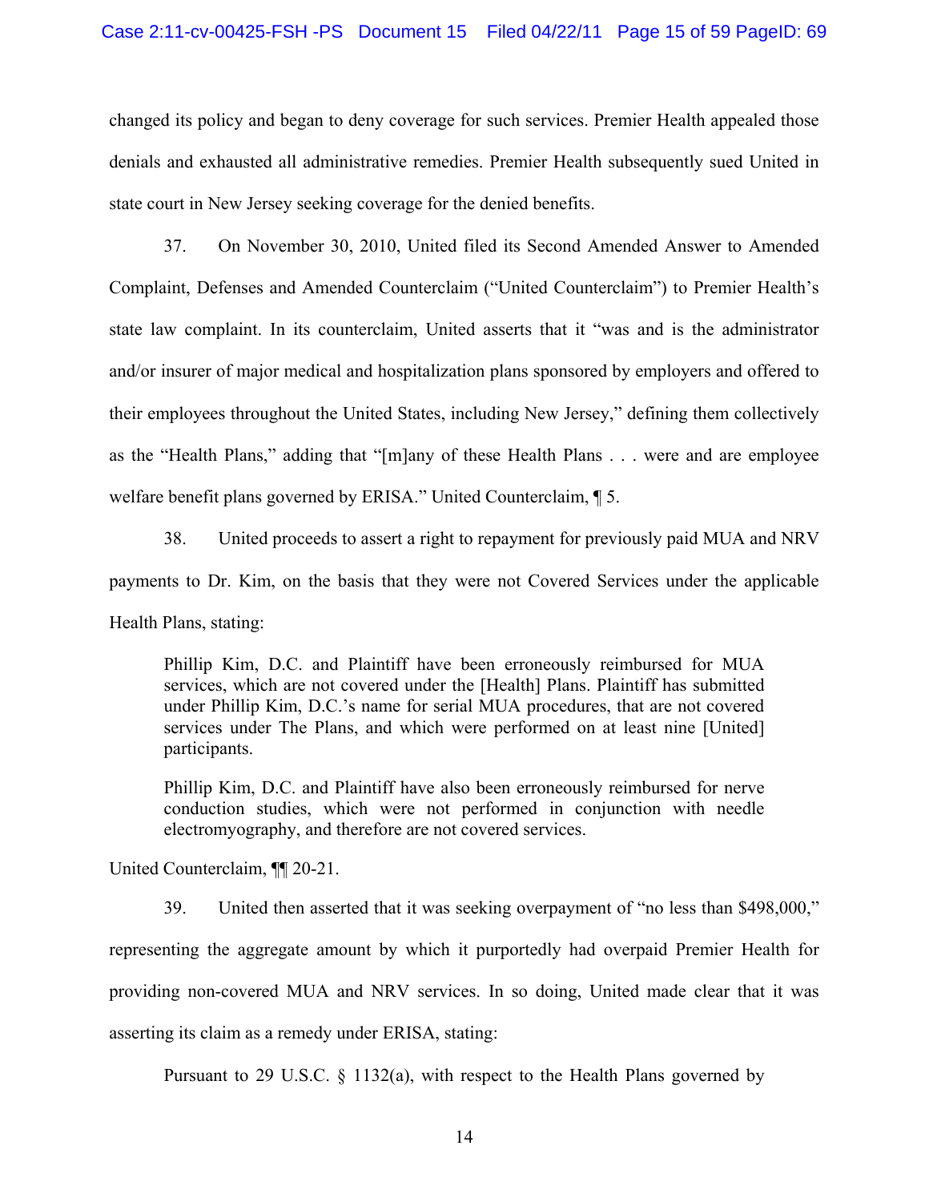changed its policy and began to deny coverage for such services. Premier Health appealed those denials and exhausted all administrative remedies. Premier Health subsequently sued United in state court in New Jersey seeking coverage for the denied benefits.

37. On November 30, 2010, United filed its Second Amended Answer to Amended Complaint, Defenses and Amended Counterclaim ("United Counterclaim") to Premier Health's state law complaint. In its counterclaim, United asserts that it "was and is the administrator and/or insurer of major medical and hospitalization plans sponsored by employers and offered to their employees throughout the United States, including New Jersey," defining them collectively as the "Health Plans," adding that "[m]any of these Health Plans . . . were and are employee welfare benefit plans governed by ERISA." United Counterclaim, ¶ 5.

38. United proceeds to assert a right to repayment for previously paid MUA and NRV payments to Dr. Kim, on the basis that they were not Covered Services under the applicable Health Plans, stating:

> Phillip Kim, D.C. and Plaintiff have been erroneously reimbursed for MUA services, which are not covered under the [Health] Plans. Plaintiff has submitted under Phillip Kim, D.C.'s name for serial MUA procedures, that are not covered services under The Plans, and which were performed on at least nine [United] participants.
>
> Phillip Kim, D.C. and Plaintiff have also been erroneously reimbursed for nerve conduction studies, which were not performed in conjunction with needle electromyography, and therefore are not covered services.

United Counterclaim, ¶¶ 20-21.

39. United then asserted that it was seeking overpayment of "no less than $498,000," representing the aggregate amount by which it purportedly had overpaid Premier Health for providing non-covered MUA and NRV services. In so doing, United made clear that it was asserting its claim as a remedy under ERISA, stating:

> Pursuant to 29 U.S.C. § 1132(a), with respect to the Health Plans governed by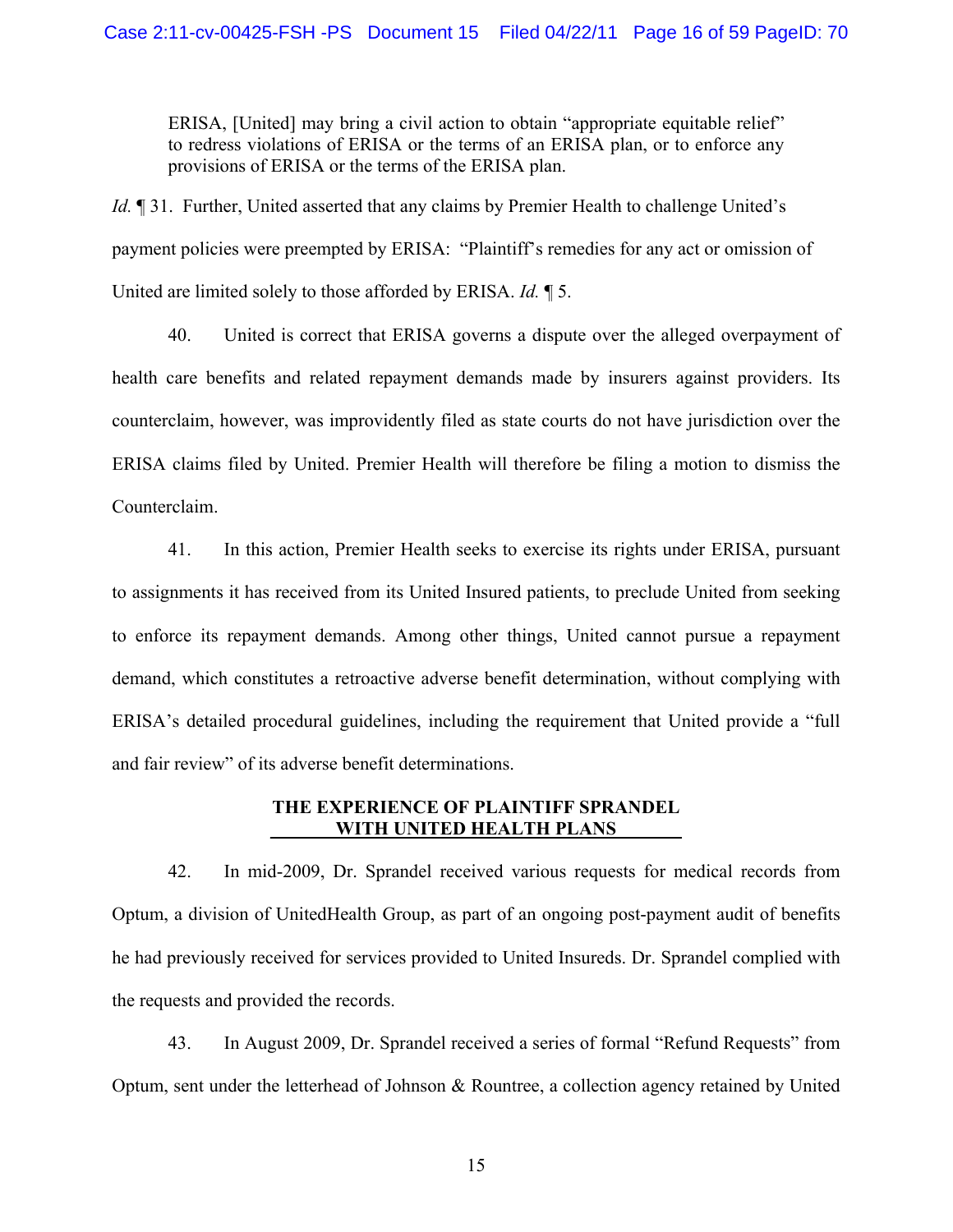> ERISA, [United] may bring a civil action to obtain "appropriate equitable relief" to redress violations of ERISA or the terms of an ERISA plan, or to enforce any provisions of ERISA or the terms of the ERISA plan.

*Id.* ¶ 31. Further, United asserted that any claims by Premier Health to challenge United's payment policies were preempted by ERISA: "Plaintiff's remedies for any act or omission of United are limited solely to those afforded by ERISA. *Id.* ¶ 5.

40. United is correct that ERISA governs a dispute over the alleged overpayment of health care benefits and related repayment demands made by insurers against providers. Its counterclaim, however, was improvidently filed as state courts do not have jurisdiction over the ERISA claims filed by United. Premier Health will therefore be filing a motion to dismiss the Counterclaim.

41. In this action, Premier Health seeks to exercise its rights under ERISA, pursuant to assignments it has received from its United Insured patients, to preclude United from seeking to enforce its repayment demands. Among other things, United cannot pursue a repayment demand, which constitutes a retroactive adverse benefit determination, without complying with ERISA's detailed procedural guidelines, including the requirement that United provide a "full and fair review" of its adverse benefit determinations.

## THE EXPERIENCE OF PLAINTIFF SPRANDEL WITH UNITED HEALTH PLANS

42. In mid-2009, Dr. Sprandel received various requests for medical records from Optum, a division of UnitedHealth Group, as part of an ongoing post-payment audit of benefits he had previously received for services provided to United Insureds. Dr. Sprandel complied with the requests and provided the records.

43. In August 2009, Dr. Sprandel received a series of formal "Refund Requests" from Optum, sent under the letterhead of Johnson & Rountree, a collection agency retained by United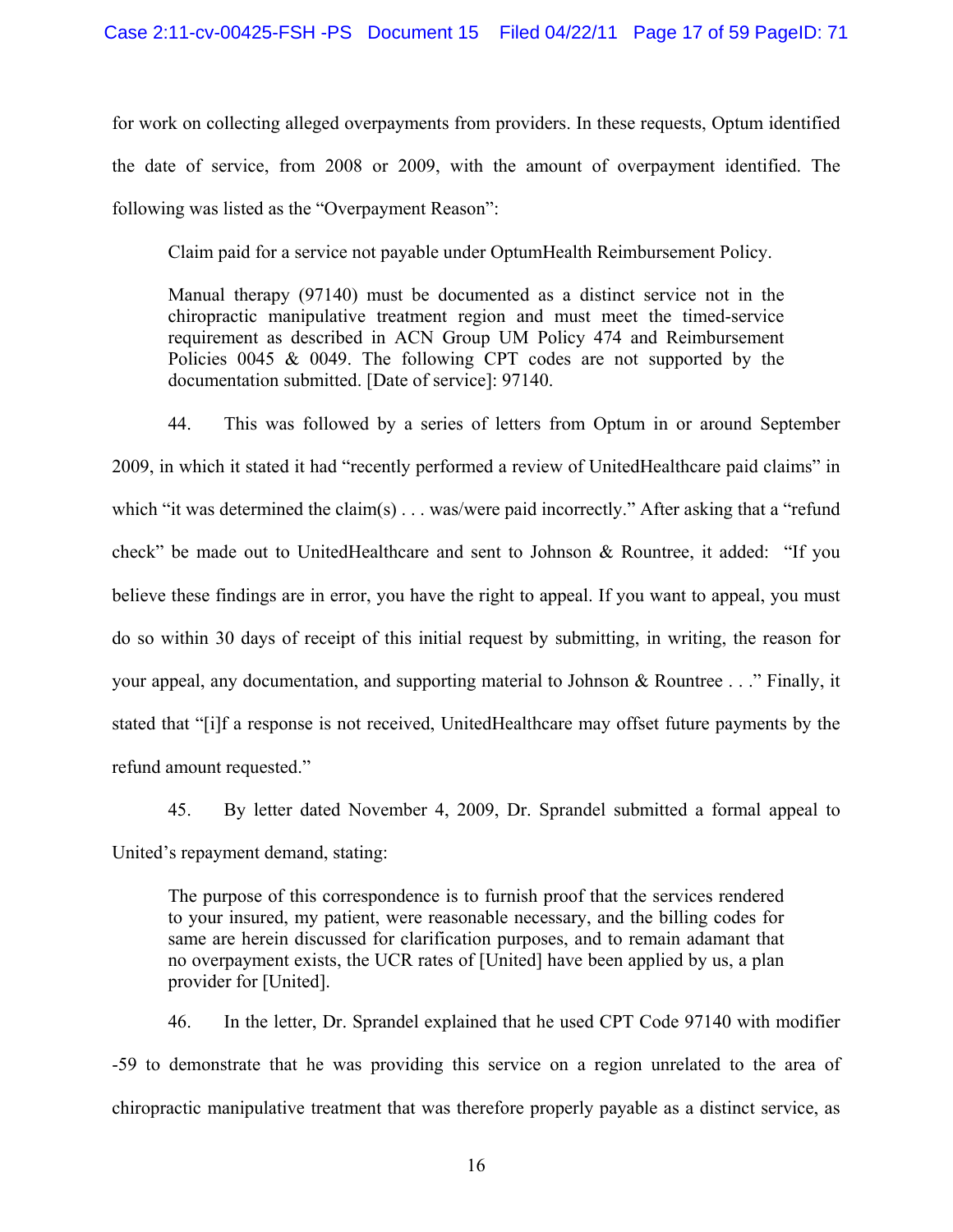for work on collecting alleged overpayments from providers. In these requests, Optum identified the date of service, from 2008 or 2009, with the amount of overpayment identified. The following was listed as the "Overpayment Reason":

> Claim paid for a service not payable under OptumHealth Reimbursement Policy.
>
> Manual therapy (97140) must be documented as a distinct service not in the chiropractic manipulative treatment region and must meet the timed-service requirement as described in ACN Group UM Policy 474 and Reimbursement Policies 0045 & 0049. The following CPT codes are not supported by the documentation submitted. [Date of service]: 97140.

44. This was followed by a series of letters from Optum in or around September 2009, in which it stated it had "recently performed a review of UnitedHealthcare paid claims" in which "it was determined the claim(s) . . . was/were paid incorrectly." After asking that a "refund check" be made out to UnitedHealthcare and sent to Johnson & Rountree, it added: "If you believe these findings are in error, you have the right to appeal. If you want to appeal, you must do so within 30 days of receipt of this initial request by submitting, in writing, the reason for your appeal, any documentation, and supporting material to Johnson & Rountree . . ." Finally, it stated that "[i]f a response is not received, UnitedHealthcare may offset future payments by the refund amount requested."

45. By letter dated November 4, 2009, Dr. Sprandel submitted a formal appeal to United's repayment demand, stating:

> The purpose of this correspondence is to furnish proof that the services rendered to your insured, my patient, were reasonable necessary, and the billing codes for same are herein discussed for clarification purposes, and to remain adamant that no overpayment exists, the UCR rates of [United] have been applied by us, a plan provider for [United].

46. In the letter, Dr. Sprandel explained that he used CPT Code 97140 with modifier -59 to demonstrate that he was providing this service on a region unrelated to the area of chiropractic manipulative treatment that was therefore properly payable as a distinct service, as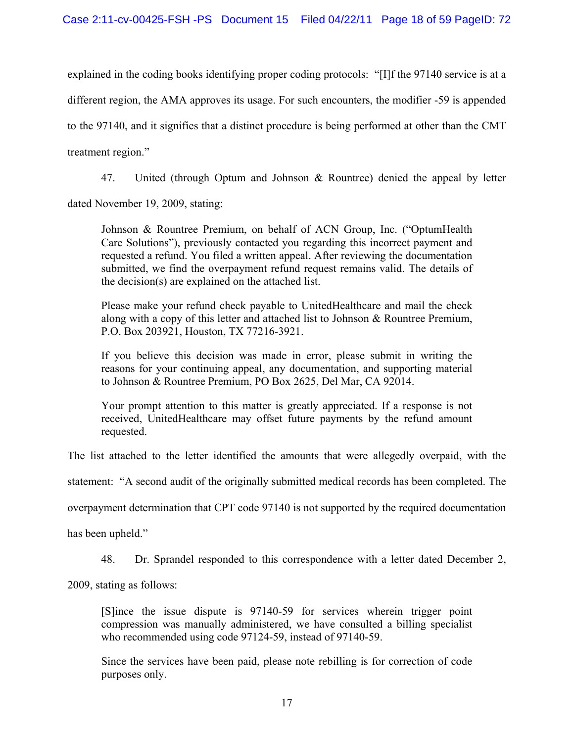explained in the coding books identifying proper coding protocols: "[I]f the 97140 service is at a different region, the AMA approves its usage. For such encounters, the modifier -59 is appended to the 97140, and it signifies that a distinct procedure is being performed at other than the CMT treatment region."

47. United (through Optum and Johnson & Rountree) denied the appeal by letter dated November 19, 2009, stating:

> Johnson & Rountree Premium, on behalf of ACN Group, Inc. ("OptumHealth Care Solutions"), previously contacted you regarding this incorrect payment and requested a refund. You filed a written appeal. After reviewing the documentation submitted, we find the overpayment refund request remains valid. The details of the decision(s) are explained on the attached list.
>
> Please make your refund check payable to UnitedHealthcare and mail the check along with a copy of this letter and attached list to Johnson & Rountree Premium, P.O. Box 203921, Houston, TX 77216-3921.
>
> If you believe this decision was made in error, please submit in writing the reasons for your continuing appeal, any documentation, and supporting material to Johnson & Rountree Premium, PO Box 2625, Del Mar, CA 92014.
>
> Your prompt attention to this matter is greatly appreciated. If a response is not received, UnitedHealthcare may offset future payments by the refund amount requested.

The list attached to the letter identified the amounts that were allegedly overpaid, with the statement: "A second audit of the originally submitted medical records has been completed. The overpayment determination that CPT code 97140 is not supported by the required documentation has been upheld."

48. Dr. Sprandel responded to this correspondence with a letter dated December 2, 2009, stating as follows:

> [S]ince the issue dispute is 97140-59 for services wherein trigger point compression was manually administered, we have consulted a billing specialist who recommended using code 97124-59, instead of 97140-59.
>
> Since the services have been paid, please note rebilling is for correction of code purposes only.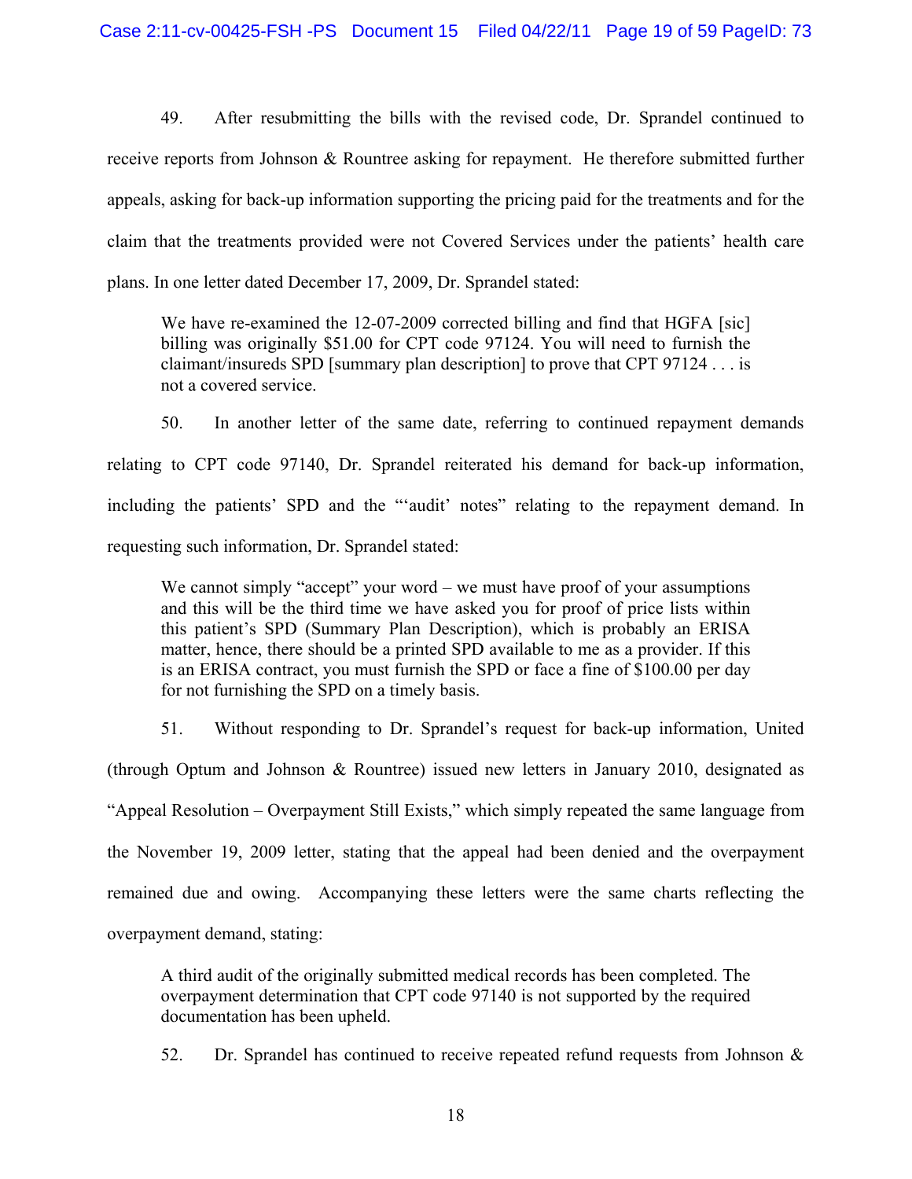49. After resubmitting the bills with the revised code, Dr. Sprandel continued to receive reports from Johnson & Rountree asking for repayment. He therefore submitted further appeals, asking for back-up information supporting the pricing paid for the treatments and for the claim that the treatments provided were not Covered Services under the patients' health care plans. In one letter dated December 17, 2009, Dr. Sprandel stated:

> We have re-examined the 12-07-2009 corrected billing and find that HGFA [sic] billing was originally $51.00 for CPT code 97124. You will need to furnish the claimant/insureds SPD [summary plan description] to prove that CPT 97124 . . . is not a covered service.

50. In another letter of the same date, referring to continued repayment demands relating to CPT code 97140, Dr. Sprandel reiterated his demand for back-up information, including the patients' SPD and the "'audit' notes" relating to the repayment demand. In requesting such information, Dr. Sprandel stated:

> We cannot simply "accept" your word – we must have proof of your assumptions and this will be the third time we have asked you for proof of price lists within this patient's SPD (Summary Plan Description), which is probably an ERISA matter, hence, there should be a printed SPD available to me as a provider. If this is an ERISA contract, you must furnish the SPD or face a fine of $100.00 per day for not furnishing the SPD on a timely basis.

51. Without responding to Dr. Sprandel's request for back-up information, United (through Optum and Johnson & Rountree) issued new letters in January 2010, designated as "Appeal Resolution – Overpayment Still Exists," which simply repeated the same language from the November 19, 2009 letter, stating that the appeal had been denied and the overpayment remained due and owing. Accompanying these letters were the same charts reflecting the overpayment demand, stating:

> A third audit of the originally submitted medical records has been completed. The overpayment determination that CPT code 97140 is not supported by the required documentation has been upheld.

52. Dr. Sprandel has continued to receive repeated refund requests from Johnson &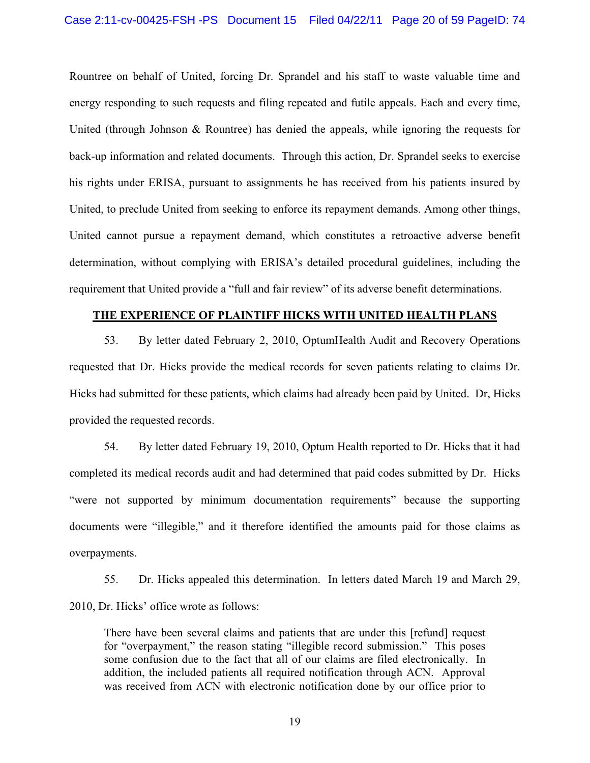Rountree on behalf of United, forcing Dr. Sprandel and his staff to waste valuable time and energy responding to such requests and filing repeated and futile appeals. Each and every time, United (through Johnson & Rountree) has denied the appeals, while ignoring the requests for back-up information and related documents. Through this action, Dr. Sprandel seeks to exercise his rights under ERISA, pursuant to assignments he has received from his patients insured by United, to preclude United from seeking to enforce its repayment demands. Among other things, United cannot pursue a repayment demand, which constitutes a retroactive adverse benefit determination, without complying with ERISA's detailed procedural guidelines, including the requirement that United provide a "full and fair review" of its adverse benefit determinations.

## THE EXPERIENCE OF PLAINTIFF HICKS WITH UNITED HEALTH PLANS

53. By letter dated February 2, 2010, OptumHealth Audit and Recovery Operations requested that Dr. Hicks provide the medical records for seven patients relating to claims Dr. Hicks had submitted for these patients, which claims had already been paid by United. Dr, Hicks provided the requested records.

54. By letter dated February 19, 2010, Optum Health reported to Dr. Hicks that it had completed its medical records audit and had determined that paid codes submitted by Dr. Hicks "were not supported by minimum documentation requirements" because the supporting documents were "illegible," and it therefore identified the amounts paid for those claims as overpayments.

55. Dr. Hicks appealed this determination. In letters dated March 19 and March 29, 2010, Dr. Hicks' office wrote as follows:

> There have been several claims and patients that are under this [refund] request for "overpayment," the reason stating "illegible record submission." This poses some confusion due to the fact that all of our claims are filed electronically. In addition, the included patients all required notification through ACN. Approval was received from ACN with electronic notification done by our office prior to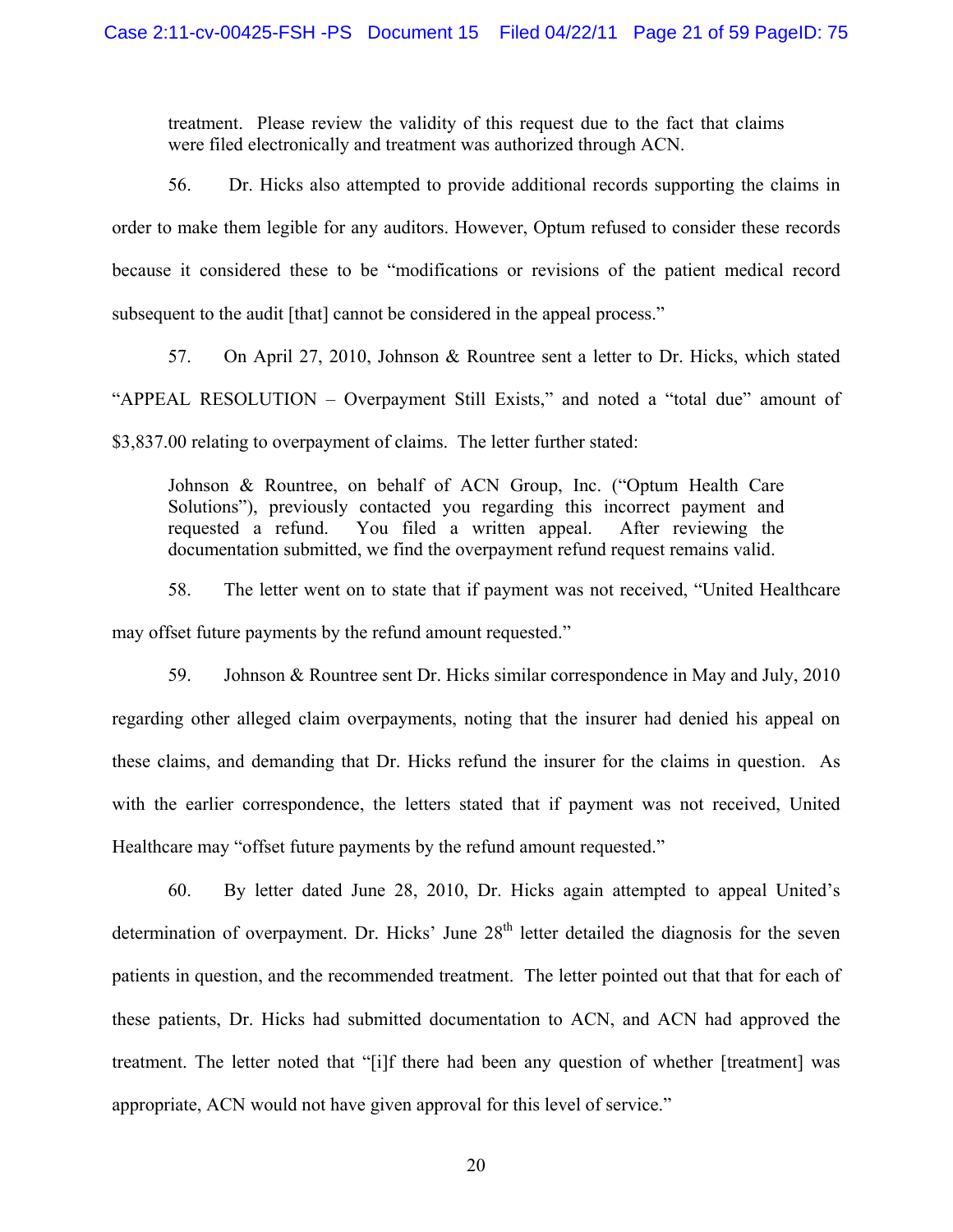> treatment. Please review the validity of this request due to the fact that claims were filed electronically and treatment was authorized through ACN.

56. Dr. Hicks also attempted to provide additional records supporting the claims in order to make them legible for any auditors. However, Optum refused to consider these records because it considered these to be "modifications or revisions of the patient medical record subsequent to the audit [that] cannot be considered in the appeal process."

57. On April 27, 2010, Johnson & Rountree sent a letter to Dr. Hicks, which stated "APPEAL RESOLUTION – Overpayment Still Exists," and noted a "total due" amount of $3,837.00 relating to overpayment of claims. The letter further stated:

> Johnson & Rountree, on behalf of ACN Group, Inc. ("Optum Health Care Solutions"), previously contacted you regarding this incorrect payment and requested a refund. You filed a written appeal. After reviewing the documentation submitted, we find the overpayment refund request remains valid.

58. The letter went on to state that if payment was not received, "United Healthcare may offset future payments by the refund amount requested."

59. Johnson & Rountree sent Dr. Hicks similar correspondence in May and July, 2010 regarding other alleged claim overpayments, noting that the insurer had denied his appeal on these claims, and demanding that Dr. Hicks refund the insurer for the claims in question. As with the earlier correspondence, the letters stated that if payment was not received, United Healthcare may "offset future payments by the refund amount requested."

60. By letter dated June 28, 2010, Dr. Hicks again attempted to appeal United's determination of overpayment. Dr. Hicks' June 28th letter detailed the diagnosis for the seven patients in question, and the recommended treatment. The letter pointed out that that for each of these patients, Dr. Hicks had submitted documentation to ACN, and ACN had approved the treatment. The letter noted that "[i]f there had been any question of whether [treatment] was appropriate, ACN would not have given approval for this level of service."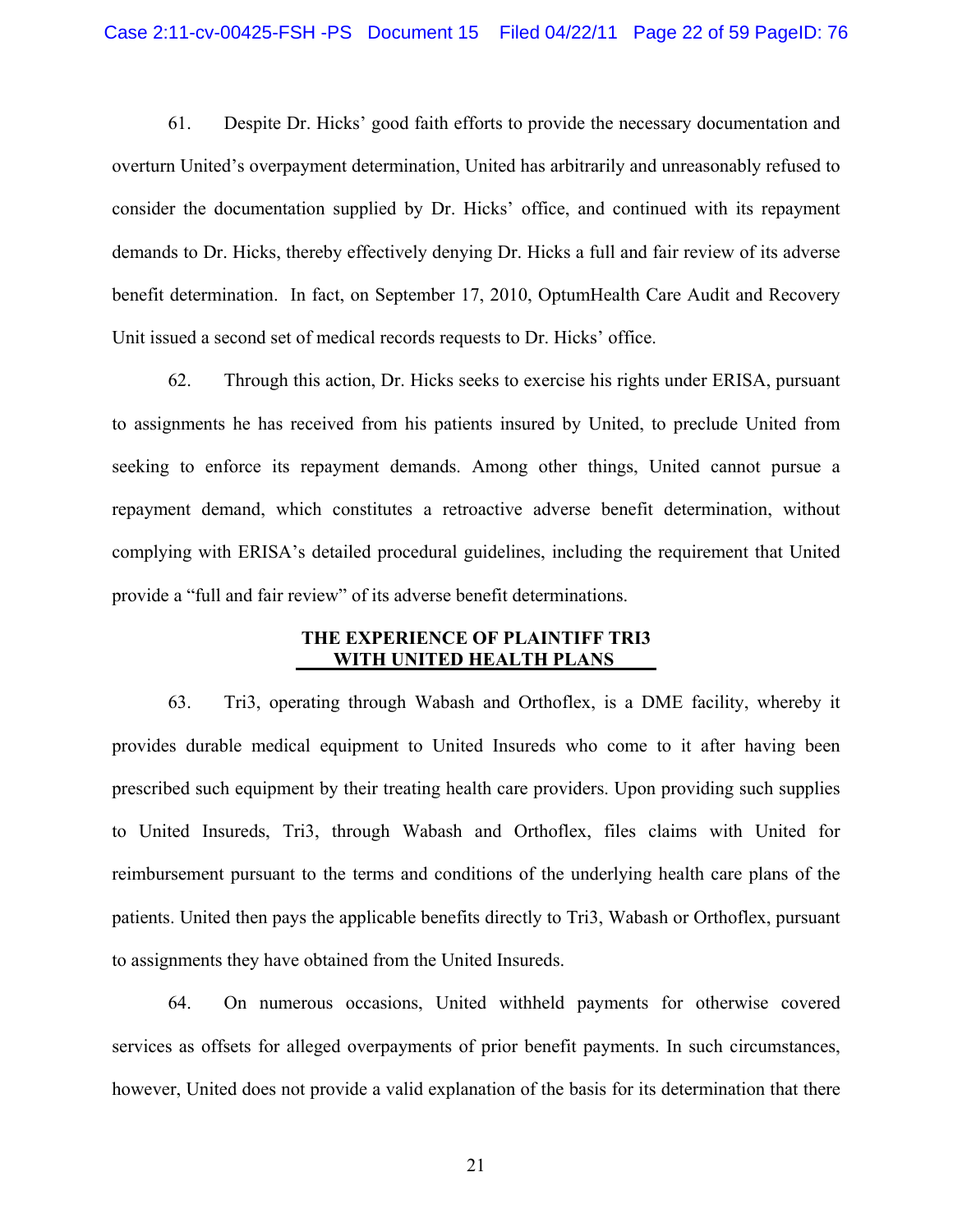61. Despite Dr. Hicks' good faith efforts to provide the necessary documentation and overturn United's overpayment determination, United has arbitrarily and unreasonably refused to consider the documentation supplied by Dr. Hicks' office, and continued with its repayment demands to Dr. Hicks, thereby effectively denying Dr. Hicks a full and fair review of its adverse benefit determination. In fact, on September 17, 2010, OptumHealth Care Audit and Recovery Unit issued a second set of medical records requests to Dr. Hicks' office.

62. Through this action, Dr. Hicks seeks to exercise his rights under ERISA, pursuant to assignments he has received from his patients insured by United, to preclude United from seeking to enforce its repayment demands. Among other things, United cannot pursue a repayment demand, which constitutes a retroactive adverse benefit determination, without complying with ERISA's detailed procedural guidelines, including the requirement that United provide a "full and fair review" of its adverse benefit determinations.

## THE EXPERIENCE OF PLAINTIFF TRI3 WITH UNITED HEALTH PLANS

63. Tri3, operating through Wabash and Orthoflex, is a DME facility, whereby it provides durable medical equipment to United Insureds who come to it after having been prescribed such equipment by their treating health care providers. Upon providing such supplies to United Insureds, Tri3, through Wabash and Orthoflex, files claims with United for reimbursement pursuant to the terms and conditions of the underlying health care plans of the patients. United then pays the applicable benefits directly to Tri3, Wabash or Orthoflex, pursuant to assignments they have obtained from the United Insureds.

64. On numerous occasions, United withheld payments for otherwise covered services as offsets for alleged overpayments of prior benefit payments. In such circumstances, however, United does not provide a valid explanation of the basis for its determination that there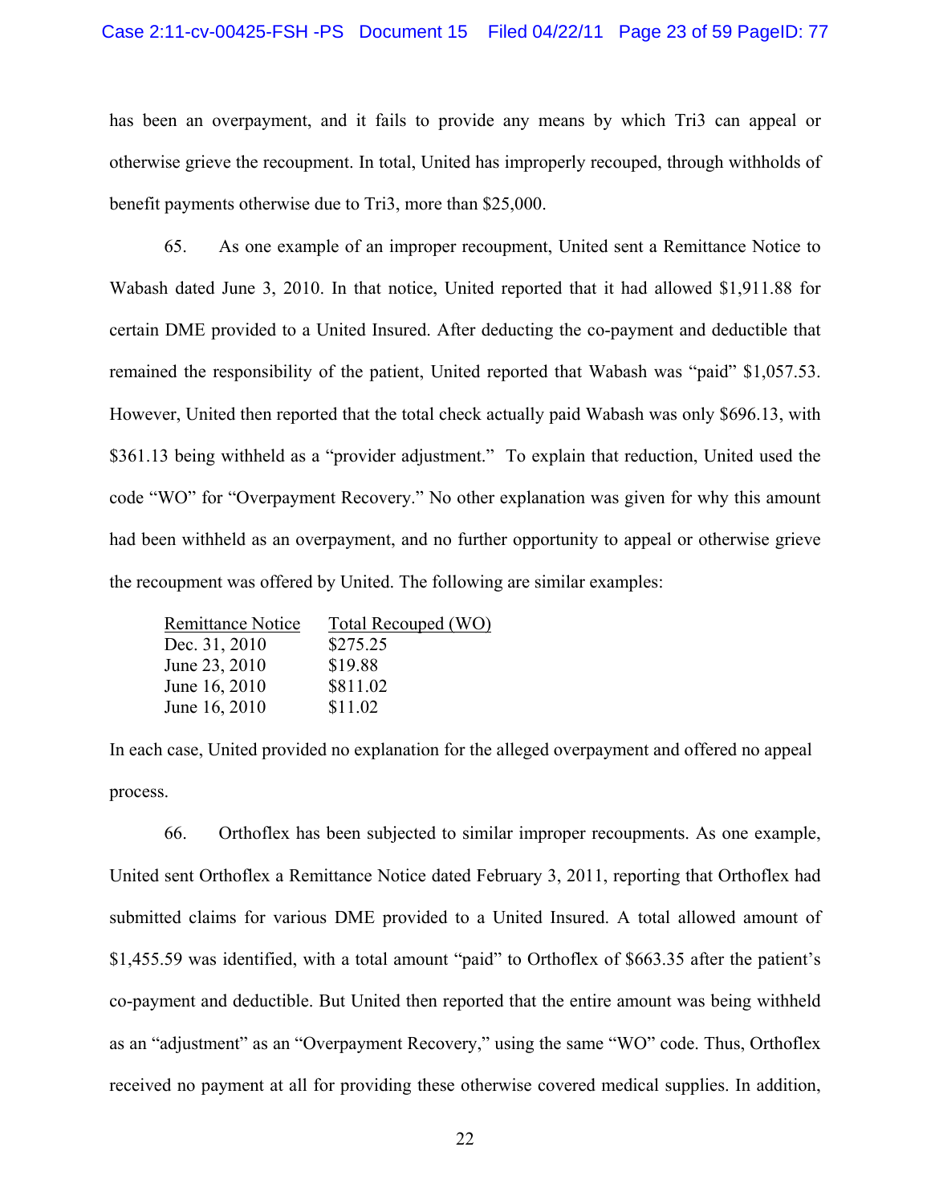has been an overpayment, and it fails to provide any means by which Tri3 can appeal or otherwise grieve the recoupment. In total, United has improperly recouped, through withholds of benefit payments otherwise due to Tri3, more than $25,000.

65. As one example of an improper recoupment, United sent a Remittance Notice to Wabash dated June 3, 2010. In that notice, United reported that it had allowed $1,911.88 for certain DME provided to a United Insured. After deducting the co-payment and deductible that remained the responsibility of the patient, United reported that Wabash was "paid" $1,057.53. However, United then reported that the total check actually paid Wabash was only $696.13, with $361.13 being withheld as a "provider adjustment." To explain that reduction, United used the code "WO" for "Overpayment Recovery." No other explanation was given for why this amount had been withheld as an overpayment, and no further opportunity to appeal or otherwise grieve the recoupment was offered by United. The following are similar examples:

| Remittance Notice | Total Recouped (WO) |
|---|---|
| Dec. 31, 2010 | $275.25 |
| June 23, 2010 | $19.88 |
| June 16, 2010 | $811.02 |
| June 16, 2010 | $11.02 |

In each case, United provided no explanation for the alleged overpayment and offered no appeal process.

66. Orthoflex has been subjected to similar improper recoupments. As one example, United sent Orthoflex a Remittance Notice dated February 3, 2011, reporting that Orthoflex had submitted claims for various DME provided to a United Insured. A total allowed amount of $1,455.59 was identified, with a total amount "paid" to Orthoflex of $663.35 after the patient's co-payment and deductible. But United then reported that the entire amount was being withheld as an "adjustment" as an "Overpayment Recovery," using the same "WO" code. Thus, Orthoflex received no payment at all for providing these otherwise covered medical supplies. In addition,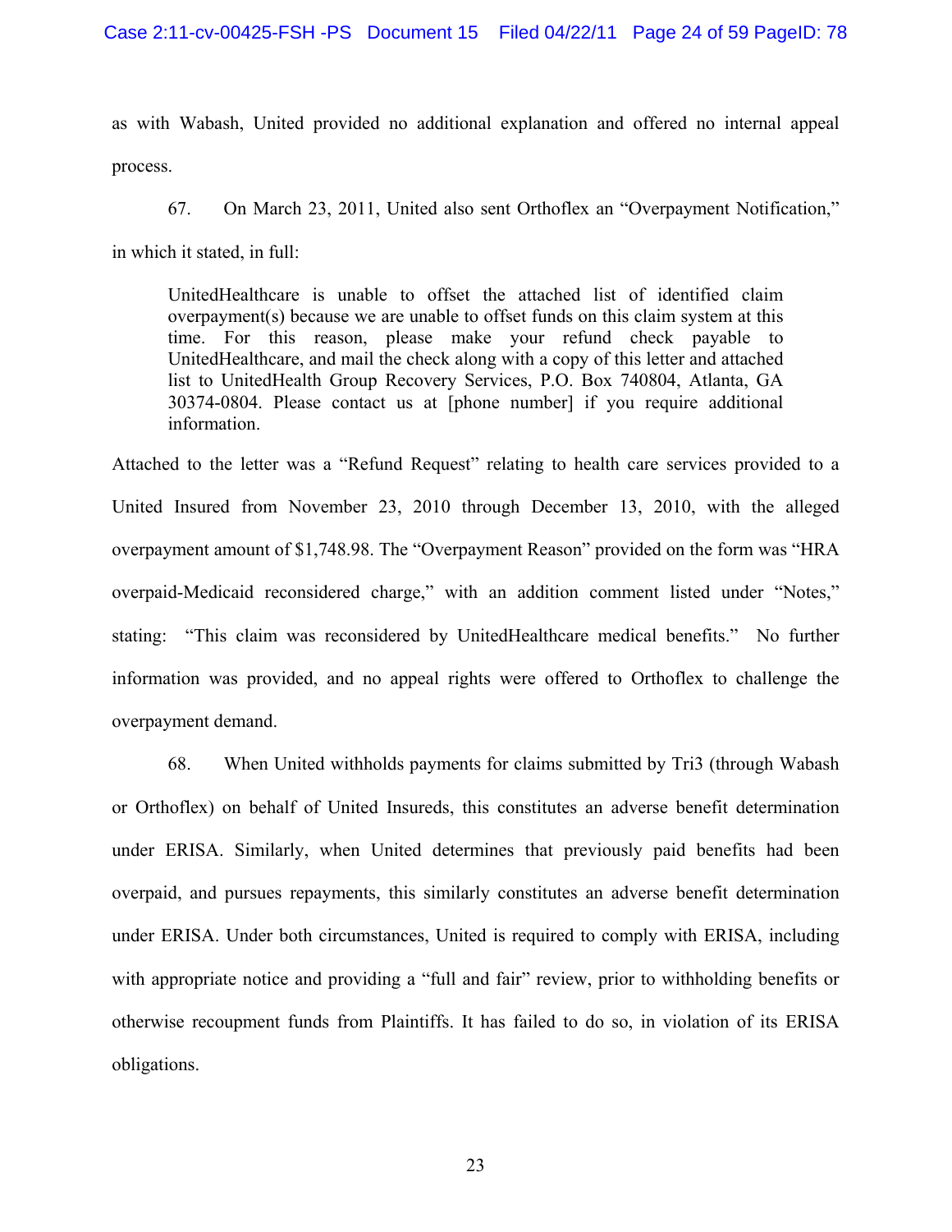as with Wabash, United provided no additional explanation and offered no internal appeal process.

67. On March 23, 2011, United also sent Orthoflex an "Overpayment Notification," in which it stated, in full:

> UnitedHealthcare is unable to offset the attached list of identified claim overpayment(s) because we are unable to offset funds on this claim system at this time. For this reason, please make your refund check payable to UnitedHealthcare, and mail the check along with a copy of this letter and attached list to UnitedHealth Group Recovery Services, P.O. Box 740804, Atlanta, GA 30374-0804. Please contact us at [phone number] if you require additional information.

Attached to the letter was a "Refund Request" relating to health care services provided to a United Insured from November 23, 2010 through December 13, 2010, with the alleged overpayment amount of $1,748.98. The "Overpayment Reason" provided on the form was "HRA overpaid-Medicaid reconsidered charge," with an addition comment listed under "Notes," stating: "This claim was reconsidered by UnitedHealthcare medical benefits." No further information was provided, and no appeal rights were offered to Orthoflex to challenge the overpayment demand.

68. When United withholds payments for claims submitted by Tri3 (through Wabash or Orthoflex) on behalf of United Insureds, this constitutes an adverse benefit determination under ERISA. Similarly, when United determines that previously paid benefits had been overpaid, and pursues repayments, this similarly constitutes an adverse benefit determination under ERISA. Under both circumstances, United is required to comply with ERISA, including with appropriate notice and providing a "full and fair" review, prior to withholding benefits or otherwise recoupment funds from Plaintiffs. It has failed to do so, in violation of its ERISA obligations.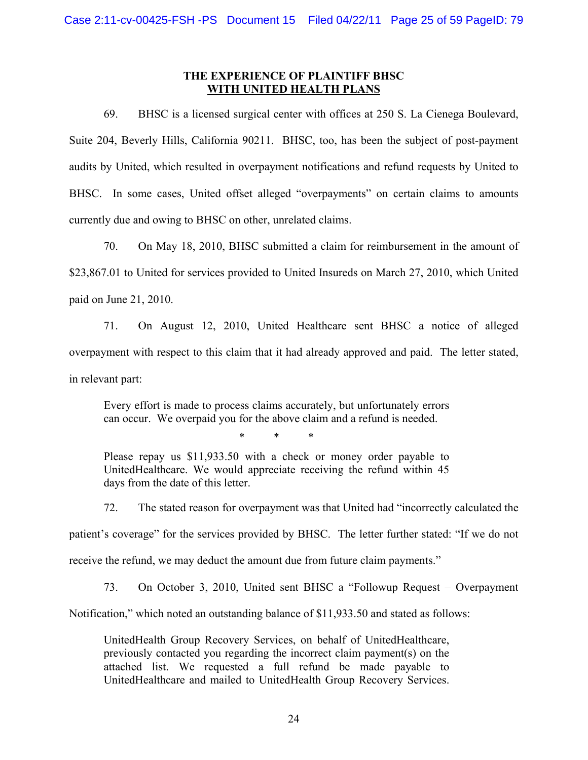## THE EXPERIENCE OF PLAINTIFF BHSC WITH UNITED HEALTH PLANS

69. BHSC is a licensed surgical center with offices at 250 S. La Cienega Boulevard, Suite 204, Beverly Hills, California 90211. BHSC, too, has been the subject of post-payment audits by United, which resulted in overpayment notifications and refund requests by United to BHSC. In some cases, United offset alleged "overpayments" on certain claims to amounts currently due and owing to BHSC on other, unrelated claims.

70. On May 18, 2010, BHSC submitted a claim for reimbursement in the amount of $23,867.01 to United for services provided to United Insureds on March 27, 2010, which United paid on June 21, 2010.

71. On August 12, 2010, United Healthcare sent BHSC a notice of alleged overpayment with respect to this claim that it had already approved and paid. The letter stated, in relevant part:

> Every effort is made to process claims accurately, but unfortunately errors can occur. We overpaid you for the above claim and a refund is needed.
>
> \* \* \*
>
> Please repay us $11,933.50 with a check or money order payable to UnitedHealthcare. We would appreciate receiving the refund within 45 days from the date of this letter.

72. The stated reason for overpayment was that United had "incorrectly calculated the patient's coverage" for the services provided by BHSC. The letter further stated: "If we do not receive the refund, we may deduct the amount due from future claim payments."

73. On October 3, 2010, United sent BHSC a "Followup Request – Overpayment Notification," which noted an outstanding balance of $11,933.50 and stated as follows:

> UnitedHealth Group Recovery Services, on behalf of UnitedHealthcare, previously contacted you regarding the incorrect claim payment(s) on the attached list. We requested a full refund be made payable to UnitedHealthcare and mailed to UnitedHealth Group Recovery Services.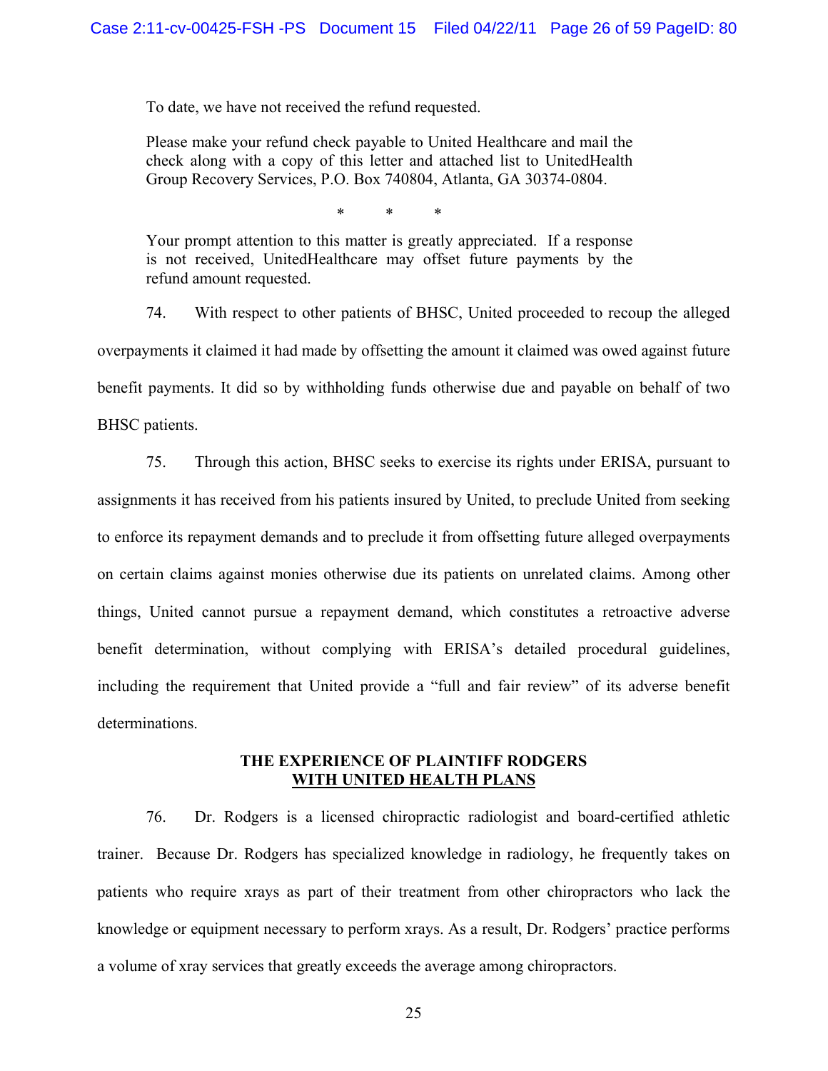> To date, we have not received the refund requested.
>
> Please make your refund check payable to United Healthcare and mail the check along with a copy of this letter and attached list to UnitedHealth Group Recovery Services, P.O. Box 740804, Atlanta, GA 30374-0804.
>
> \* \* \*
>
> Your prompt attention to this matter is greatly appreciated. If a response is not received, UnitedHealthcare may offset future payments by the refund amount requested.

74. With respect to other patients of BHSC, United proceeded to recoup the alleged overpayments it claimed it had made by offsetting the amount it claimed was owed against future benefit payments. It did so by withholding funds otherwise due and payable on behalf of two BHSC patients.

75. Through this action, BHSC seeks to exercise its rights under ERISA, pursuant to assignments it has received from his patients insured by United, to preclude United from seeking to enforce its repayment demands and to preclude it from offsetting future alleged overpayments on certain claims against monies otherwise due its patients on unrelated claims. Among other things, United cannot pursue a repayment demand, which constitutes a retroactive adverse benefit determination, without complying with ERISA's detailed procedural guidelines, including the requirement that United provide a "full and fair review" of its adverse benefit determinations.

**THE EXPERIENCE OF PLAINTIFF RODGERS**
**WITH UNITED HEALTH PLANS**

76. Dr. Rodgers is a licensed chiropractic radiologist and board-certified athletic trainer. Because Dr. Rodgers has specialized knowledge in radiology, he frequently takes on patients who require xrays as part of their treatment from other chiropractors who lack the knowledge or equipment necessary to perform xrays. As a result, Dr. Rodgers' practice performs a volume of xray services that greatly exceeds the average among chiropractors.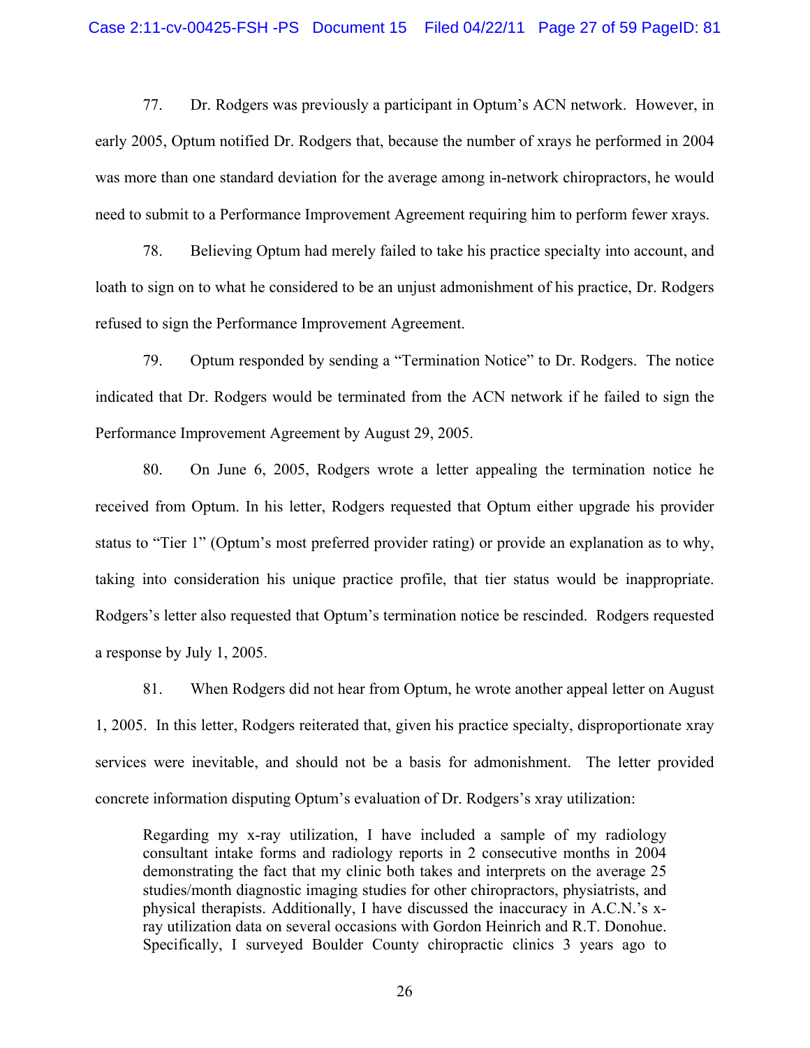77. Dr. Rodgers was previously a participant in Optum's ACN network. However, in early 2005, Optum notified Dr. Rodgers that, because the number of xrays he performed in 2004 was more than one standard deviation for the average among in-network chiropractors, he would need to submit to a Performance Improvement Agreement requiring him to perform fewer xrays.

78. Believing Optum had merely failed to take his practice specialty into account, and loath to sign on to what he considered to be an unjust admonishment of his practice, Dr. Rodgers refused to sign the Performance Improvement Agreement.

79. Optum responded by sending a "Termination Notice" to Dr. Rodgers. The notice indicated that Dr. Rodgers would be terminated from the ACN network if he failed to sign the Performance Improvement Agreement by August 29, 2005.

80. On June 6, 2005, Rodgers wrote a letter appealing the termination notice he received from Optum. In his letter, Rodgers requested that Optum either upgrade his provider status to "Tier 1" (Optum's most preferred provider rating) or provide an explanation as to why, taking into consideration his unique practice profile, that tier status would be inappropriate. Rodgers's letter also requested that Optum's termination notice be rescinded. Rodgers requested a response by July 1, 2005.

81. When Rodgers did not hear from Optum, he wrote another appeal letter on August 1, 2005. In this letter, Rodgers reiterated that, given his practice specialty, disproportionate xray services were inevitable, and should not be a basis for admonishment. The letter provided concrete information disputing Optum's evaluation of Dr. Rodgers's xray utilization:

> Regarding my x-ray utilization, I have included a sample of my radiology consultant intake forms and radiology reports in 2 consecutive months in 2004 demonstrating the fact that my clinic both takes and interprets on the average 25 studies/month diagnostic imaging studies for other chiropractors, physiatrists, and physical therapists. Additionally, I have discussed the inaccuracy in A.C.N.'s x-ray utilization data on several occasions with Gordon Heinrich and R.T. Donohue. Specifically, I surveyed Boulder County chiropractic clinics 3 years ago to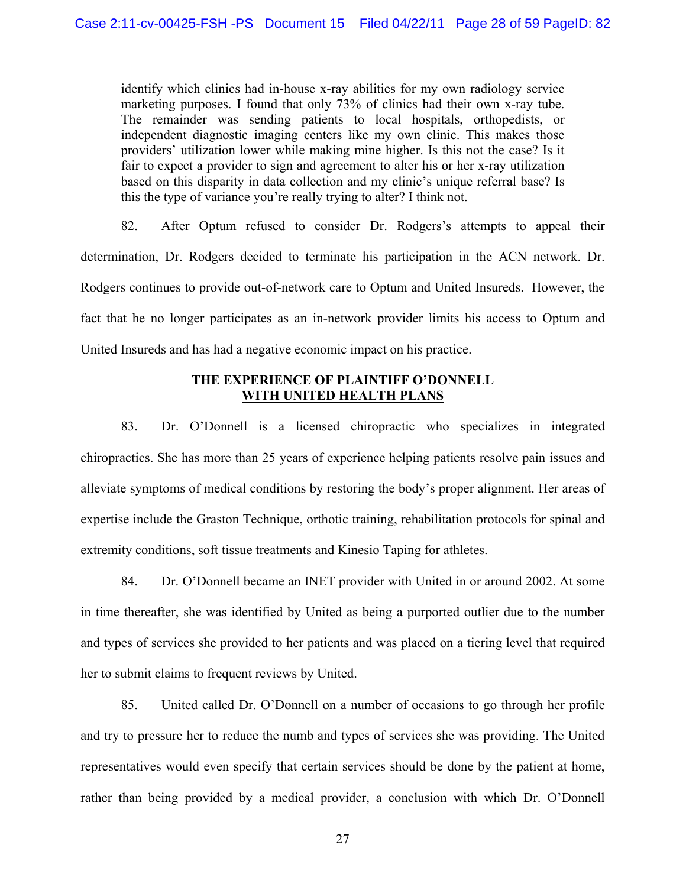> identify which clinics had in-house x-ray abilities for my own radiology service marketing purposes. I found that only 73% of clinics had their own x-ray tube. The remainder was sending patients to local hospitals, orthopedists, or independent diagnostic imaging centers like my own clinic. This makes those providers' utilization lower while making mine higher. Is this not the case? Is it fair to expect a provider to sign and agreement to alter his or her x-ray utilization based on this disparity in data collection and my clinic's unique referral base? Is this the type of variance you're really trying to alter? I think not.

82. After Optum refused to consider Dr. Rodgers's attempts to appeal their determination, Dr. Rodgers decided to terminate his participation in the ACN network. Dr. Rodgers continues to provide out-of-network care to Optum and United Insureds. However, the fact that he no longer participates as an in-network provider limits his access to Optum and United Insureds and has had a negative economic impact on his practice.

**THE EXPERIENCE OF PLAINTIFF O'DONNELL**
**<u>WITH UNITED HEALTH PLANS</u>**

83. Dr. O'Donnell is a licensed chiropractic who specializes in integrated chiropractics. She has more than 25 years of experience helping patients resolve pain issues and alleviate symptoms of medical conditions by restoring the body's proper alignment. Her areas of expertise include the Graston Technique, orthotic training, rehabilitation protocols for spinal and extremity conditions, soft tissue treatments and Kinesio Taping for athletes.

84. Dr. O'Donnell became an INET provider with United in or around 2002. At some in time thereafter, she was identified by United as being a purported outlier due to the number and types of services she provided to her patients and was placed on a tiering level that required her to submit claims to frequent reviews by United.

85. United called Dr. O'Donnell on a number of occasions to go through her profile and try to pressure her to reduce the numb and types of services she was providing. The United representatives would even specify that certain services should be done by the patient at home, rather than being provided by a medical provider, a conclusion with which Dr. O'Donnell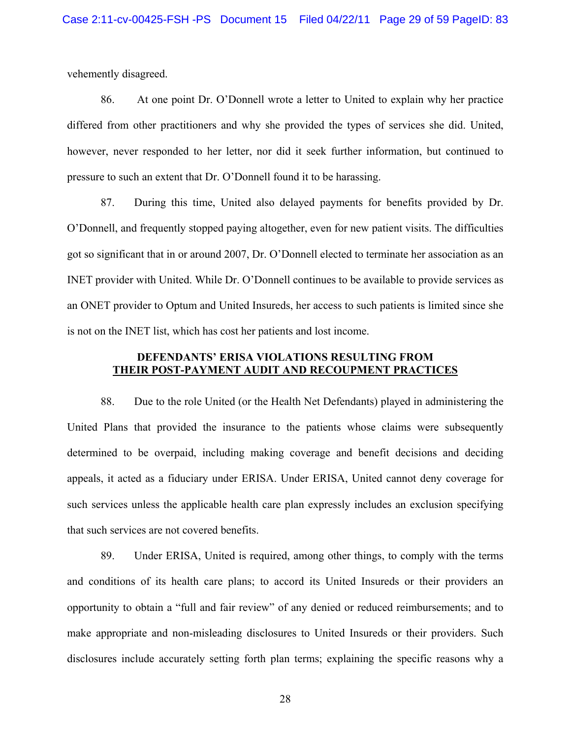vehemently disagreed.

86. At one point Dr. O'Donnell wrote a letter to United to explain why her practice differed from other practitioners and why she provided the types of services she did. United, however, never responded to her letter, nor did it seek further information, but continued to pressure to such an extent that Dr. O'Donnell found it to be harassing.

87. During this time, United also delayed payments for benefits provided by Dr. O'Donnell, and frequently stopped paying altogether, even for new patient visits. The difficulties got so significant that in or around 2007, Dr. O'Donnell elected to terminate her association as an INET provider with United. While Dr. O'Donnell continues to be available to provide services as an ONET provider to Optum and United Insureds, her access to such patients is limited since she is not on the INET list, which has cost her patients and lost income.

**DEFENDANTS' ERISA VIOLATIONS RESULTING FROM**
**THEIR POST-PAYMENT AUDIT AND RECOUPMENT PRACTICES**

88. Due to the role United (or the Health Net Defendants) played in administering the United Plans that provided the insurance to the patients whose claims were subsequently determined to be overpaid, including making coverage and benefit decisions and deciding appeals, it acted as a fiduciary under ERISA. Under ERISA, United cannot deny coverage for such services unless the applicable health care plan expressly includes an exclusion specifying that such services are not covered benefits.

89. Under ERISA, United is required, among other things, to comply with the terms and conditions of its health care plans; to accord its United Insureds or their providers an opportunity to obtain a "full and fair review" of any denied or reduced reimbursements; and to make appropriate and non-misleading disclosures to United Insureds or their providers. Such disclosures include accurately setting forth plan terms; explaining the specific reasons why a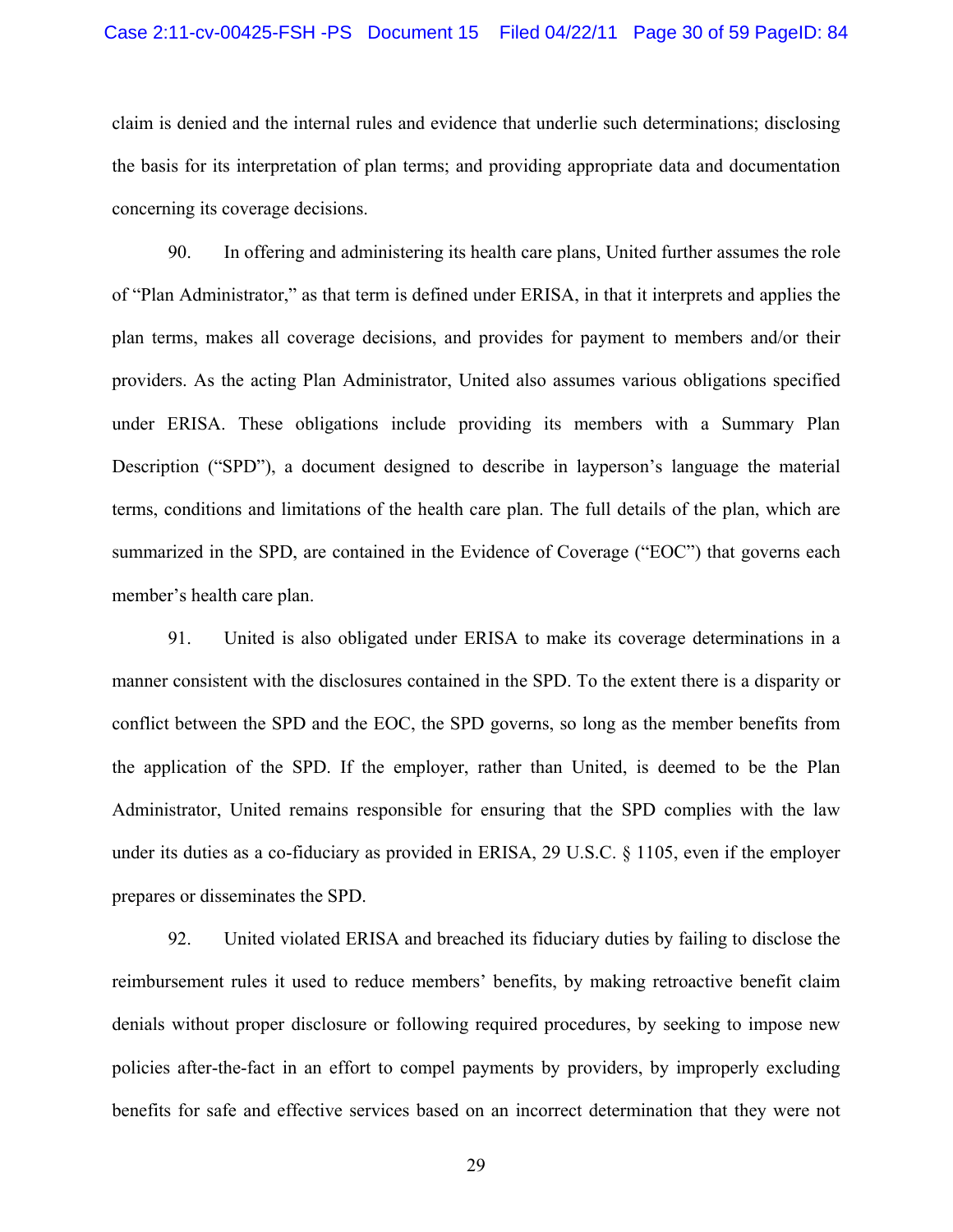claim is denied and the internal rules and evidence that underlie such determinations; disclosing the basis for its interpretation of plan terms; and providing appropriate data and documentation concerning its coverage decisions.

90. In offering and administering its health care plans, United further assumes the role of "Plan Administrator," as that term is defined under ERISA, in that it interprets and applies the plan terms, makes all coverage decisions, and provides for payment to members and/or their providers. As the acting Plan Administrator, United also assumes various obligations specified under ERISA. These obligations include providing its members with a Summary Plan Description ("SPD"), a document designed to describe in layperson's language the material terms, conditions and limitations of the health care plan. The full details of the plan, which are summarized in the SPD, are contained in the Evidence of Coverage ("EOC") that governs each member's health care plan.

91. United is also obligated under ERISA to make its coverage determinations in a manner consistent with the disclosures contained in the SPD. To the extent there is a disparity or conflict between the SPD and the EOC, the SPD governs, so long as the member benefits from the application of the SPD. If the employer, rather than United, is deemed to be the Plan Administrator, United remains responsible for ensuring that the SPD complies with the law under its duties as a co-fiduciary as provided in ERISA, 29 U.S.C. § 1105, even if the employer prepares or disseminates the SPD.

92. United violated ERISA and breached its fiduciary duties by failing to disclose the reimbursement rules it used to reduce members' benefits, by making retroactive benefit claim denials without proper disclosure or following required procedures, by seeking to impose new policies after-the-fact in an effort to compel payments by providers, by improperly excluding benefits for safe and effective services based on an incorrect determination that they were not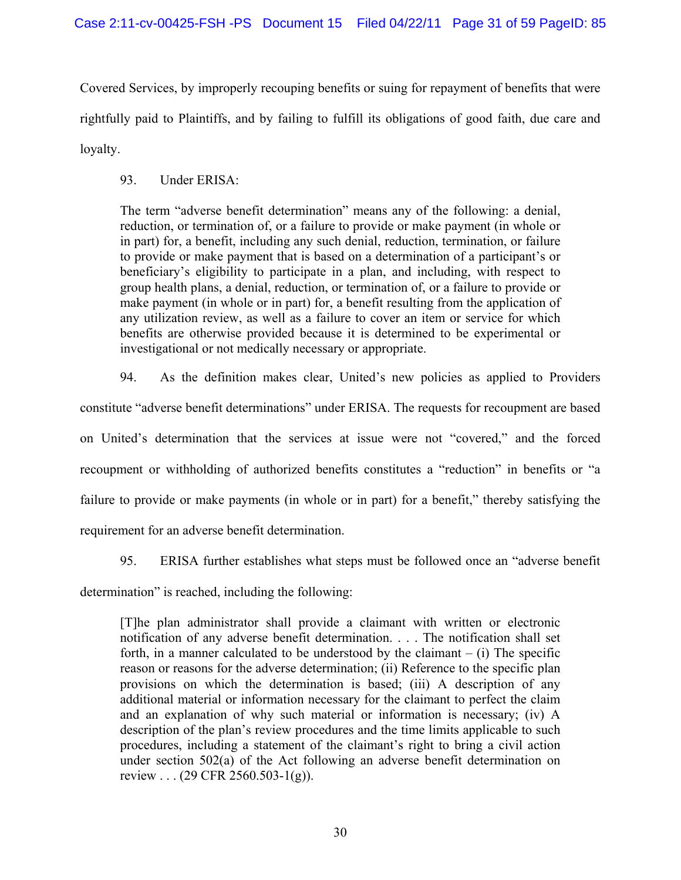Covered Services, by improperly recouping benefits or suing for repayment of benefits that were rightfully paid to Plaintiffs, and by failing to fulfill its obligations of good faith, due care and loyalty.

93. Under ERISA:

> The term "adverse benefit determination" means any of the following: a denial, reduction, or termination of, or a failure to provide or make payment (in whole or in part) for, a benefit, including any such denial, reduction, termination, or failure to provide or make payment that is based on a determination of a participant's or beneficiary's eligibility to participate in a plan, and including, with respect to group health plans, a denial, reduction, or termination of, or a failure to provide or make payment (in whole or in part) for, a benefit resulting from the application of any utilization review, as well as a failure to cover an item or service for which benefits are otherwise provided because it is determined to be experimental or investigational or not medically necessary or appropriate.

94. As the definition makes clear, United's new policies as applied to Providers constitute "adverse benefit determinations" under ERISA. The requests for recoupment are based on United's determination that the services at issue were not "covered," and the forced recoupment or withholding of authorized benefits constitutes a "reduction" in benefits or "a failure to provide or make payments (in whole or in part) for a benefit," thereby satisfying the requirement for an adverse benefit determination.

95. ERISA further establishes what steps must be followed once an "adverse benefit determination" is reached, including the following:

> [T]he plan administrator shall provide a claimant with written or electronic notification of any adverse benefit determination. . . . The notification shall set forth, in a manner calculated to be understood by the claimant – (i) The specific reason or reasons for the adverse determination; (ii) Reference to the specific plan provisions on which the determination is based; (iii) A description of any additional material or information necessary for the claimant to perfect the claim and an explanation of why such material or information is necessary; (iv) A description of the plan's review procedures and the time limits applicable to such procedures, including a statement of the claimant's right to bring a civil action under section 502(a) of the Act following an adverse benefit determination on review . . . (29 CFR 2560.503-1(g)).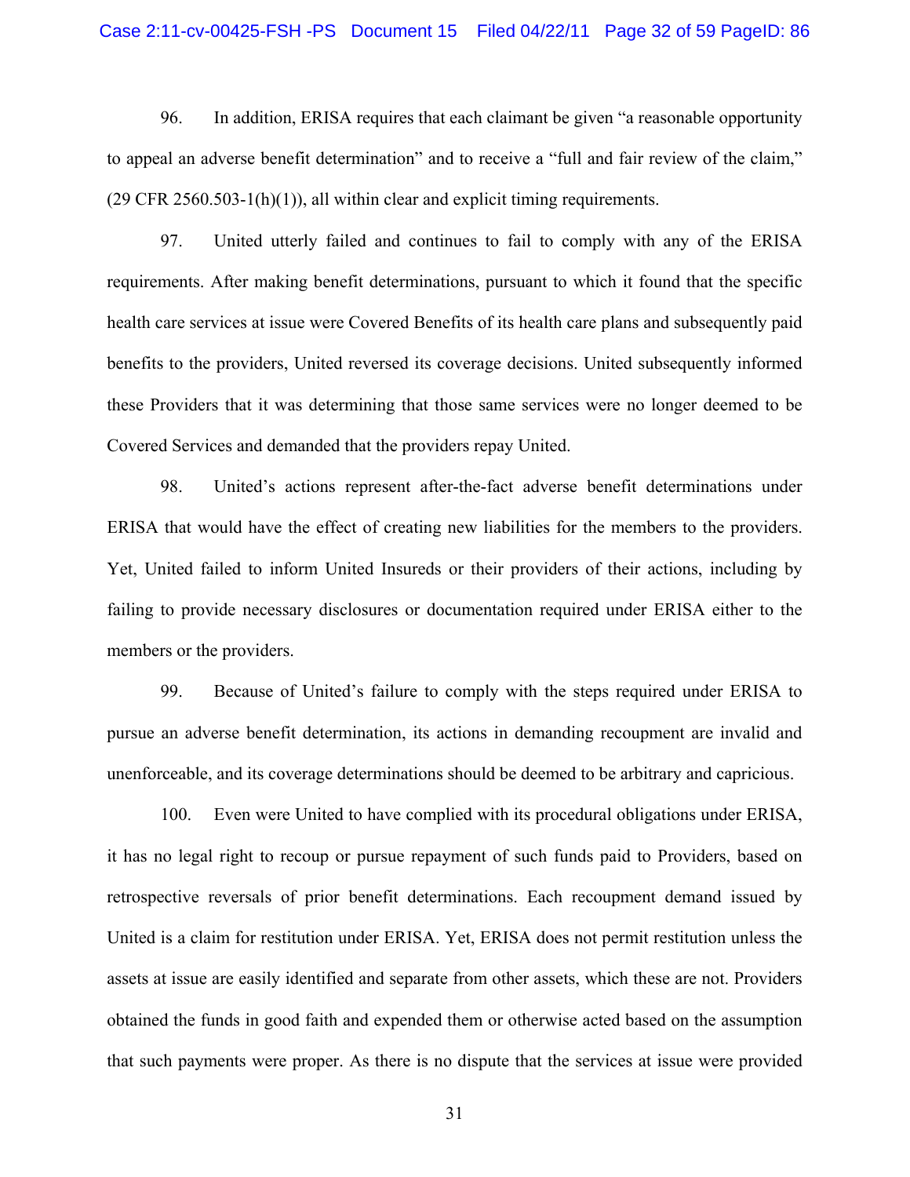96. In addition, ERISA requires that each claimant be given "a reasonable opportunity to appeal an adverse benefit determination" and to receive a "full and fair review of the claim," (29 CFR 2560.503-1(h)(1)), all within clear and explicit timing requirements.

97. United utterly failed and continues to fail to comply with any of the ERISA requirements. After making benefit determinations, pursuant to which it found that the specific health care services at issue were Covered Benefits of its health care plans and subsequently paid benefits to the providers, United reversed its coverage decisions. United subsequently informed these Providers that it was determining that those same services were no longer deemed to be Covered Services and demanded that the providers repay United.

98. United's actions represent after-the-fact adverse benefit determinations under ERISA that would have the effect of creating new liabilities for the members to the providers. Yet, United failed to inform United Insureds or their providers of their actions, including by failing to provide necessary disclosures or documentation required under ERISA either to the members or the providers.

99. Because of United's failure to comply with the steps required under ERISA to pursue an adverse benefit determination, its actions in demanding recoupment are invalid and unenforceable, and its coverage determinations should be deemed to be arbitrary and capricious.

100. Even were United to have complied with its procedural obligations under ERISA, it has no legal right to recoup or pursue repayment of such funds paid to Providers, based on retrospective reversals of prior benefit determinations. Each recoupment demand issued by United is a claim for restitution under ERISA. Yet, ERISA does not permit restitution unless the assets at issue are easily identified and separate from other assets, which these are not. Providers obtained the funds in good faith and expended them or otherwise acted based on the assumption that such payments were proper. As there is no dispute that the services at issue were provided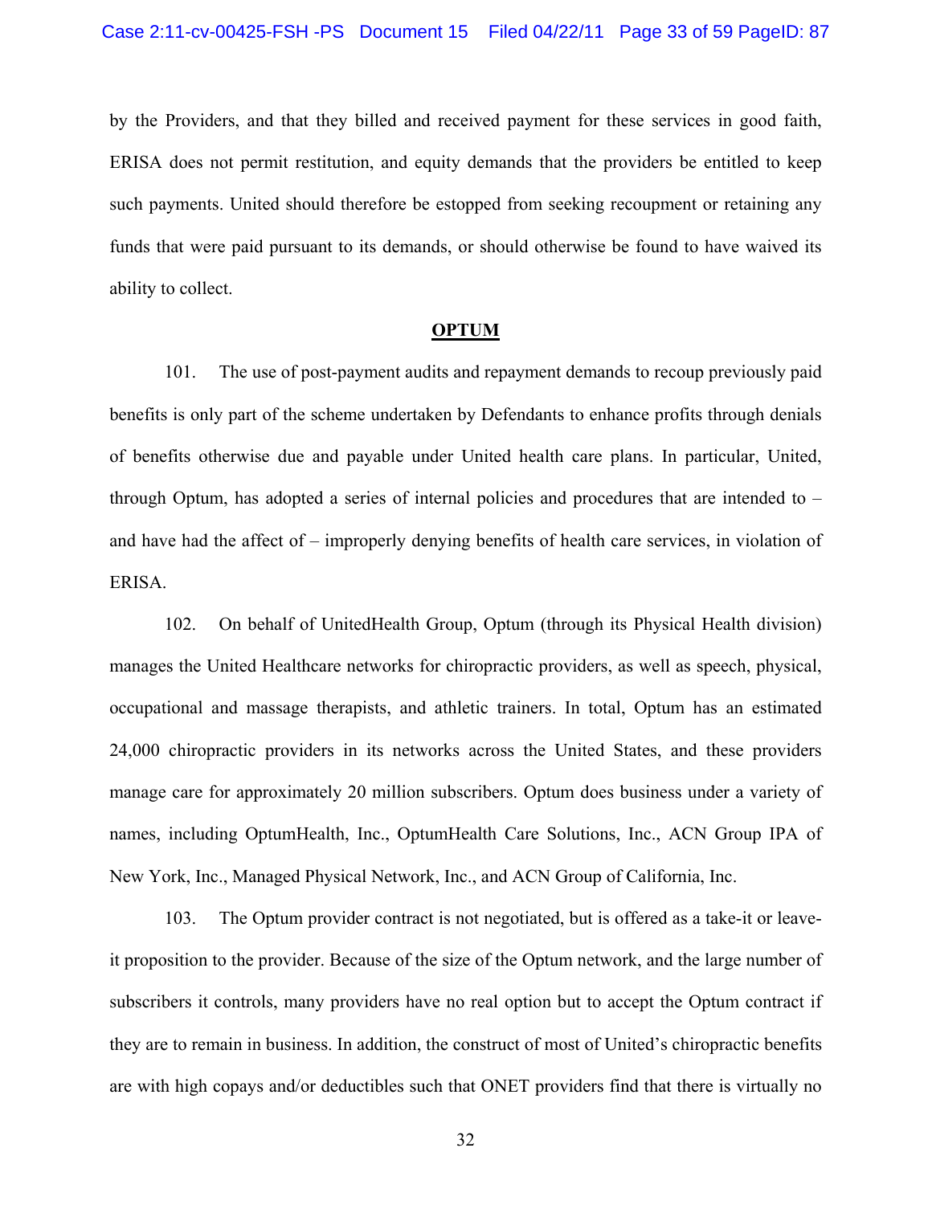by the Providers, and that they billed and received payment for these services in good faith, ERISA does not permit restitution, and equity demands that the providers be entitled to keep such payments. United should therefore be estopped from seeking recoupment or retaining any funds that were paid pursuant to its demands, or should otherwise be found to have waived its ability to collect.

## OPTUM

101. The use of post-payment audits and repayment demands to recoup previously paid benefits is only part of the scheme undertaken by Defendants to enhance profits through denials of benefits otherwise due and payable under United health care plans. In particular, United, through Optum, has adopted a series of internal policies and procedures that are intended to – and have had the affect of – improperly denying benefits of health care services, in violation of ERISA.

102. On behalf of UnitedHealth Group, Optum (through its Physical Health division) manages the United Healthcare networks for chiropractic providers, as well as speech, physical, occupational and massage therapists, and athletic trainers. In total, Optum has an estimated 24,000 chiropractic providers in its networks across the United States, and these providers manage care for approximately 20 million subscribers. Optum does business under a variety of names, including OptumHealth, Inc., OptumHealth Care Solutions, Inc., ACN Group IPA of New York, Inc., Managed Physical Network, Inc., and ACN Group of California, Inc.

103. The Optum provider contract is not negotiated, but is offered as a take-it or leave-it proposition to the provider. Because of the size of the Optum network, and the large number of subscribers it controls, many providers have no real option but to accept the Optum contract if they are to remain in business. In addition, the construct of most of United's chiropractic benefits are with high copays and/or deductibles such that ONET providers find that there is virtually no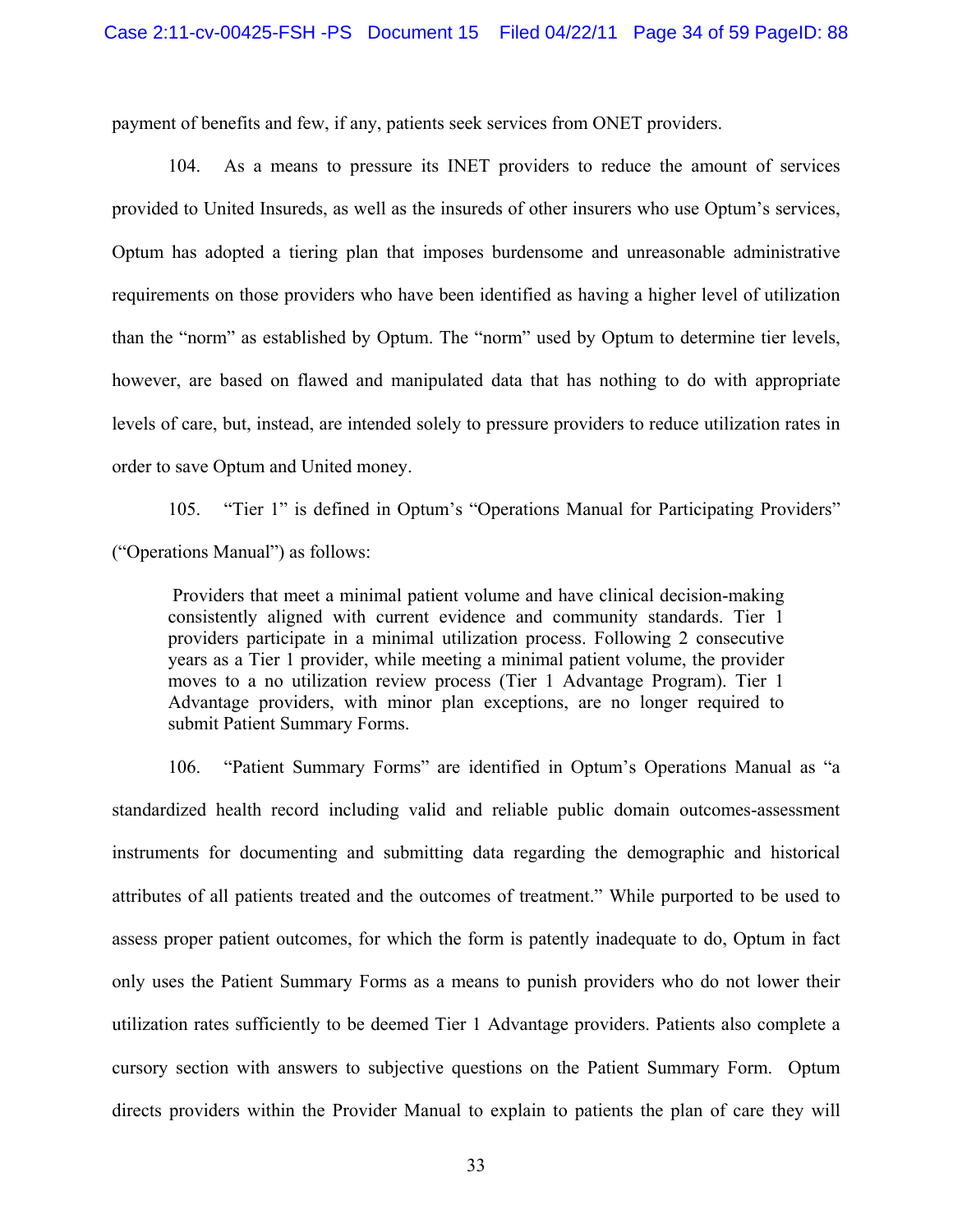payment of benefits and few, if any, patients seek services from ONET providers.

104. As a means to pressure its INET providers to reduce the amount of services provided to United Insureds, as well as the insureds of other insurers who use Optum's services, Optum has adopted a tiering plan that imposes burdensome and unreasonable administrative requirements on those providers who have been identified as having a higher level of utilization than the "norm" as established by Optum. The "norm" used by Optum to determine tier levels, however, are based on flawed and manipulated data that has nothing to do with appropriate levels of care, but, instead, are intended solely to pressure providers to reduce utilization rates in order to save Optum and United money.

105. "Tier 1" is defined in Optum's "Operations Manual for Participating Providers" ("Operations Manual") as follows:

> Providers that meet a minimal patient volume and have clinical decision-making consistently aligned with current evidence and community standards. Tier 1 providers participate in a minimal utilization process. Following 2 consecutive years as a Tier 1 provider, while meeting a minimal patient volume, the provider moves to a no utilization review process (Tier 1 Advantage Program). Tier 1 Advantage providers, with minor plan exceptions, are no longer required to submit Patient Summary Forms.

106. "Patient Summary Forms" are identified in Optum's Operations Manual as "a standardized health record including valid and reliable public domain outcomes-assessment instruments for documenting and submitting data regarding the demographic and historical attributes of all patients treated and the outcomes of treatment." While purported to be used to assess proper patient outcomes, for which the form is patently inadequate to do, Optum in fact only uses the Patient Summary Forms as a means to punish providers who do not lower their utilization rates sufficiently to be deemed Tier 1 Advantage providers. Patients also complete a cursory section with answers to subjective questions on the Patient Summary Form. Optum directs providers within the Provider Manual to explain to patients the plan of care they will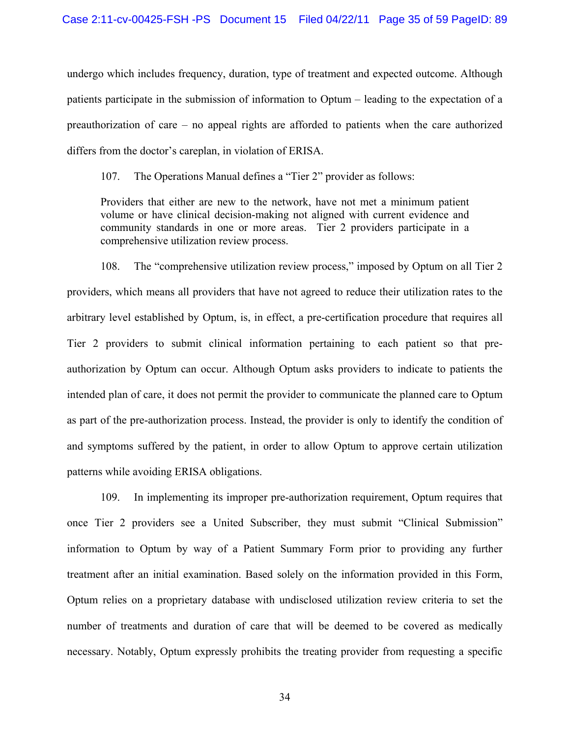undergo which includes frequency, duration, type of treatment and expected outcome. Although patients participate in the submission of information to Optum – leading to the expectation of a preauthorization of care – no appeal rights are afforded to patients when the care authorized differs from the doctor's careplan, in violation of ERISA.

107. The Operations Manual defines a "Tier 2" provider as follows:

> Providers that either are new to the network, have not met a minimum patient volume or have clinical decision-making not aligned with current evidence and community standards in one or more areas. Tier 2 providers participate in a comprehensive utilization review process.

108. The "comprehensive utilization review process," imposed by Optum on all Tier 2 providers, which means all providers that have not agreed to reduce their utilization rates to the arbitrary level established by Optum, is, in effect, a pre-certification procedure that requires all Tier 2 providers to submit clinical information pertaining to each patient so that pre-authorization by Optum can occur. Although Optum asks providers to indicate to patients the intended plan of care, it does not permit the provider to communicate the planned care to Optum as part of the pre-authorization process. Instead, the provider is only to identify the condition of and symptoms suffered by the patient, in order to allow Optum to approve certain utilization patterns while avoiding ERISA obligations.

109. In implementing its improper pre-authorization requirement, Optum requires that once Tier 2 providers see a United Subscriber, they must submit "Clinical Submission" information to Optum by way of a Patient Summary Form prior to providing any further treatment after an initial examination. Based solely on the information provided in this Form, Optum relies on a proprietary database with undisclosed utilization review criteria to set the number of treatments and duration of care that will be deemed to be covered as medically necessary. Notably, Optum expressly prohibits the treating provider from requesting a specific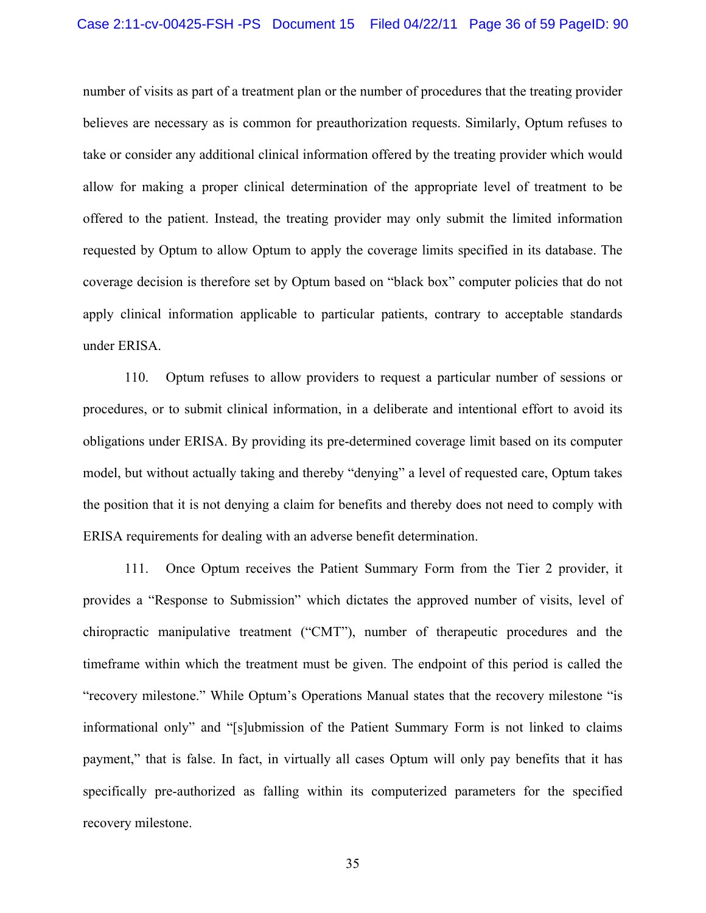number of visits as part of a treatment plan or the number of procedures that the treating provider believes are necessary as is common for preauthorization requests. Similarly, Optum refuses to take or consider any additional clinical information offered by the treating provider which would allow for making a proper clinical determination of the appropriate level of treatment to be offered to the patient. Instead, the treating provider may only submit the limited information requested by Optum to allow Optum to apply the coverage limits specified in its database. The coverage decision is therefore set by Optum based on "black box" computer policies that do not apply clinical information applicable to particular patients, contrary to acceptable standards under ERISA.

110. Optum refuses to allow providers to request a particular number of sessions or procedures, or to submit clinical information, in a deliberate and intentional effort to avoid its obligations under ERISA. By providing its pre-determined coverage limit based on its computer model, but without actually taking and thereby "denying" a level of requested care, Optum takes the position that it is not denying a claim for benefits and thereby does not need to comply with ERISA requirements for dealing with an adverse benefit determination.

111. Once Optum receives the Patient Summary Form from the Tier 2 provider, it provides a "Response to Submission" which dictates the approved number of visits, level of chiropractic manipulative treatment ("CMT"), number of therapeutic procedures and the timeframe within which the treatment must be given. The endpoint of this period is called the "recovery milestone." While Optum's Operations Manual states that the recovery milestone "is informational only" and "[s]ubmission of the Patient Summary Form is not linked to claims payment," that is false. In fact, in virtually all cases Optum will only pay benefits that it has specifically pre-authorized as falling within its computerized parameters for the specified recovery milestone.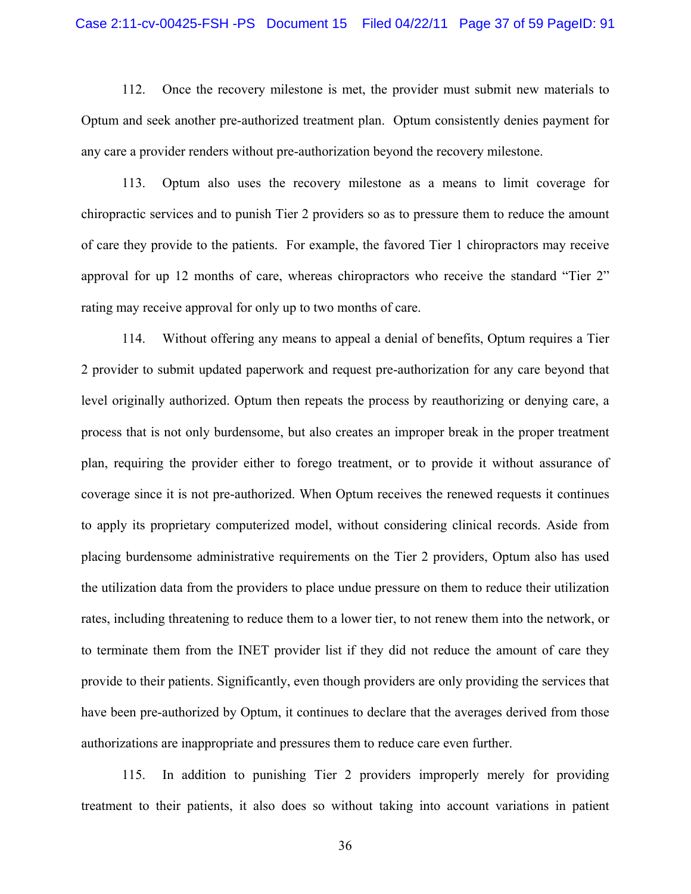112. Once the recovery milestone is met, the provider must submit new materials to Optum and seek another pre-authorized treatment plan. Optum consistently denies payment for any care a provider renders without pre-authorization beyond the recovery milestone.

113. Optum also uses the recovery milestone as a means to limit coverage for chiropractic services and to punish Tier 2 providers so as to pressure them to reduce the amount of care they provide to the patients. For example, the favored Tier 1 chiropractors may receive approval for up 12 months of care, whereas chiropractors who receive the standard "Tier 2" rating may receive approval for only up to two months of care.

114. Without offering any means to appeal a denial of benefits, Optum requires a Tier 2 provider to submit updated paperwork and request pre-authorization for any care beyond that level originally authorized. Optum then repeats the process by reauthorizing or denying care, a process that is not only burdensome, but also creates an improper break in the proper treatment plan, requiring the provider either to forego treatment, or to provide it without assurance of coverage since it is not pre-authorized. When Optum receives the renewed requests it continues to apply its proprietary computerized model, without considering clinical records. Aside from placing burdensome administrative requirements on the Tier 2 providers, Optum also has used the utilization data from the providers to place undue pressure on them to reduce their utilization rates, including threatening to reduce them to a lower tier, to not renew them into the network, or to terminate them from the INET provider list if they did not reduce the amount of care they provide to their patients. Significantly, even though providers are only providing the services that have been pre-authorized by Optum, it continues to declare that the averages derived from those authorizations are inappropriate and pressures them to reduce care even further.

115. In addition to punishing Tier 2 providers improperly merely for providing treatment to their patients, it also does so without taking into account variations in patient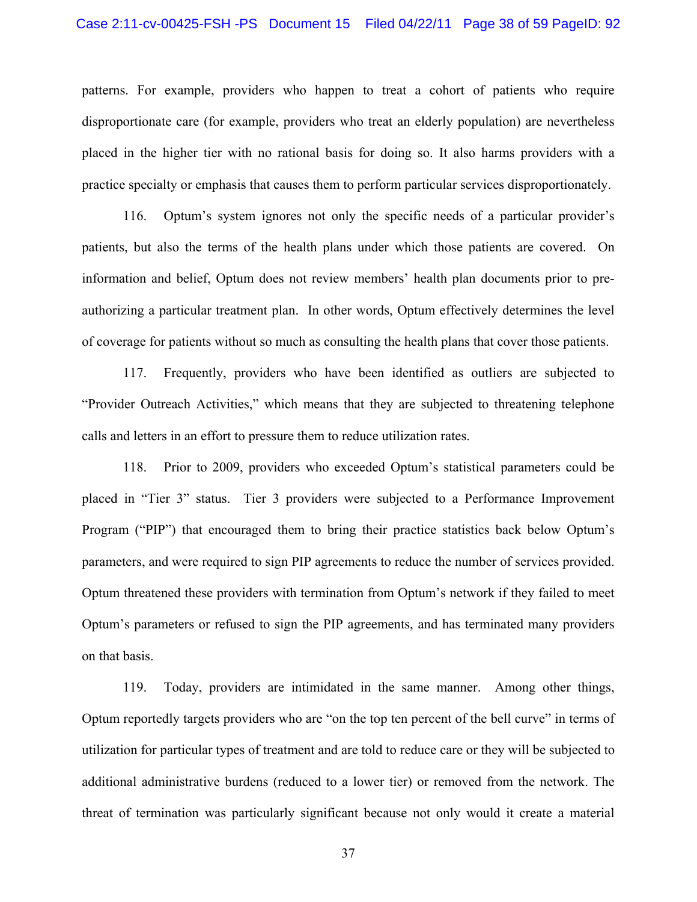patterns. For example, providers who happen to treat a cohort of patients who require disproportionate care (for example, providers who treat an elderly population) are nevertheless placed in the higher tier with no rational basis for doing so. It also harms providers with a practice specialty or emphasis that causes them to perform particular services disproportionately.

116. Optum's system ignores not only the specific needs of a particular provider's patients, but also the terms of the health plans under which those patients are covered. On information and belief, Optum does not review members' health plan documents prior to pre-authorizing a particular treatment plan. In other words, Optum effectively determines the level of coverage for patients without so much as consulting the health plans that cover those patients.

117. Frequently, providers who have been identified as outliers are subjected to "Provider Outreach Activities," which means that they are subjected to threatening telephone calls and letters in an effort to pressure them to reduce utilization rates.

118. Prior to 2009, providers who exceeded Optum's statistical parameters could be placed in "Tier 3" status. Tier 3 providers were subjected to a Performance Improvement Program ("PIP") that encouraged them to bring their practice statistics back below Optum's parameters, and were required to sign PIP agreements to reduce the number of services provided. Optum threatened these providers with termination from Optum's network if they failed to meet Optum's parameters or refused to sign the PIP agreements, and has terminated many providers on that basis.

119. Today, providers are intimidated in the same manner. Among other things, Optum reportedly targets providers who are "on the top ten percent of the bell curve" in terms of utilization for particular types of treatment and are told to reduce care or they will be subjected to additional administrative burdens (reduced to a lower tier) or removed from the network. The threat of termination was particularly significant because not only would it create a material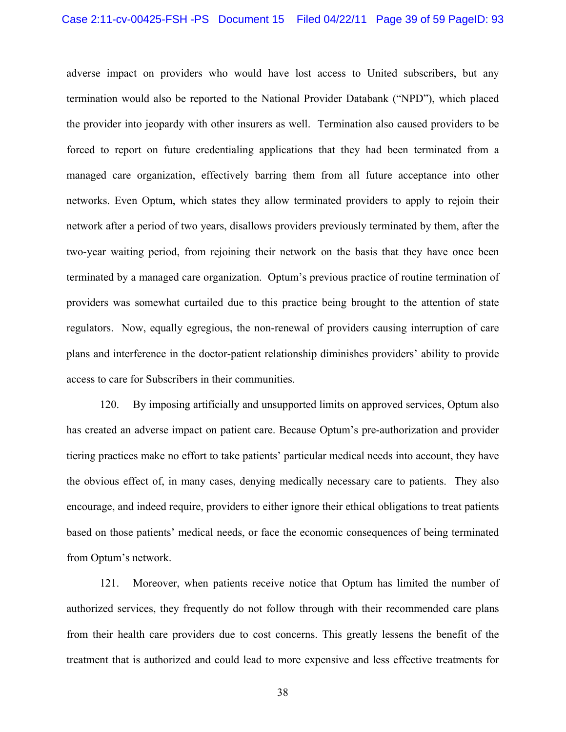adverse impact on providers who would have lost access to United subscribers, but any termination would also be reported to the National Provider Databank ("NPD"), which placed the provider into jeopardy with other insurers as well. Termination also caused providers to be forced to report on future credentialing applications that they had been terminated from a managed care organization, effectively barring them from all future acceptance into other networks. Even Optum, which states they allow terminated providers to apply to rejoin their network after a period of two years, disallows providers previously terminated by them, after the two-year waiting period, from rejoining their network on the basis that they have once been terminated by a managed care organization. Optum's previous practice of routine termination of providers was somewhat curtailed due to this practice being brought to the attention of state regulators. Now, equally egregious, the non-renewal of providers causing interruption of care plans and interference in the doctor-patient relationship diminishes providers' ability to provide access to care for Subscribers in their communities.

120. By imposing artificially and unsupported limits on approved services, Optum also has created an adverse impact on patient care. Because Optum's pre-authorization and provider tiering practices make no effort to take patients' particular medical needs into account, they have the obvious effect of, in many cases, denying medically necessary care to patients. They also encourage, and indeed require, providers to either ignore their ethical obligations to treat patients based on those patients' medical needs, or face the economic consequences of being terminated from Optum's network.

121. Moreover, when patients receive notice that Optum has limited the number of authorized services, they frequently do not follow through with their recommended care plans from their health care providers due to cost concerns. This greatly lessens the benefit of the treatment that is authorized and could lead to more expensive and less effective treatments for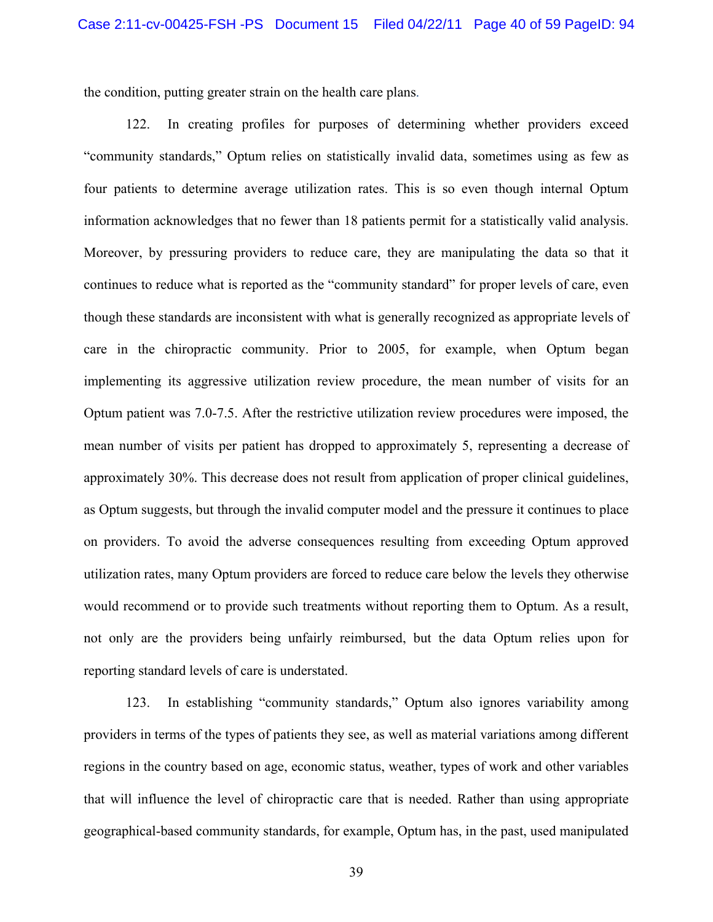the condition, putting greater strain on the health care plans.

122. In creating profiles for purposes of determining whether providers exceed "community standards," Optum relies on statistically invalid data, sometimes using as few as four patients to determine average utilization rates. This is so even though internal Optum information acknowledges that no fewer than 18 patients permit for a statistically valid analysis. Moreover, by pressuring providers to reduce care, they are manipulating the data so that it continues to reduce what is reported as the "community standard" for proper levels of care, even though these standards are inconsistent with what is generally recognized as appropriate levels of care in the chiropractic community. Prior to 2005, for example, when Optum began implementing its aggressive utilization review procedure, the mean number of visits for an Optum patient was 7.0-7.5. After the restrictive utilization review procedures were imposed, the mean number of visits per patient has dropped to approximately 5, representing a decrease of approximately 30%. This decrease does not result from application of proper clinical guidelines, as Optum suggests, but through the invalid computer model and the pressure it continues to place on providers. To avoid the adverse consequences resulting from exceeding Optum approved utilization rates, many Optum providers are forced to reduce care below the levels they otherwise would recommend or to provide such treatments without reporting them to Optum. As a result, not only are the providers being unfairly reimbursed, but the data Optum relies upon for reporting standard levels of care is understated.

123. In establishing "community standards," Optum also ignores variability among providers in terms of the types of patients they see, as well as material variations among different regions in the country based on age, economic status, weather, types of work and other variables that will influence the level of chiropractic care that is needed. Rather than using appropriate geographical-based community standards, for example, Optum has, in the past, used manipulated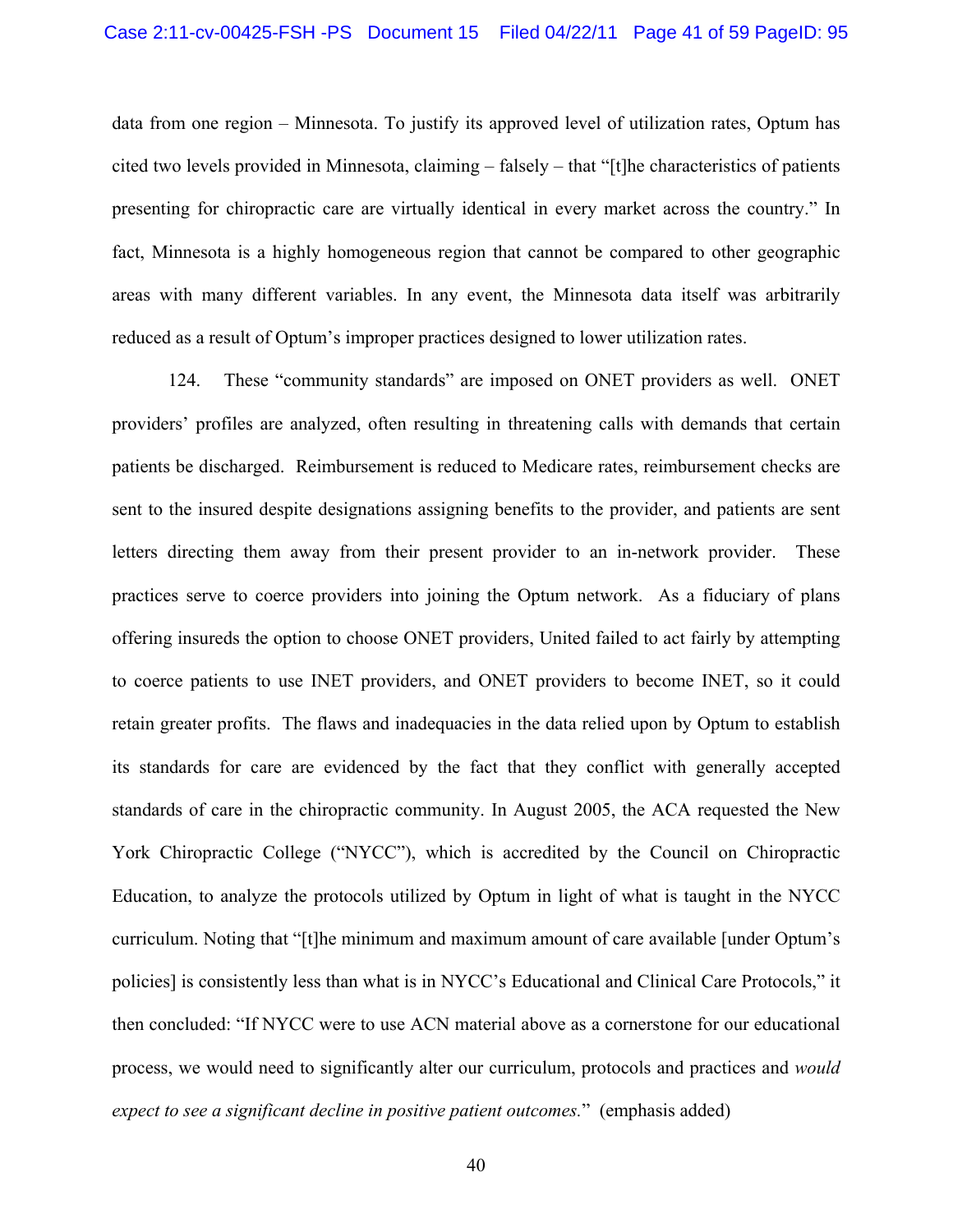data from one region – Minnesota. To justify its approved level of utilization rates, Optum has cited two levels provided in Minnesota, claiming – falsely – that "[t]he characteristics of patients presenting for chiropractic care are virtually identical in every market across the country." In fact, Minnesota is a highly homogeneous region that cannot be compared to other geographic areas with many different variables. In any event, the Minnesota data itself was arbitrarily reduced as a result of Optum's improper practices designed to lower utilization rates.

124. These "community standards" are imposed on ONET providers as well. ONET providers' profiles are analyzed, often resulting in threatening calls with demands that certain patients be discharged. Reimbursement is reduced to Medicare rates, reimbursement checks are sent to the insured despite designations assigning benefits to the provider, and patients are sent letters directing them away from their present provider to an in-network provider. These practices serve to coerce providers into joining the Optum network. As a fiduciary of plans offering insureds the option to choose ONET providers, United failed to act fairly by attempting to coerce patients to use INET providers, and ONET providers to become INET, so it could retain greater profits. The flaws and inadequacies in the data relied upon by Optum to establish its standards for care are evidenced by the fact that they conflict with generally accepted standards of care in the chiropractic community. In August 2005, the ACA requested the New York Chiropractic College ("NYCC"), which is accredited by the Council on Chiropractic Education, to analyze the protocols utilized by Optum in light of what is taught in the NYCC curriculum. Noting that "[t]he minimum and maximum amount of care available [under Optum's policies] is consistently less than what is in NYCC's Educational and Clinical Care Protocols," it then concluded: "If NYCC were to use ACN material above as a cornerstone for our educational process, we would need to significantly alter our curriculum, protocols and practices and *would expect to see a significant decline in positive patient outcomes.*" (emphasis added)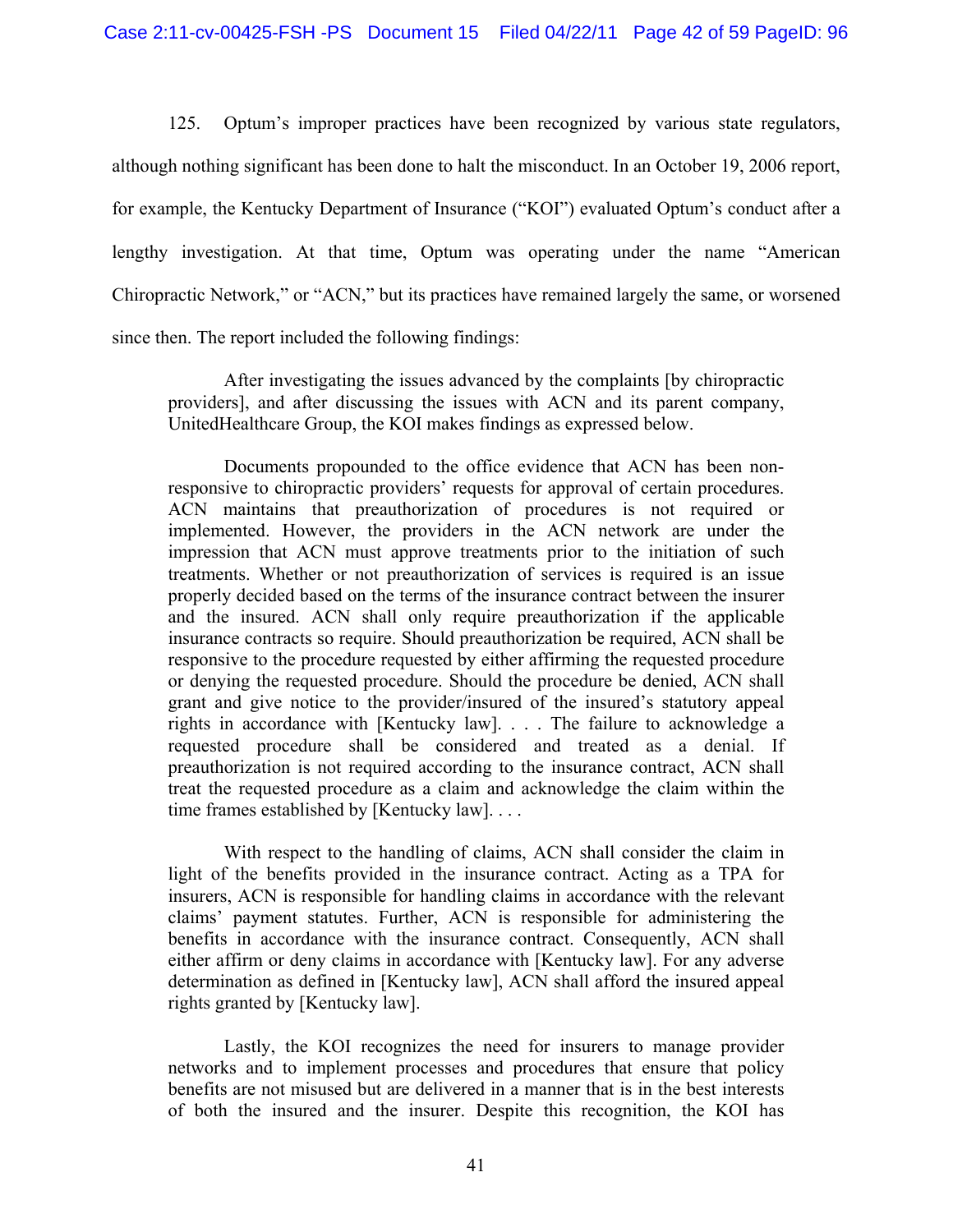125. Optum's improper practices have been recognized by various state regulators, although nothing significant has been done to halt the misconduct. In an October 19, 2006 report, for example, the Kentucky Department of Insurance ("KOI") evaluated Optum's conduct after a lengthy investigation. At that time, Optum was operating under the name "American Chiropractic Network," or "ACN," but its practices have remained largely the same, or worsened since then. The report included the following findings:

> After investigating the issues advanced by the complaints [by chiropractic providers], and after discussing the issues with ACN and its parent company, UnitedHealthcare Group, the KOI makes findings as expressed below.
>
> Documents propounded to the office evidence that ACN has been non-responsive to chiropractic providers' requests for approval of certain procedures. ACN maintains that preauthorization of procedures is not required or implemented. However, the providers in the ACN network are under the impression that ACN must approve treatments prior to the initiation of such treatments. Whether or not preauthorization of services is required is an issue properly decided based on the terms of the insurance contract between the insurer and the insured. ACN shall only require preauthorization if the applicable insurance contracts so require. Should preauthorization be required, ACN shall be responsive to the procedure requested by either affirming the requested procedure or denying the requested procedure. Should the procedure be denied, ACN shall grant and give notice to the provider/insured of the insured's statutory appeal rights in accordance with [Kentucky law]. . . . The failure to acknowledge a requested procedure shall be considered and treated as a denial. If preauthorization is not required according to the insurance contract, ACN shall treat the requested procedure as a claim and acknowledge the claim within the time frames established by [Kentucky law]. . . .
>
> With respect to the handling of claims, ACN shall consider the claim in light of the benefits provided in the insurance contract. Acting as a TPA for insurers, ACN is responsible for handling claims in accordance with the relevant claims' payment statutes. Further, ACN is responsible for administering the benefits in accordance with the insurance contract. Consequently, ACN shall either affirm or deny claims in accordance with [Kentucky law]. For any adverse determination as defined in [Kentucky law], ACN shall afford the insured appeal rights granted by [Kentucky law].
>
> Lastly, the KOI recognizes the need for insurers to manage provider networks and to implement processes and procedures that ensure that policy benefits are not misused but are delivered in a manner that is in the best interests of both the insured and the insurer. Despite this recognition, the KOI has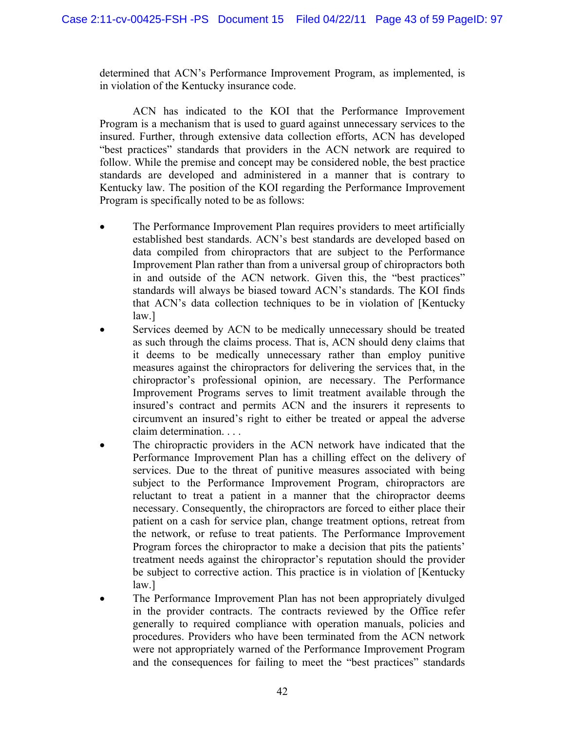determined that ACN's Performance Improvement Program, as implemented, is in violation of the Kentucky insurance code.

ACN has indicated to the KOI that the Performance Improvement Program is a mechanism that is used to guard against unnecessary services to the insured. Further, through extensive data collection efforts, ACN has developed "best practices" standards that providers in the ACN network are required to follow. While the premise and concept may be considered noble, the best practice standards are developed and administered in a manner that is contrary to Kentucky law. The position of the KOI regarding the Performance Improvement Program is specifically noted to be as follows:

- The Performance Improvement Plan requires providers to meet artificially established best standards. ACN's best standards are developed based on data compiled from chiropractors that are subject to the Performance Improvement Plan rather than from a universal group of chiropractors both in and outside of the ACN network. Given this, the "best practices" standards will always be biased toward ACN's standards. The KOI finds that ACN's data collection techniques to be in violation of [Kentucky law.]
- Services deemed by ACN to be medically unnecessary should be treated as such through the claims process. That is, ACN should deny claims that it deems to be medically unnecessary rather than employ punitive measures against the chiropractors for delivering the services that, in the chiropractor's professional opinion, are necessary. The Performance Improvement Programs serves to limit treatment available through the insured's contract and permits ACN and the insurers it represents to circumvent an insured's right to either be treated or appeal the adverse claim determination. . . .
- The chiropractic providers in the ACN network have indicated that the Performance Improvement Plan has a chilling effect on the delivery of services. Due to the threat of punitive measures associated with being subject to the Performance Improvement Program, chiropractors are reluctant to treat a patient in a manner that the chiropractor deems necessary. Consequently, the chiropractors are forced to either place their patient on a cash for service plan, change treatment options, retreat from the network, or refuse to treat patients. The Performance Improvement Program forces the chiropractor to make a decision that pits the patients' treatment needs against the chiropractor's reputation should the provider be subject to corrective action. This practice is in violation of [Kentucky law.]
- The Performance Improvement Plan has not been appropriately divulged in the provider contracts. The contracts reviewed by the Office refer generally to required compliance with operation manuals, policies and procedures. Providers who have been terminated from the ACN network were not appropriately warned of the Performance Improvement Program and the consequences for failing to meet the "best practices" standards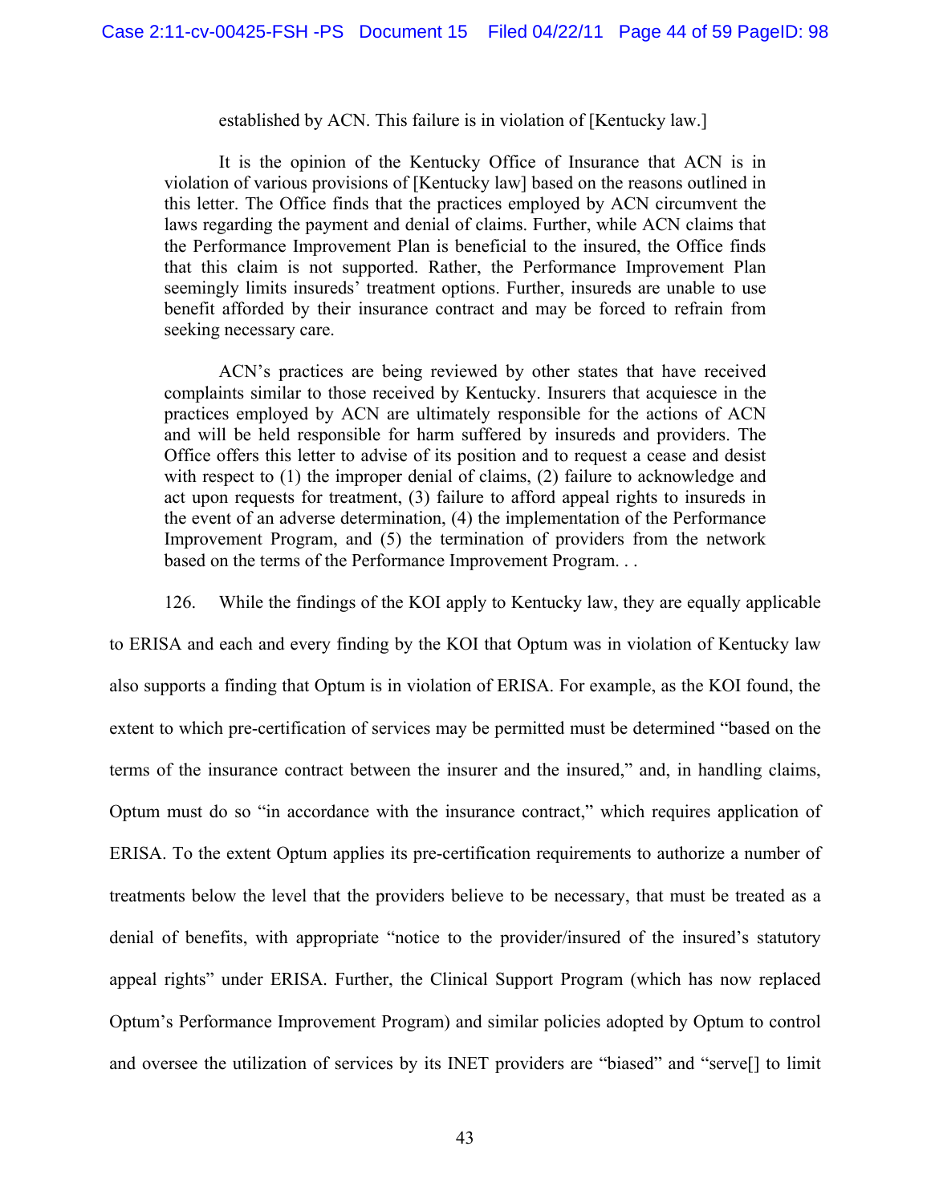> established by ACN. This failure is in violation of [Kentucky law.]
>
> It is the opinion of the Kentucky Office of Insurance that ACN is in violation of various provisions of [Kentucky law] based on the reasons outlined in this letter. The Office finds that the practices employed by ACN circumvent the laws regarding the payment and denial of claims. Further, while ACN claims that the Performance Improvement Plan is beneficial to the insured, the Office finds that this claim is not supported. Rather, the Performance Improvement Plan seemingly limits insureds' treatment options. Further, insureds are unable to use benefit afforded by their insurance contract and may be forced to refrain from seeking necessary care.
>
> ACN's practices are being reviewed by other states that have received complaints similar to those received by Kentucky. Insurers that acquiesce in the practices employed by ACN are ultimately responsible for the actions of ACN and will be held responsible for harm suffered by insureds and providers. The Office offers this letter to advise of its position and to request a cease and desist with respect to (1) the improper denial of claims, (2) failure to acknowledge and act upon requests for treatment, (3) failure to afford appeal rights to insureds in the event of an adverse determination, (4) the implementation of the Performance Improvement Program, and (5) the termination of providers from the network based on the terms of the Performance Improvement Program. . .

126. While the findings of the KOI apply to Kentucky law, they are equally applicable to ERISA and each and every finding by the KOI that Optum was in violation of Kentucky law also supports a finding that Optum is in violation of ERISA. For example, as the KOI found, the extent to which pre-certification of services may be permitted must be determined "based on the terms of the insurance contract between the insurer and the insured," and, in handling claims, Optum must do so "in accordance with the insurance contract," which requires application of ERISA. To the extent Optum applies its pre-certification requirements to authorize a number of treatments below the level that the providers believe to be necessary, that must be treated as a denial of benefits, with appropriate "notice to the provider/insured of the insured's statutory appeal rights" under ERISA. Further, the Clinical Support Program (which has now replaced Optum's Performance Improvement Program) and similar policies adopted by Optum to control and oversee the utilization of services by its INET providers are "biased" and "serve[] to limit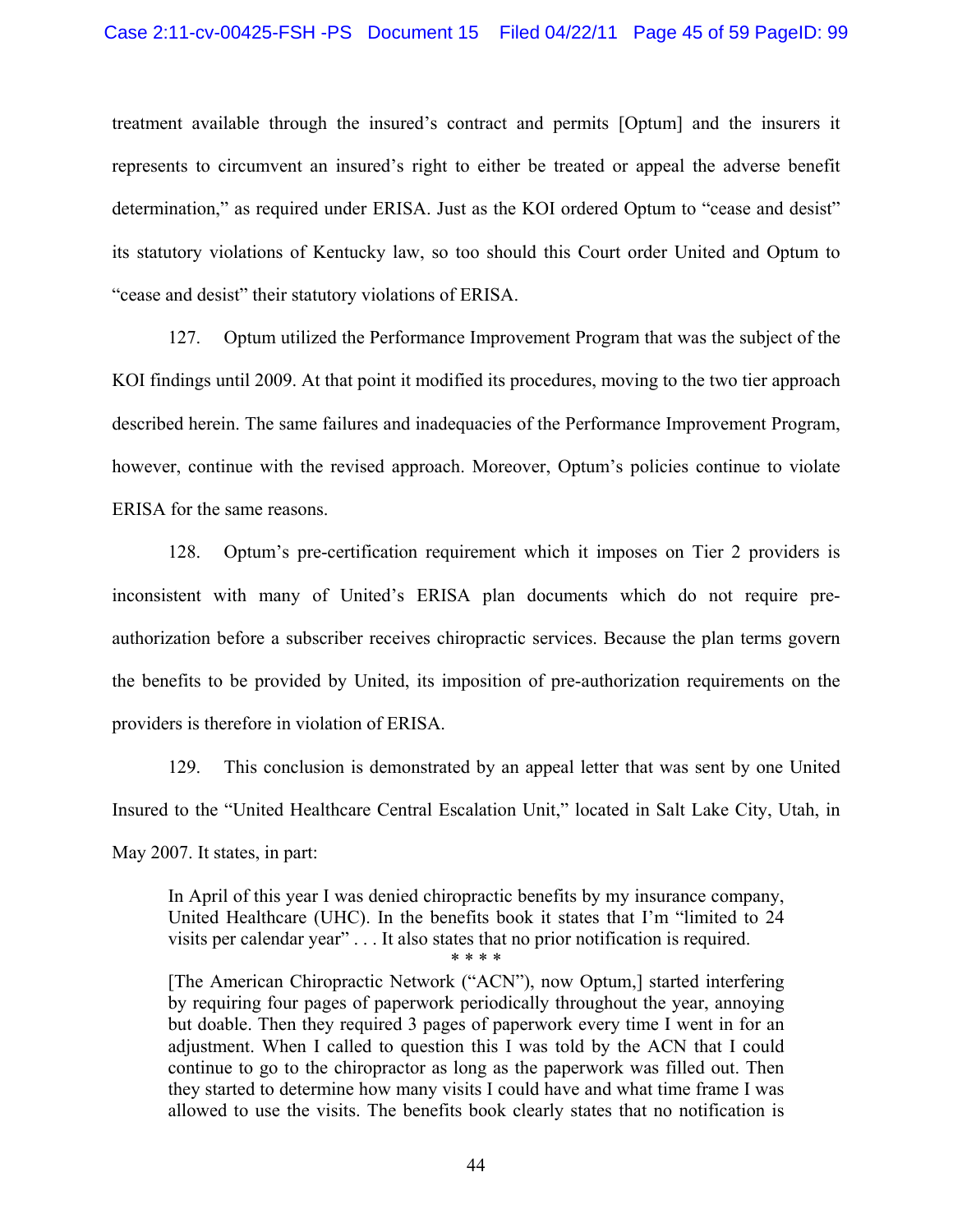treatment available through the insured's contract and permits [Optum] and the insurers it represents to circumvent an insured's right to either be treated or appeal the adverse benefit determination," as required under ERISA. Just as the KOI ordered Optum to "cease and desist" its statutory violations of Kentucky law, so too should this Court order United and Optum to "cease and desist" their statutory violations of ERISA.

127. Optum utilized the Performance Improvement Program that was the subject of the KOI findings until 2009. At that point it modified its procedures, moving to the two tier approach described herein. The same failures and inadequacies of the Performance Improvement Program, however, continue with the revised approach. Moreover, Optum's policies continue to violate ERISA for the same reasons.

128. Optum's pre-certification requirement which it imposes on Tier 2 providers is inconsistent with many of United's ERISA plan documents which do not require pre-authorization before a subscriber receives chiropractic services. Because the plan terms govern the benefits to be provided by United, its imposition of pre-authorization requirements on the providers is therefore in violation of ERISA.

129. This conclusion is demonstrated by an appeal letter that was sent by one United Insured to the "United Healthcare Central Escalation Unit," located in Salt Lake City, Utah, in May 2007. It states, in part:

> In April of this year I was denied chiropractic benefits by my insurance company, United Healthcare (UHC). In the benefits book it states that I'm "limited to 24 visits per calendar year" . . . It also states that no prior notification is required.
>
> \* \* \* \*
>
> [The American Chiropractic Network ("ACN"), now Optum,] started interfering by requiring four pages of paperwork periodically throughout the year, annoying but doable. Then they required 3 pages of paperwork every time I went in for an adjustment. When I called to question this I was told by the ACN that I could continue to go to the chiropractor as long as the paperwork was filled out. Then they started to determine how many visits I could have and what time frame I was allowed to use the visits. The benefits book clearly states that no notification is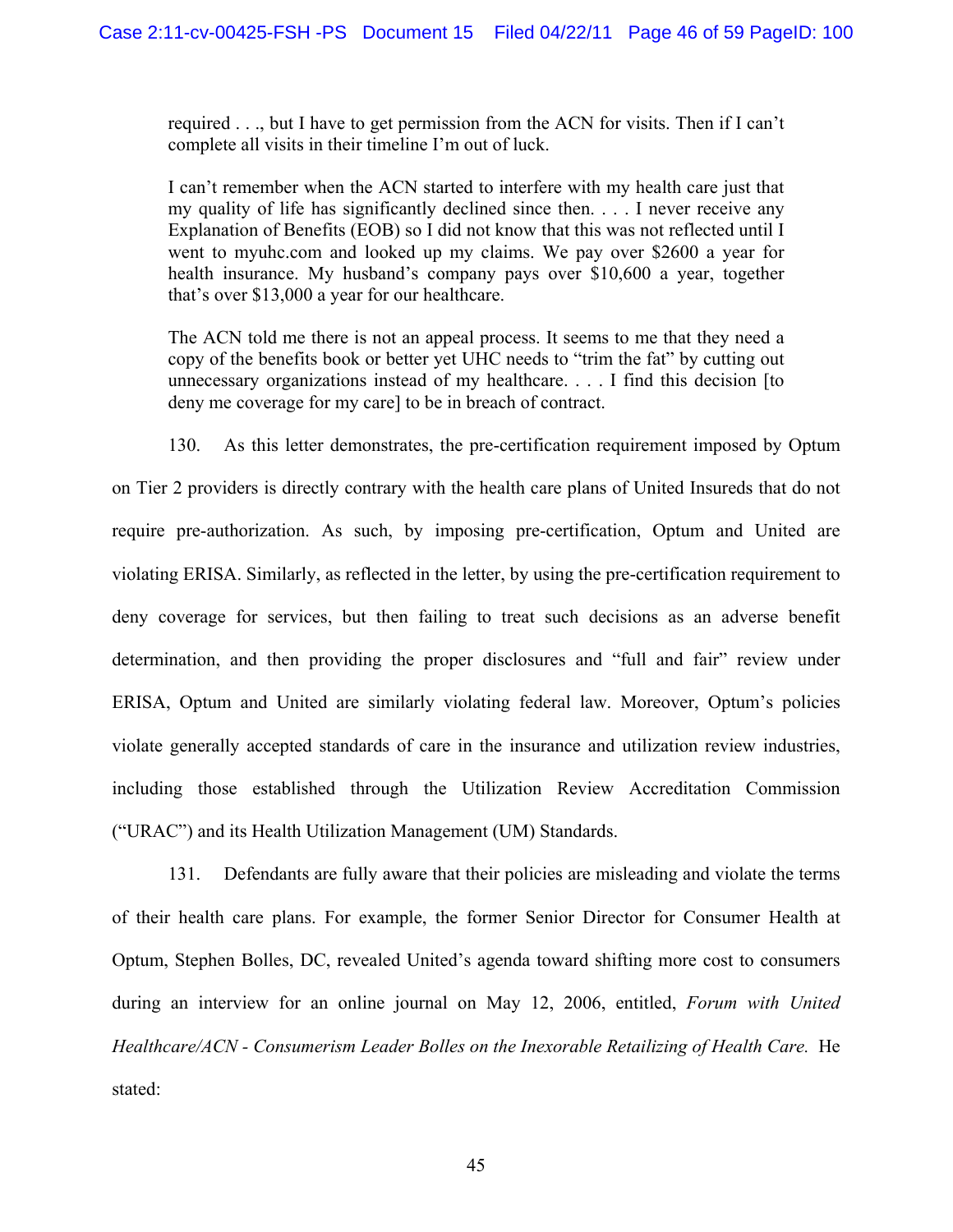> required . . ., but I have to get permission from the ACN for visits. Then if I can't complete all visits in their timeline I'm out of luck.
>
> I can't remember when the ACN started to interfere with my health care just that my quality of life has significantly declined since then. . . . I never receive any Explanation of Benefits (EOB) so I did not know that this was not reflected until I went to myuhc.com and looked up my claims. We pay over $2600 a year for health insurance. My husband's company pays over $10,600 a year, together that's over $13,000 a year for our healthcare.
>
> The ACN told me there is not an appeal process. It seems to me that they need a copy of the benefits book or better yet UHC needs to "trim the fat" by cutting out unnecessary organizations instead of my healthcare. . . . I find this decision [to deny me coverage for my care] to be in breach of contract.

130. As this letter demonstrates, the pre-certification requirement imposed by Optum on Tier 2 providers is directly contrary with the health care plans of United Insureds that do not require pre-authorization. As such, by imposing pre-certification, Optum and United are violating ERISA. Similarly, as reflected in the letter, by using the pre-certification requirement to deny coverage for services, but then failing to treat such decisions as an adverse benefit determination, and then providing the proper disclosures and "full and fair" review under ERISA, Optum and United are similarly violating federal law. Moreover, Optum's policies violate generally accepted standards of care in the insurance and utilization review industries, including those established through the Utilization Review Accreditation Commission ("URAC") and its Health Utilization Management (UM) Standards.

131. Defendants are fully aware that their policies are misleading and violate the terms of their health care plans. For example, the former Senior Director for Consumer Health at Optum, Stephen Bolles, DC, revealed United's agenda toward shifting more cost to consumers during an interview for an online journal on May 12, 2006, entitled, *Forum with United Healthcare/ACN - Consumerism Leader Bolles on the Inexorable Retailizing of Health Care.* He stated: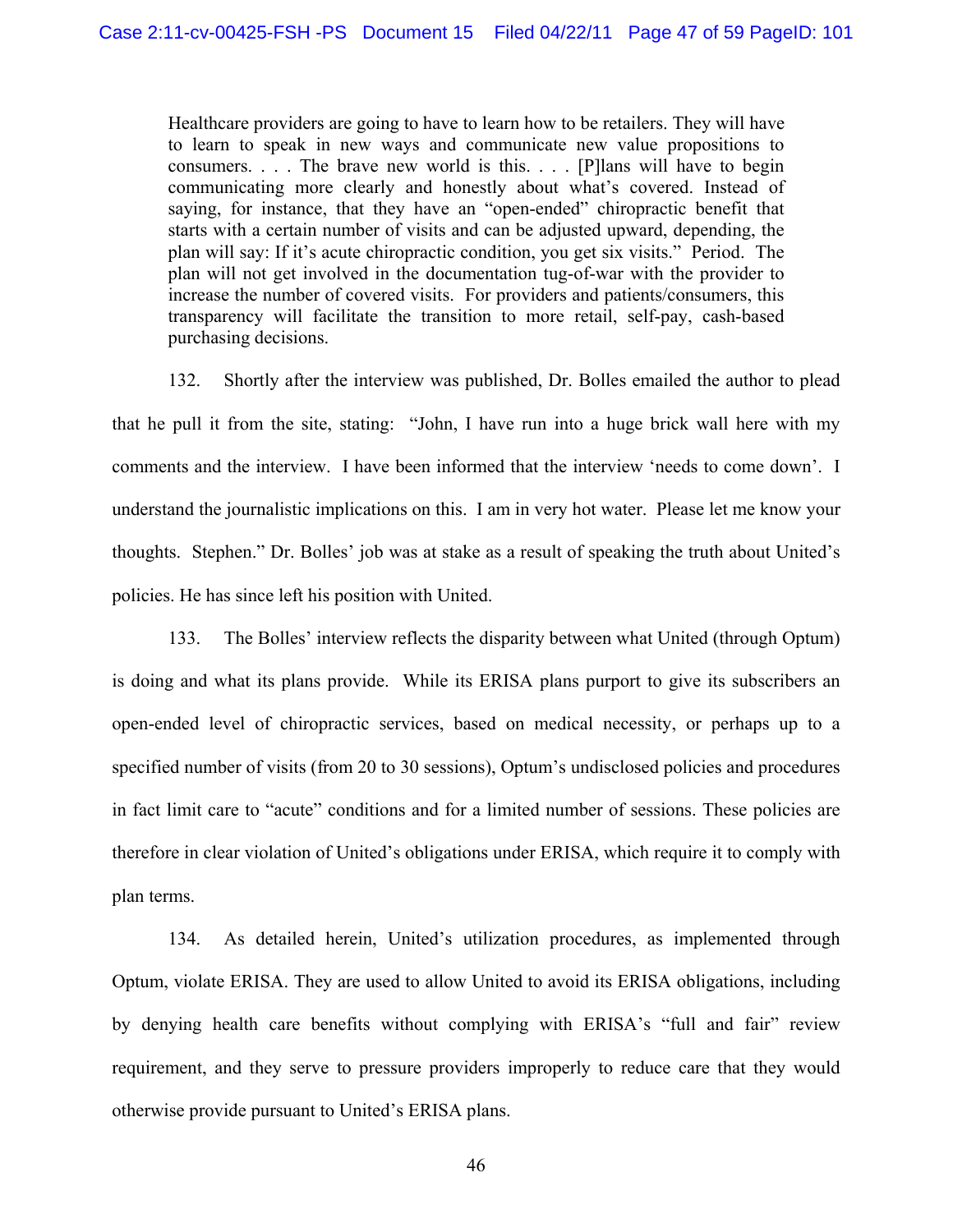> Healthcare providers are going to have to learn how to be retailers. They will have to learn to speak in new ways and communicate new value propositions to consumers. . . . The brave new world is this. . . . [P]lans will have to begin communicating more clearly and honestly about what's covered. Instead of saying, for instance, that they have an "open-ended" chiropractic benefit that starts with a certain number of visits and can be adjusted upward, depending, the plan will say: If it's acute chiropractic condition, you get six visits." Period. The plan will not get involved in the documentation tug-of-war with the provider to increase the number of covered visits. For providers and patients/consumers, this transparency will facilitate the transition to more retail, self-pay, cash-based purchasing decisions.

132. Shortly after the interview was published, Dr. Bolles emailed the author to plead that he pull it from the site, stating: "John, I have run into a huge brick wall here with my comments and the interview. I have been informed that the interview 'needs to come down'. I understand the journalistic implications on this. I am in very hot water. Please let me know your thoughts. Stephen." Dr. Bolles' job was at stake as a result of speaking the truth about United's policies. He has since left his position with United.

133. The Bolles' interview reflects the disparity between what United (through Optum) is doing and what its plans provide. While its ERISA plans purport to give its subscribers an open-ended level of chiropractic services, based on medical necessity, or perhaps up to a specified number of visits (from 20 to 30 sessions), Optum's undisclosed policies and procedures in fact limit care to "acute" conditions and for a limited number of sessions. These policies are therefore in clear violation of United's obligations under ERISA, which require it to comply with plan terms.

134. As detailed herein, United's utilization procedures, as implemented through Optum, violate ERISA. They are used to allow United to avoid its ERISA obligations, including by denying health care benefits without complying with ERISA's "full and fair" review requirement, and they serve to pressure providers improperly to reduce care that they would otherwise provide pursuant to United's ERISA plans.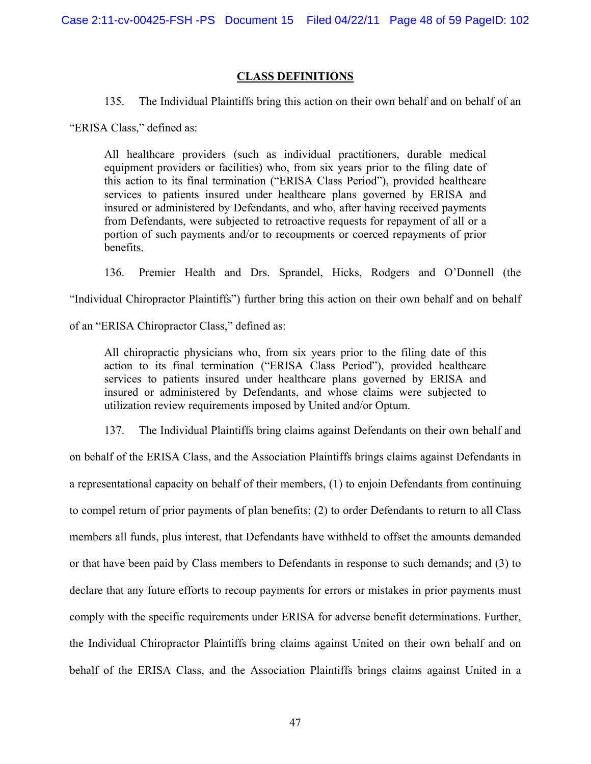## CLASS DEFINITIONS

135. The Individual Plaintiffs bring this action on their own behalf and on behalf of an "ERISA Class," defined as:

> All healthcare providers (such as individual practitioners, durable medical equipment providers or facilities) who, from six years prior to the filing date of this action to its final termination ("ERISA Class Period"), provided healthcare services to patients insured under healthcare plans governed by ERISA and insured or administered by Defendants, and who, after having received payments from Defendants, were subjected to retroactive requests for repayment of all or a portion of such payments and/or to recoupments or coerced repayments of prior benefits.

136. Premier Health and Drs. Sprandel, Hicks, Rodgers and O'Donnell (the "Individual Chiropractor Plaintiffs") further bring this action on their own behalf and on behalf of an "ERISA Chiropractor Class," defined as:

> All chiropractic physicians who, from six years prior to the filing date of this action to its final termination ("ERISA Class Period"), provided healthcare services to patients insured under healthcare plans governed by ERISA and insured or administered by Defendants, and whose claims were subjected to utilization review requirements imposed by United and/or Optum.

137. The Individual Plaintiffs bring claims against Defendants on their own behalf and on behalf of the ERISA Class, and the Association Plaintiffs brings claims against Defendants in a representational capacity on behalf of their members, (1) to enjoin Defendants from continuing to compel return of prior payments of plan benefits; (2) to order Defendants to return to all Class members all funds, plus interest, that Defendants have withheld to offset the amounts demanded or that have been paid by Class members to Defendants in response to such demands; and (3) to declare that any future efforts to recoup payments for errors or mistakes in prior payments must comply with the specific requirements under ERISA for adverse benefit determinations. Further, the Individual Chiropractor Plaintiffs bring claims against United on their own behalf and on behalf of the ERISA Class, and the Association Plaintiffs brings claims against United in a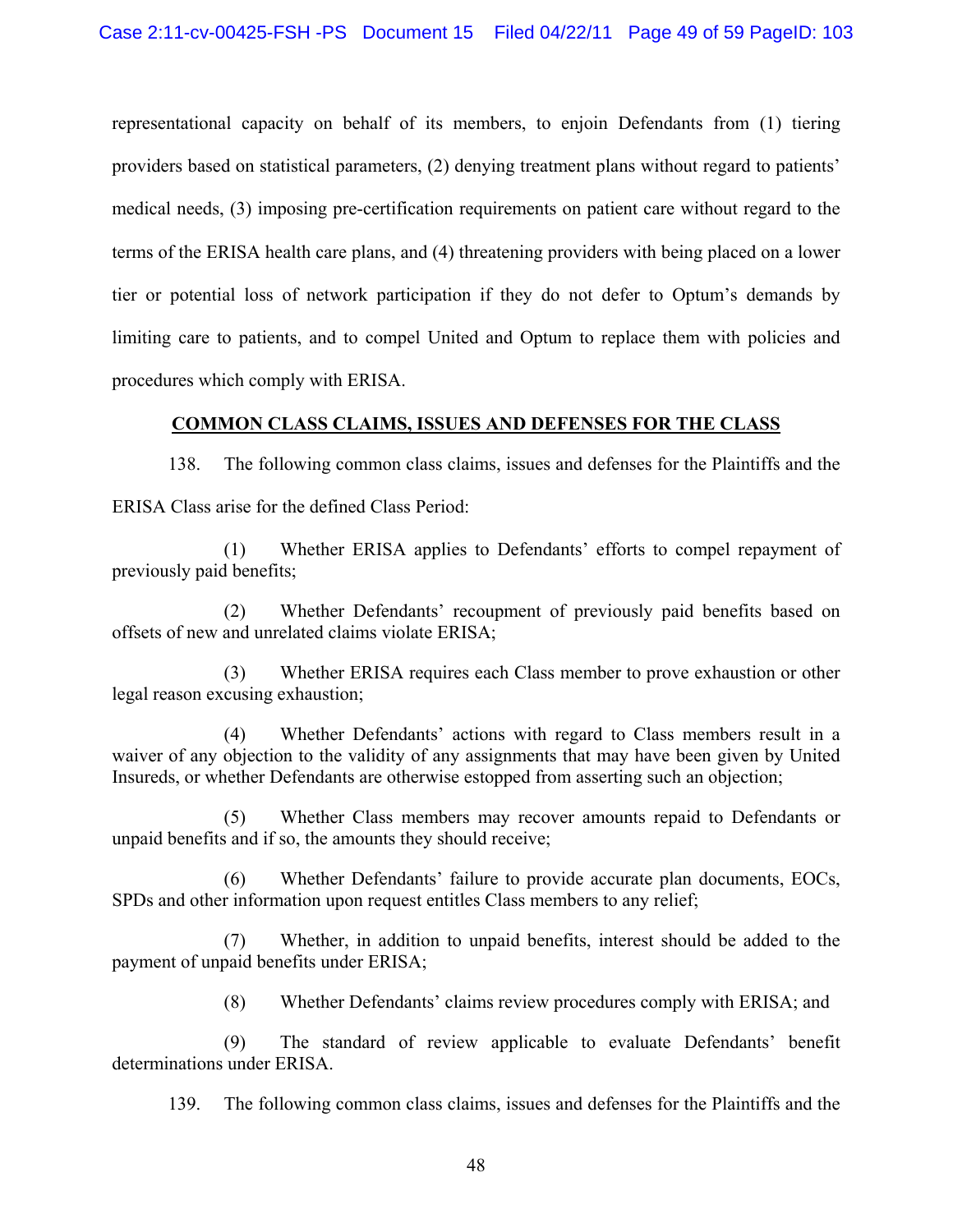representational capacity on behalf of its members, to enjoin Defendants from (1) tiering providers based on statistical parameters, (2) denying treatment plans without regard to patients' medical needs, (3) imposing pre-certification requirements on patient care without regard to the terms of the ERISA health care plans, and (4) threatening providers with being placed on a lower tier or potential loss of network participation if they do not defer to Optum's demands by limiting care to patients, and to compel United and Optum to replace them with policies and procedures which comply with ERISA.

**COMMON CLASS CLAIMS, ISSUES AND DEFENSES FOR THE CLASS**

138. The following common class claims, issues and defenses for the Plaintiffs and the ERISA Class arise for the defined Class Period:

(1) Whether ERISA applies to Defendants' efforts to compel repayment of previously paid benefits;

(2) Whether Defendants' recoupment of previously paid benefits based on offsets of new and unrelated claims violate ERISA;

(3) Whether ERISA requires each Class member to prove exhaustion or other legal reason excusing exhaustion;

(4) Whether Defendants' actions with regard to Class members result in a waiver of any objection to the validity of any assignments that may have been given by United Insureds, or whether Defendants are otherwise estopped from asserting such an objection;

(5) Whether Class members may recover amounts repaid to Defendants or unpaid benefits and if so, the amounts they should receive;

(6) Whether Defendants' failure to provide accurate plan documents, EOCs, SPDs and other information upon request entitles Class members to any relief;

(7) Whether, in addition to unpaid benefits, interest should be added to the payment of unpaid benefits under ERISA;

(8) Whether Defendants' claims review procedures comply with ERISA; and

(9) The standard of review applicable to evaluate Defendants' benefit determinations under ERISA.

139. The following common class claims, issues and defenses for the Plaintiffs and the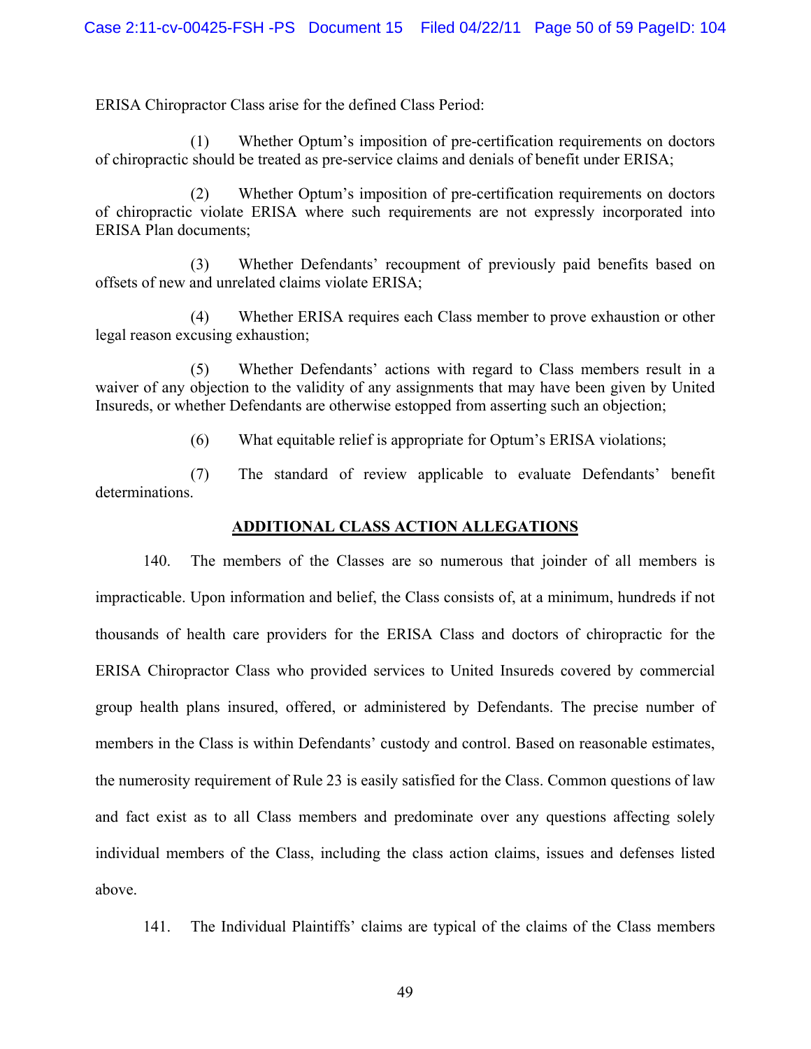ERISA Chiropractor Class arise for the defined Class Period:

(1) Whether Optum's imposition of pre-certification requirements on doctors of chiropractic should be treated as pre-service claims and denials of benefit under ERISA;

(2) Whether Optum's imposition of pre-certification requirements on doctors of chiropractic violate ERISA where such requirements are not expressly incorporated into ERISA Plan documents;

(3) Whether Defendants' recoupment of previously paid benefits based on offsets of new and unrelated claims violate ERISA;

(4) Whether ERISA requires each Class member to prove exhaustion or other legal reason excusing exhaustion;

(5) Whether Defendants' actions with regard to Class members result in a waiver of any objection to the validity of any assignments that may have been given by United Insureds, or whether Defendants are otherwise estopped from asserting such an objection;

(6) What equitable relief is appropriate for Optum's ERISA violations;

(7) The standard of review applicable to evaluate Defendants' benefit determinations.

## ADDITIONAL CLASS ACTION ALLEGATIONS

140. The members of the Classes are so numerous that joinder of all members is impracticable. Upon information and belief, the Class consists of, at a minimum, hundreds if not thousands of health care providers for the ERISA Class and doctors of chiropractic for the ERISA Chiropractor Class who provided services to United Insureds covered by commercial group health plans insured, offered, or administered by Defendants. The precise number of members in the Class is within Defendants' custody and control. Based on reasonable estimates, the numerosity requirement of Rule 23 is easily satisfied for the Class. Common questions of law and fact exist as to all Class members and predominate over any questions affecting solely individual members of the Class, including the class action claims, issues and defenses listed above.

141. The Individual Plaintiffs' claims are typical of the claims of the Class members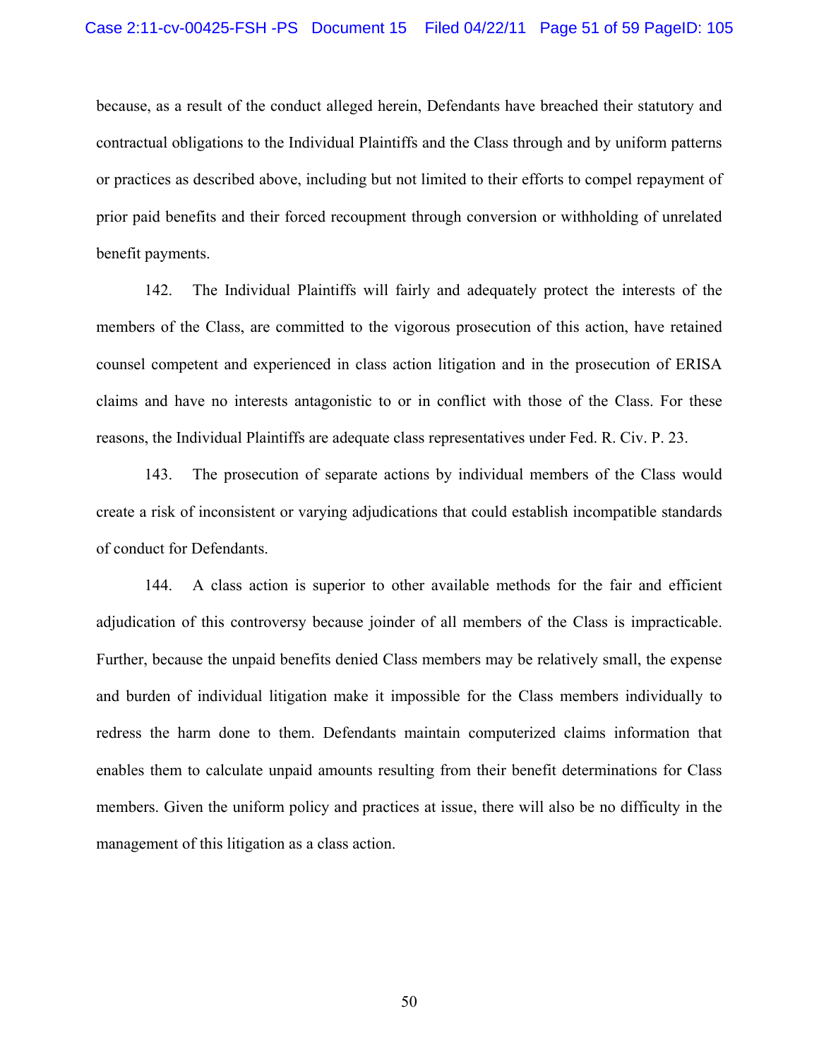because, as a result of the conduct alleged herein, Defendants have breached their statutory and contractual obligations to the Individual Plaintiffs and the Class through and by uniform patterns or practices as described above, including but not limited to their efforts to compel repayment of prior paid benefits and their forced recoupment through conversion or withholding of unrelated benefit payments.

142. The Individual Plaintiffs will fairly and adequately protect the interests of the members of the Class, are committed to the vigorous prosecution of this action, have retained counsel competent and experienced in class action litigation and in the prosecution of ERISA claims and have no interests antagonistic to or in conflict with those of the Class. For these reasons, the Individual Plaintiffs are adequate class representatives under Fed. R. Civ. P. 23.

143. The prosecution of separate actions by individual members of the Class would create a risk of inconsistent or varying adjudications that could establish incompatible standards of conduct for Defendants.

144. A class action is superior to other available methods for the fair and efficient adjudication of this controversy because joinder of all members of the Class is impracticable. Further, because the unpaid benefits denied Class members may be relatively small, the expense and burden of individual litigation make it impossible for the Class members individually to redress the harm done to them. Defendants maintain computerized claims information that enables them to calculate unpaid amounts resulting from their benefit determinations for Class members. Given the uniform policy and practices at issue, there will also be no difficulty in the management of this litigation as a class action.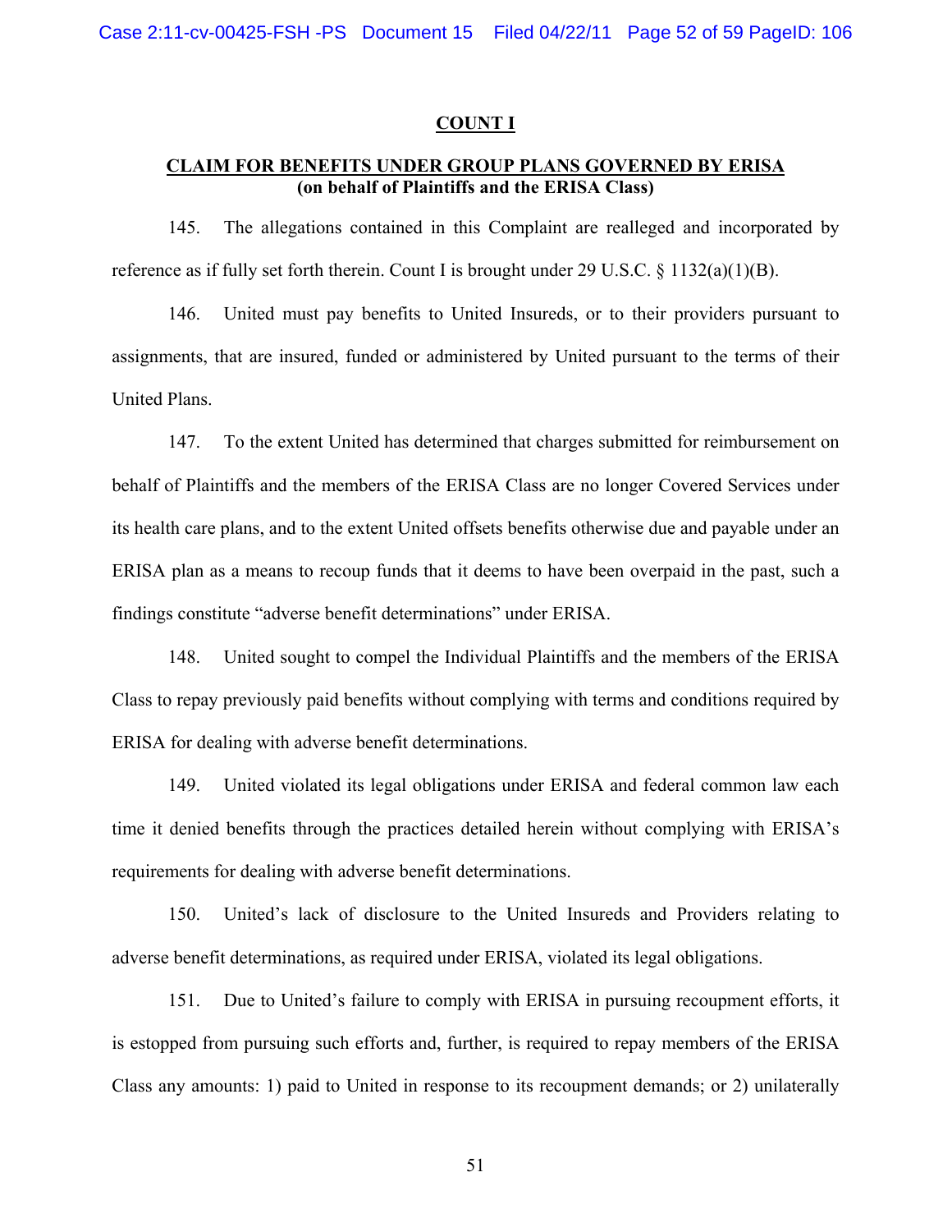## COUNT I

## CLAIM FOR BENEFITS UNDER GROUP PLANS GOVERNED BY ERISA
**(on behalf of Plaintiffs and the ERISA Class)**

145. The allegations contained in this Complaint are realleged and incorporated by reference as if fully set forth therein. Count I is brought under 29 U.S.C. § 1132(a)(1)(B).

146. United must pay benefits to United Insureds, or to their providers pursuant to assignments, that are insured, funded or administered by United pursuant to the terms of their United Plans.

147. To the extent United has determined that charges submitted for reimbursement on behalf of Plaintiffs and the members of the ERISA Class are no longer Covered Services under its health care plans, and to the extent United offsets benefits otherwise due and payable under an ERISA plan as a means to recoup funds that it deems to have been overpaid in the past, such a findings constitute "adverse benefit determinations" under ERISA.

148. United sought to compel the Individual Plaintiffs and the members of the ERISA Class to repay previously paid benefits without complying with terms and conditions required by ERISA for dealing with adverse benefit determinations.

149. United violated its legal obligations under ERISA and federal common law each time it denied benefits through the practices detailed herein without complying with ERISA's requirements for dealing with adverse benefit determinations.

150. United's lack of disclosure to the United Insureds and Providers relating to adverse benefit determinations, as required under ERISA, violated its legal obligations.

151. Due to United's failure to comply with ERISA in pursuing recoupment efforts, it is estopped from pursuing such efforts and, further, is required to repay members of the ERISA Class any amounts: 1) paid to United in response to its recoupment demands; or 2) unilaterally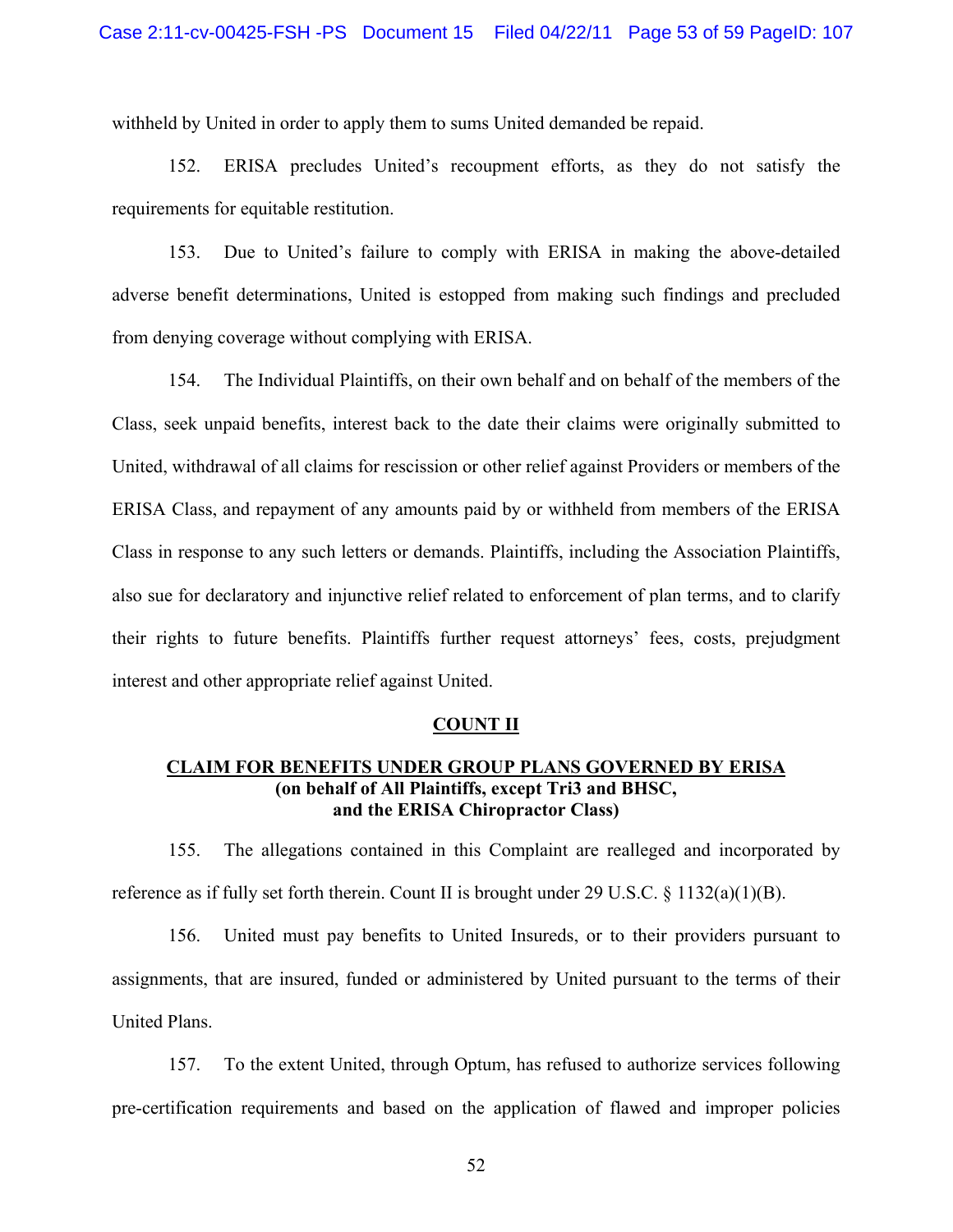withheld by United in order to apply them to sums United demanded be repaid.

152. ERISA precludes United's recoupment efforts, as they do not satisfy the requirements for equitable restitution.

153. Due to United's failure to comply with ERISA in making the above-detailed adverse benefit determinations, United is estopped from making such findings and precluded from denying coverage without complying with ERISA.

154. The Individual Plaintiffs, on their own behalf and on behalf of the members of the Class, seek unpaid benefits, interest back to the date their claims were originally submitted to United, withdrawal of all claims for rescission or other relief against Providers or members of the ERISA Class, and repayment of any amounts paid by or withheld from members of the ERISA Class in response to any such letters or demands. Plaintiffs, including the Association Plaintiffs, also sue for declaratory and injunctive relief related to enforcement of plan terms, and to clarify their rights to future benefits. Plaintiffs further request attorneys' fees, costs, prejudgment interest and other appropriate relief against United.

## COUNT II

### CLAIM FOR BENEFITS UNDER GROUP PLANS GOVERNED BY ERISA
**(on behalf of All Plaintiffs, except Tri3 and BHSC, and the ERISA Chiropractor Class)**

155. The allegations contained in this Complaint are realleged and incorporated by reference as if fully set forth therein. Count II is brought under 29 U.S.C. § 1132(a)(1)(B).

156. United must pay benefits to United Insureds, or to their providers pursuant to assignments, that are insured, funded or administered by United pursuant to the terms of their United Plans.

157. To the extent United, through Optum, has refused to authorize services following pre-certification requirements and based on the application of flawed and improper policies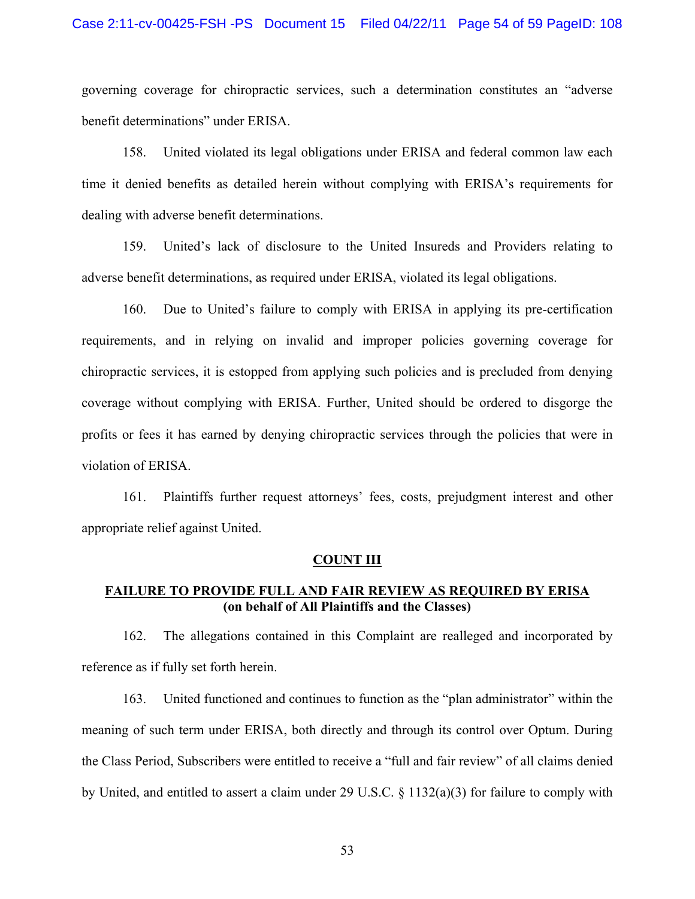governing coverage for chiropractic services, such a determination constitutes an "adverse benefit determinations" under ERISA.

158. United violated its legal obligations under ERISA and federal common law each time it denied benefits as detailed herein without complying with ERISA's requirements for dealing with adverse benefit determinations.

159. United's lack of disclosure to the United Insureds and Providers relating to adverse benefit determinations, as required under ERISA, violated its legal obligations.

160. Due to United's failure to comply with ERISA in applying its pre-certification requirements, and in relying on invalid and improper policies governing coverage for chiropractic services, it is estopped from applying such policies and is precluded from denying coverage without complying with ERISA. Further, United should be ordered to disgorge the profits or fees it has earned by denying chiropractic services through the policies that were in violation of ERISA.

161. Plaintiffs further request attorneys' fees, costs, prejudgment interest and other appropriate relief against United.

## COUNT III

## FAILURE TO PROVIDE FULL AND FAIR REVIEW AS REQUIRED BY ERISA (on behalf of All Plaintiffs and the Classes)

162. The allegations contained in this Complaint are realleged and incorporated by reference as if fully set forth herein.

163. United functioned and continues to function as the "plan administrator" within the meaning of such term under ERISA, both directly and through its control over Optum. During the Class Period, Subscribers were entitled to receive a "full and fair review" of all claims denied by United, and entitled to assert a claim under 29 U.S.C. § 1132(a)(3) for failure to comply with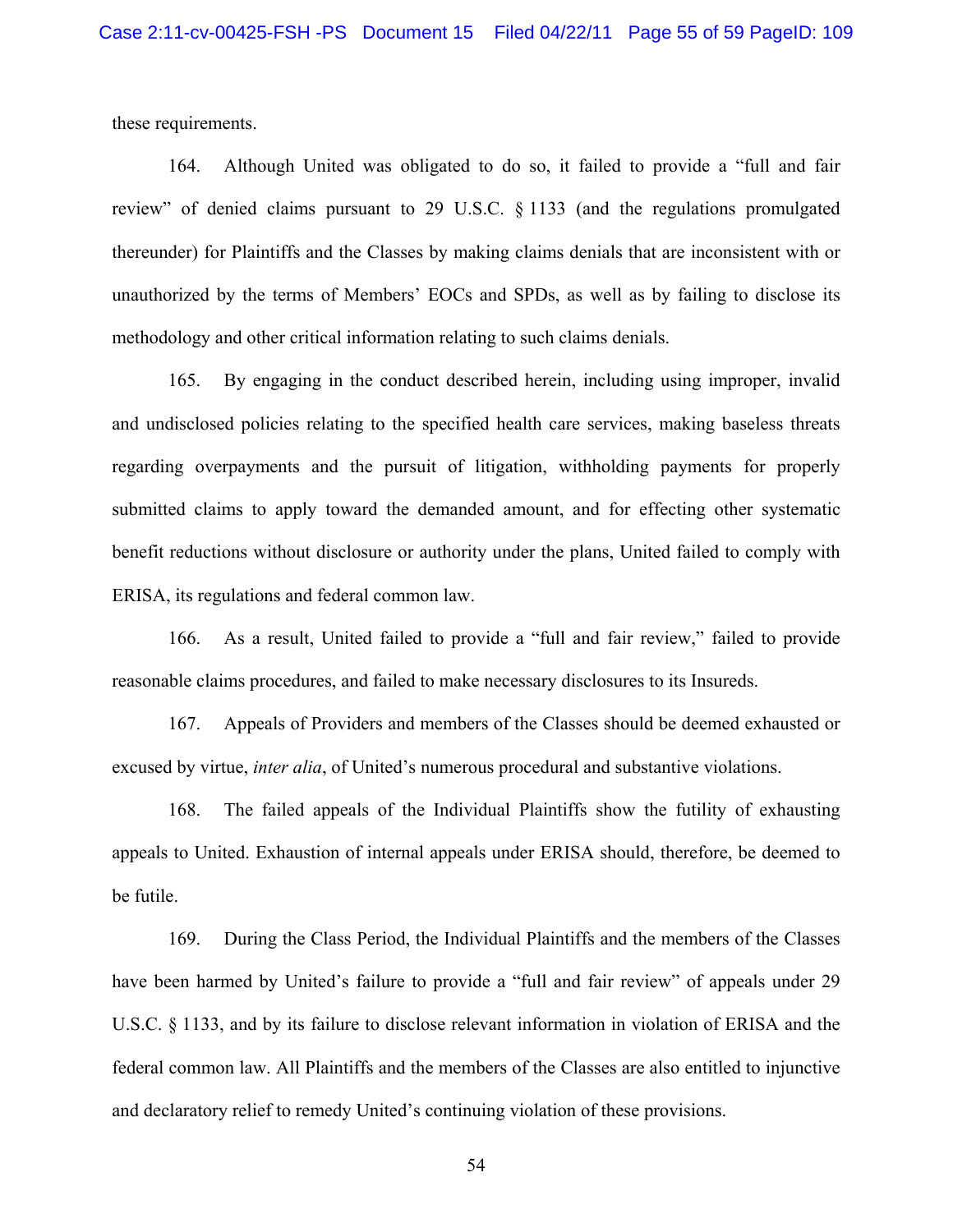these requirements.

164. Although United was obligated to do so, it failed to provide a "full and fair review" of denied claims pursuant to 29 U.S.C. § 1133 (and the regulations promulgated thereunder) for Plaintiffs and the Classes by making claims denials that are inconsistent with or unauthorized by the terms of Members' EOCs and SPDs, as well as by failing to disclose its methodology and other critical information relating to such claims denials.

165. By engaging in the conduct described herein, including using improper, invalid and undisclosed policies relating to the specified health care services, making baseless threats regarding overpayments and the pursuit of litigation, withholding payments for properly submitted claims to apply toward the demanded amount, and for effecting other systematic benefit reductions without disclosure or authority under the plans, United failed to comply with ERISA, its regulations and federal common law.

166. As a result, United failed to provide a "full and fair review," failed to provide reasonable claims procedures, and failed to make necessary disclosures to its Insureds.

167. Appeals of Providers and members of the Classes should be deemed exhausted or excused by virtue, *inter alia*, of United's numerous procedural and substantive violations.

168. The failed appeals of the Individual Plaintiffs show the futility of exhausting appeals to United. Exhaustion of internal appeals under ERISA should, therefore, be deemed to be futile.

169. During the Class Period, the Individual Plaintiffs and the members of the Classes have been harmed by United's failure to provide a "full and fair review" of appeals under 29 U.S.C. § 1133, and by its failure to disclose relevant information in violation of ERISA and the federal common law. All Plaintiffs and the members of the Classes are also entitled to injunctive and declaratory relief to remedy United's continuing violation of these provisions.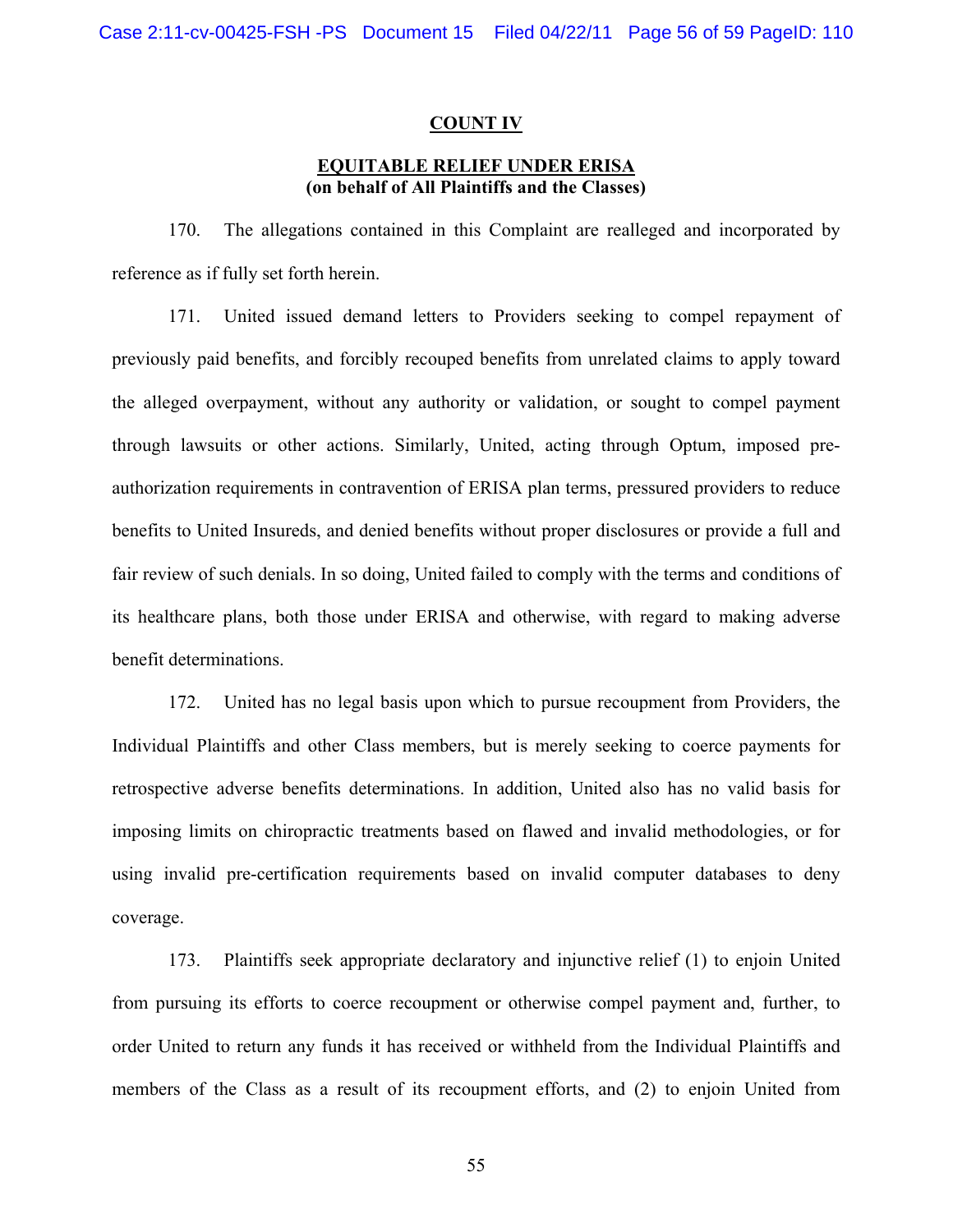## COUNT IV

## EQUITABLE RELIEF UNDER ERISA

**(on behalf of All Plaintiffs and the Classes)**

170. The allegations contained in this Complaint are realleged and incorporated by reference as if fully set forth herein.

171. United issued demand letters to Providers seeking to compel repayment of previously paid benefits, and forcibly recouped benefits from unrelated claims to apply toward the alleged overpayment, without any authority or validation, or sought to compel payment through lawsuits or other actions. Similarly, United, acting through Optum, imposed pre-authorization requirements in contravention of ERISA plan terms, pressured providers to reduce benefits to United Insureds, and denied benefits without proper disclosures or provide a full and fair review of such denials. In so doing, United failed to comply with the terms and conditions of its healthcare plans, both those under ERISA and otherwise, with regard to making adverse benefit determinations.

172. United has no legal basis upon which to pursue recoupment from Providers, the Individual Plaintiffs and other Class members, but is merely seeking to coerce payments for retrospective adverse benefits determinations. In addition, United also has no valid basis for imposing limits on chiropractic treatments based on flawed and invalid methodologies, or for using invalid pre-certification requirements based on invalid computer databases to deny coverage.

173. Plaintiffs seek appropriate declaratory and injunctive relief (1) to enjoin United from pursuing its efforts to coerce recoupment or otherwise compel payment and, further, to order United to return any funds it has received or withheld from the Individual Plaintiffs and members of the Class as a result of its recoupment efforts, and (2) to enjoin United from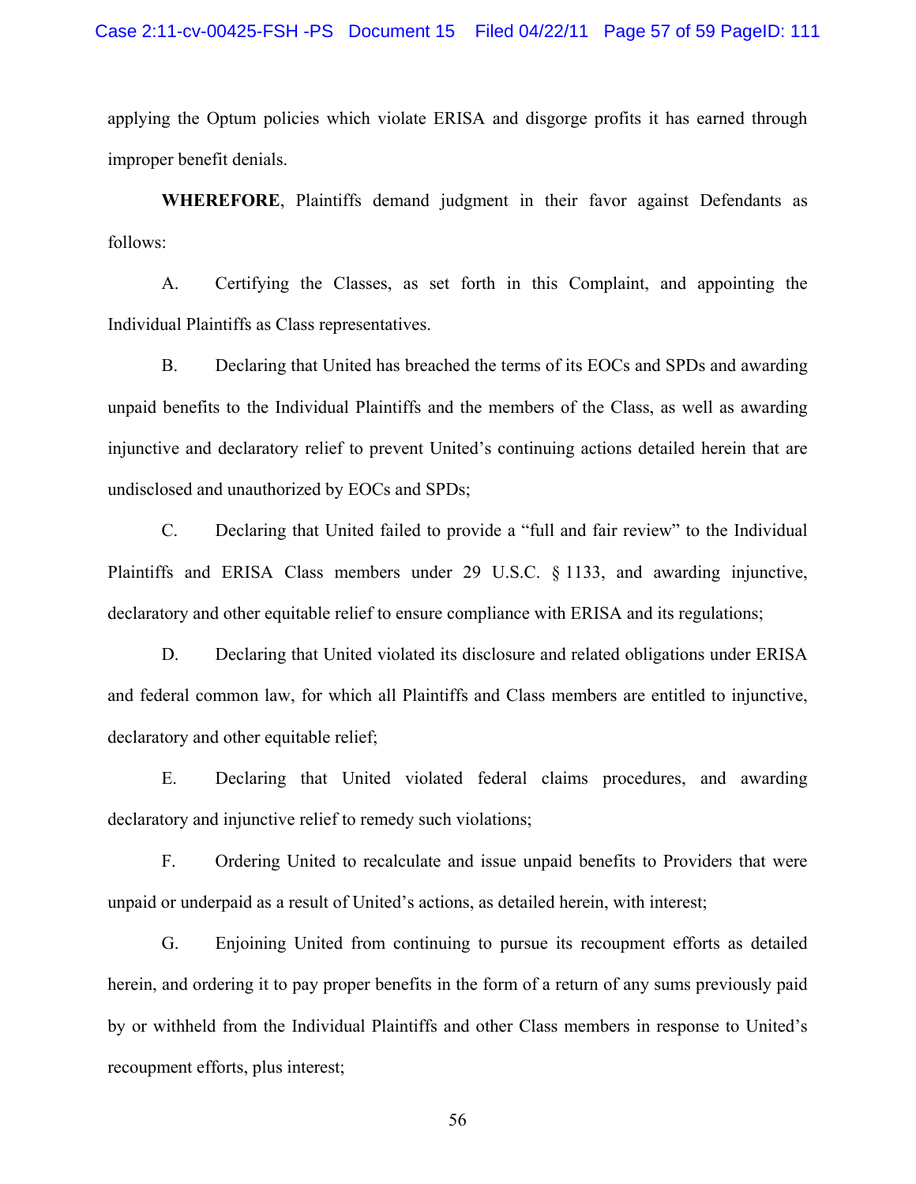applying the Optum policies which violate ERISA and disgorge profits it has earned through improper benefit denials.

**WHEREFORE**, Plaintiffs demand judgment in their favor against Defendants as follows:

A. Certifying the Classes, as set forth in this Complaint, and appointing the Individual Plaintiffs as Class representatives.

B. Declaring that United has breached the terms of its EOCs and SPDs and awarding unpaid benefits to the Individual Plaintiffs and the members of the Class, as well as awarding injunctive and declaratory relief to prevent United's continuing actions detailed herein that are undisclosed and unauthorized by EOCs and SPDs;

C. Declaring that United failed to provide a "full and fair review" to the Individual Plaintiffs and ERISA Class members under 29 U.S.C. § 1133, and awarding injunctive, declaratory and other equitable relief to ensure compliance with ERISA and its regulations;

D. Declaring that United violated its disclosure and related obligations under ERISA and federal common law, for which all Plaintiffs and Class members are entitled to injunctive, declaratory and other equitable relief;

E. Declaring that United violated federal claims procedures, and awarding declaratory and injunctive relief to remedy such violations;

F. Ordering United to recalculate and issue unpaid benefits to Providers that were unpaid or underpaid as a result of United's actions, as detailed herein, with interest;

G. Enjoining United from continuing to pursue its recoupment efforts as detailed herein, and ordering it to pay proper benefits in the form of a return of any sums previously paid by or withheld from the Individual Plaintiffs and other Class members in response to United's recoupment efforts, plus interest;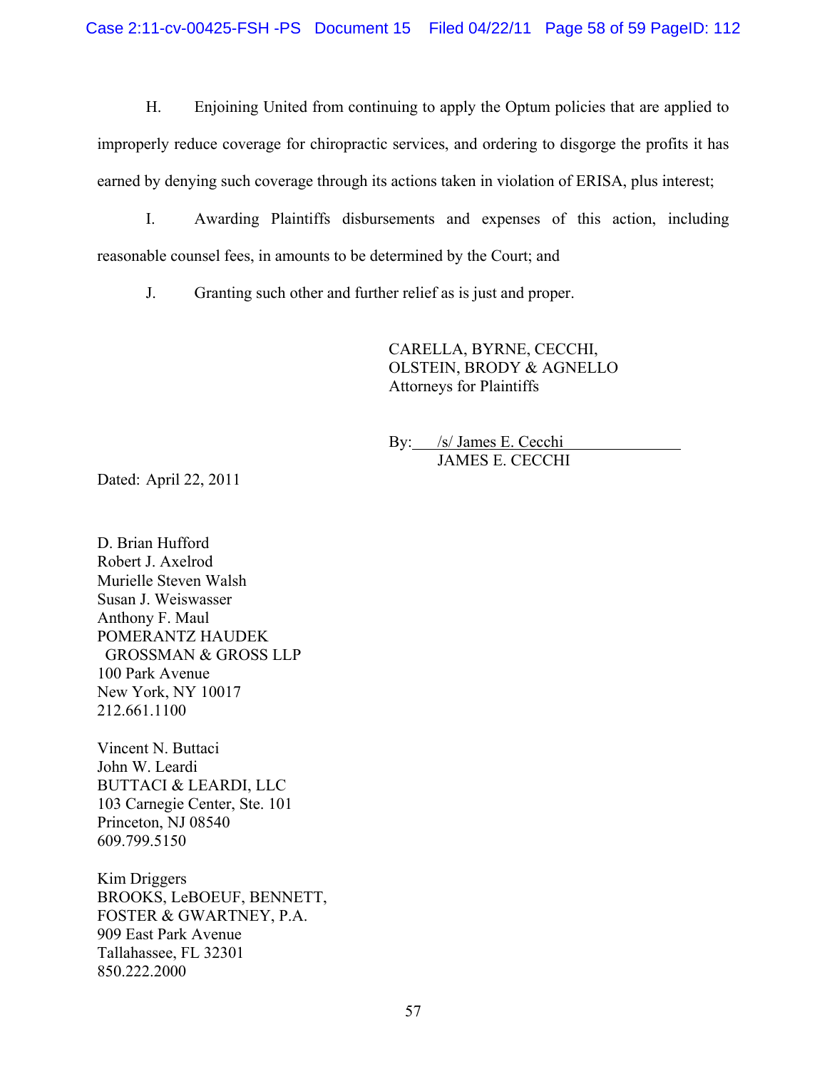H. Enjoining United from continuing to apply the Optum policies that are applied to improperly reduce coverage for chiropractic services, and ordering to disgorge the profits it has earned by denying such coverage through its actions taken in violation of ERISA, plus interest;

I. Awarding Plaintiffs disbursements and expenses of this action, including reasonable counsel fees, in amounts to be determined by the Court; and

J. Granting such other and further relief as is just and proper.

CARELLA, BYRNE, CECCHI,
OLSTEIN, BRODY & AGNELLO
Attorneys for Plaintiffs

By: /s/ James E. Cecchi
JAMES E. CECCHI

Dated: April 22, 2011

D. Brian Hufford
Robert J. Axelrod
Murielle Steven Walsh
Susan J. Weiswasser
Anthony F. Maul
POMERANTZ HAUDEK
GROSSMAN & GROSS LLP
100 Park Avenue
New York, NY 10017
212.661.1100

Vincent N. Buttaci
John W. Leardi
BUTTACI & LEARDI, LLC
103 Carnegie Center, Ste. 101
Princeton, NJ 08540
609.799.5150

Kim Driggers
BROOKS, LeBOEUF, BENNETT,
FOSTER & GWARTNEY, P.A.
909 East Park Avenue
Tallahassee, FL 32301
850.222.2000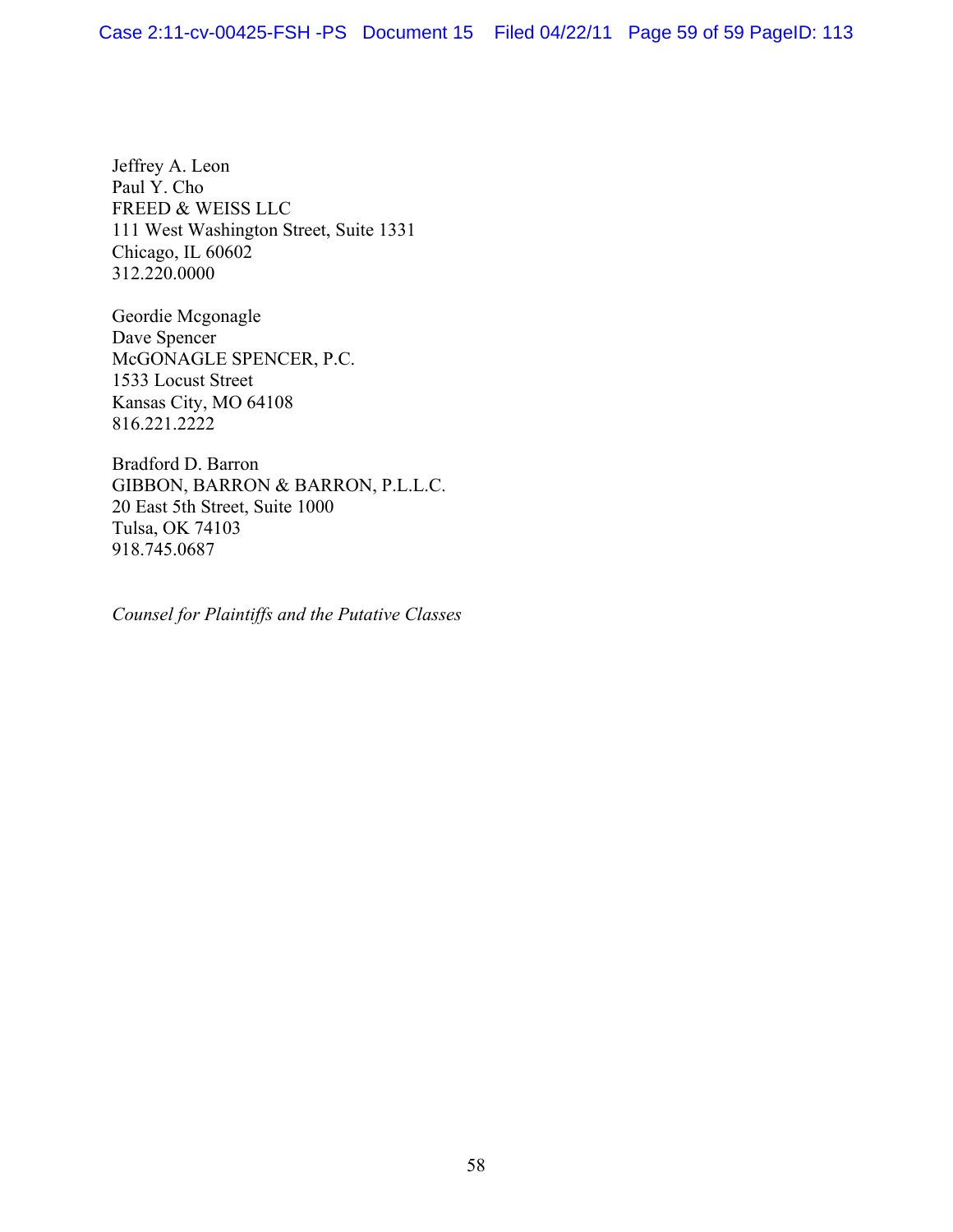Jeffrey A. Leon
Paul Y. Cho
FREED & WEISS LLC
111 West Washington Street, Suite 1331
Chicago, IL 60602
312.220.0000

Geordie Mcgonagle
Dave Spencer
McGONAGLE SPENCER, P.C.
1533 Locust Street
Kansas City, MO 64108
816.221.2222

Bradford D. Barron
GIBBON, BARRON & BARRON, P.L.L.C.
20 East 5th Street, Suite 1000
Tulsa, OK 74103
918.745.0687

*Counsel for Plaintiffs and the Putative Classes*